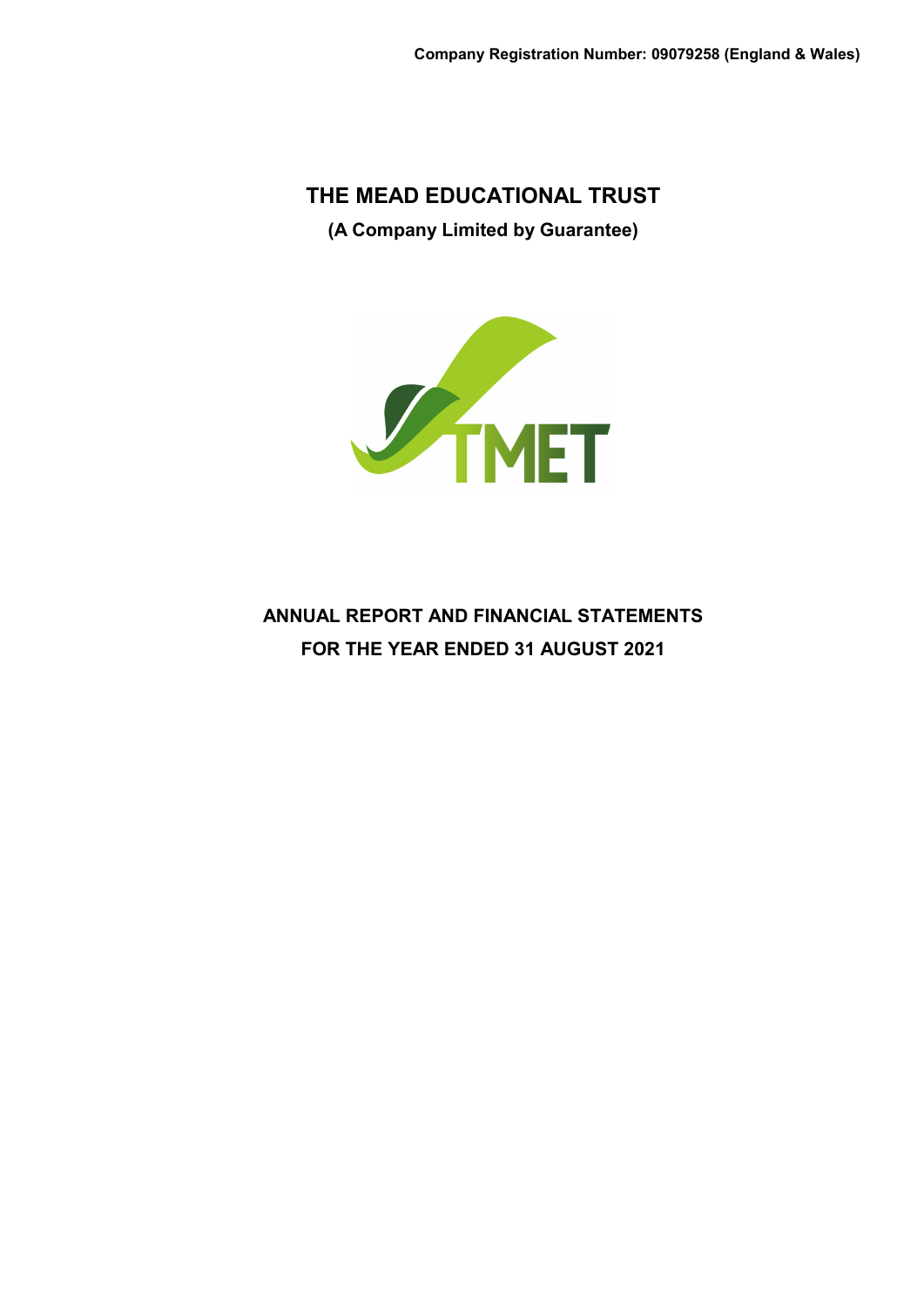Company Registration Number: 09079258 (England & Wales)

# THE MEAD EDUCATIONAL TRUST

**(A Company Limited by Guarantee)**

## ANNUAL REPORT AND FINANCIAL STATEMENTS
## FOR THE YEAR ENDED 31 AUGUST 2021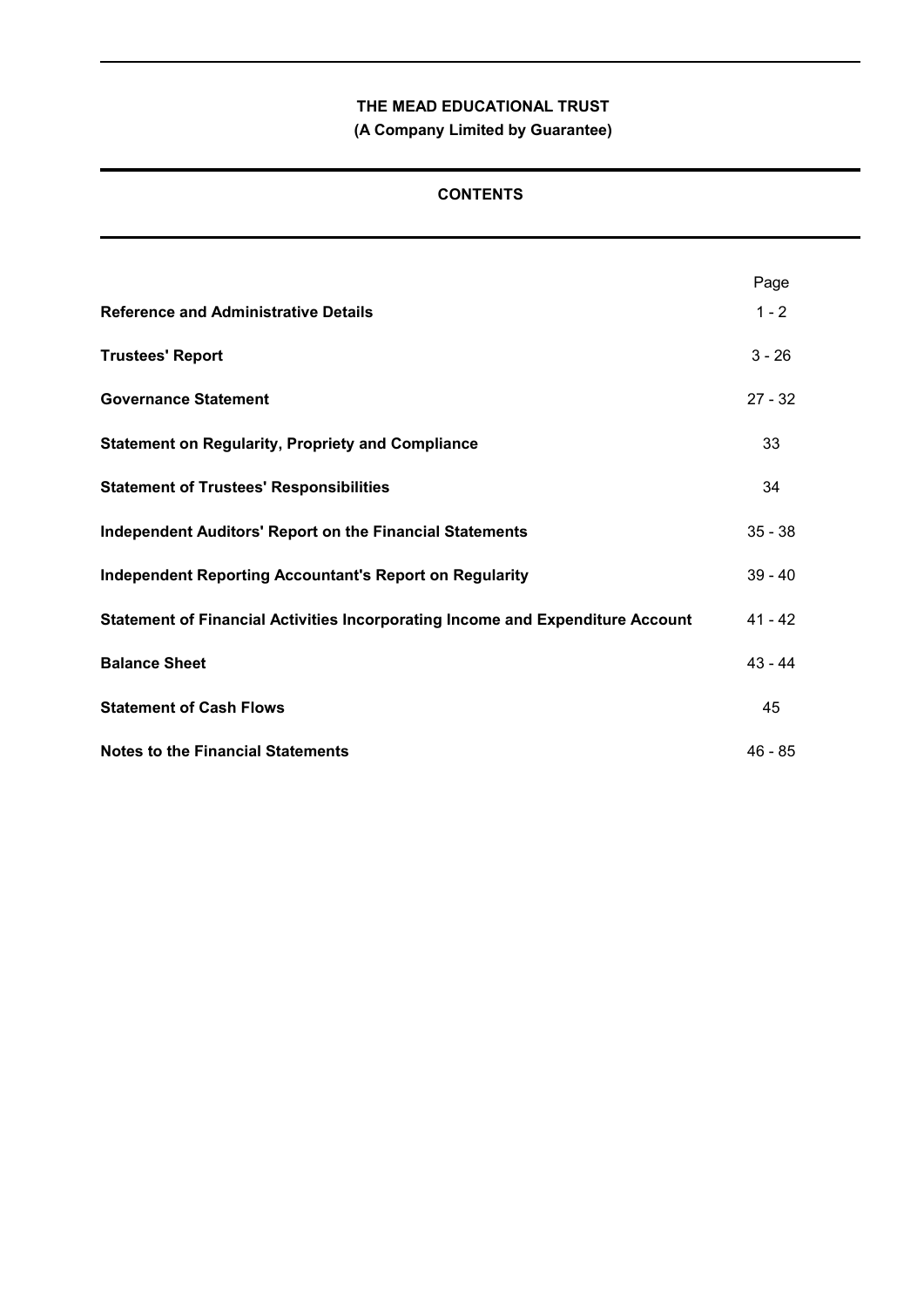**THE MEAD EDUCATIONAL TRUST**

**(A Company Limited by Guarantee)**

## CONTENTS

| | Page |
|---|---|
| **Reference and Administrative Details** | 1 - 2 |
| **Trustees' Report** | 3 - 26 |
| **Governance Statement** | 27 - 32 |
| **Statement on Regularity, Propriety and Compliance** | 33 |
| **Statement of Trustees' Responsibilities** | 34 |
| **Independent Auditors' Report on the Financial Statements** | 35 - 38 |
| **Independent Reporting Accountant's Report on Regularity** | 39 - 40 |
| **Statement of Financial Activities Incorporating Income and Expenditure Account** | 41 - 42 |
| **Balance Sheet** | 43 - 44 |
| **Statement of Cash Flows** | 45 |
| **Notes to the Financial Statements** | 46 - 85 |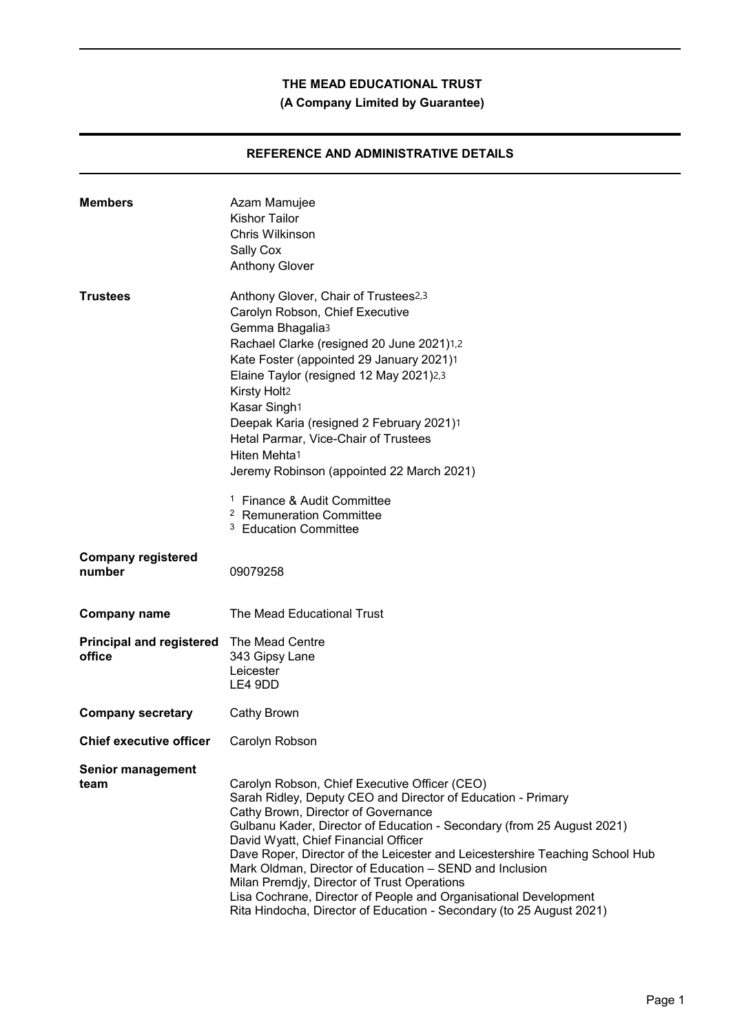# THE MEAD EDUCATIONAL TRUST

**(A Company Limited by Guarantee)**

## REFERENCE AND ADMINISTRATIVE DETAILS

| | |
|---|---|
| **Members** | Azam Mamujee<br>Kishor Tailor<br>Chris Wilkinson<br>Sally Cox<br>Anthony Glover |
| **Trustees** | Anthony Glover, Chair of Trustees[2,3]<br>Carolyn Robson, Chief Executive<br>Gemma Bhagalia[3]<br>Rachael Clarke (resigned 20 June 2021)[1,2]<br>Kate Foster (appointed 29 January 2021)[1]<br>Elaine Taylor (resigned 12 May 2021)[2,3]<br>Kirsty Holt[2]<br>Kasar Singh[1]<br>Deepak Karia (resigned 2 February 2021)[1]<br>Hetal Parmar, Vice-Chair of Trustees<br>Hiten Mehta[1]<br>Jeremy Robinson (appointed 22 March 2021)<br><br>[1] Finance & Audit Committee<br>[2] Remuneration Committee<br>[3] Education Committee |
| **Company registered number** | 09079258 |
| **Company name** | The Mead Educational Trust |
| **Principal and registered office** | The Mead Centre<br>343 Gipsy Lane<br>Leicester<br>LE4 9DD |
| **Company secretary** | Cathy Brown |
| **Chief executive officer** | Carolyn Robson |
| **Senior management team** | Carolyn Robson, Chief Executive Officer (CEO)<br>Sarah Ridley, Deputy CEO and Director of Education - Primary<br>Cathy Brown, Director of Governance<br>Gulbanu Kader, Director of Education - Secondary (from 25 August 2021)<br>David Wyatt, Chief Financial Officer<br>Dave Roper, Director of the Leicester and Leicestershire Teaching School Hub<br>Mark Oldman, Director of Education – SEND and Inclusion<br>Milan Premdjy, Director of Trust Operations<br>Lisa Cochrane, Director of People and Organisational Development<br>Rita Hindocha, Director of Education - Secondary (to 25 August 2021) |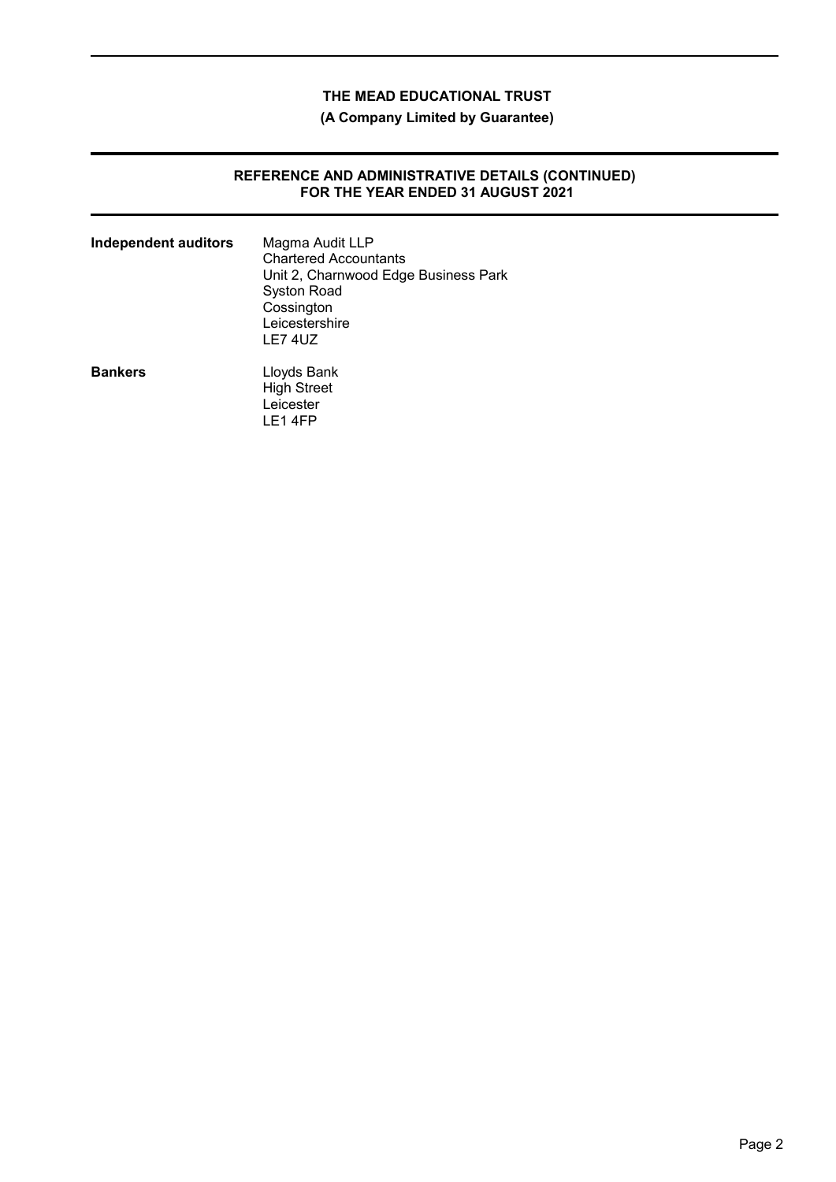# THE MEAD EDUCATIONAL TRUST

**(A Company Limited by Guarantee)**

## REFERENCE AND ADMINISTRATIVE DETAILS (CONTINUED)
## FOR THE YEAR ENDED 31 AUGUST 2021

| | |
|---|---|
| **Independent auditors** | Magma Audit LLP<br>Chartered Accountants<br>Unit 2, Charnwood Edge Business Park<br>Syston Road<br>Cossington<br>Leicestershire<br>LE7 4UZ |
| **Bankers** | Lloyds Bank<br>High Street<br>Leicester<br>LE1 4FP |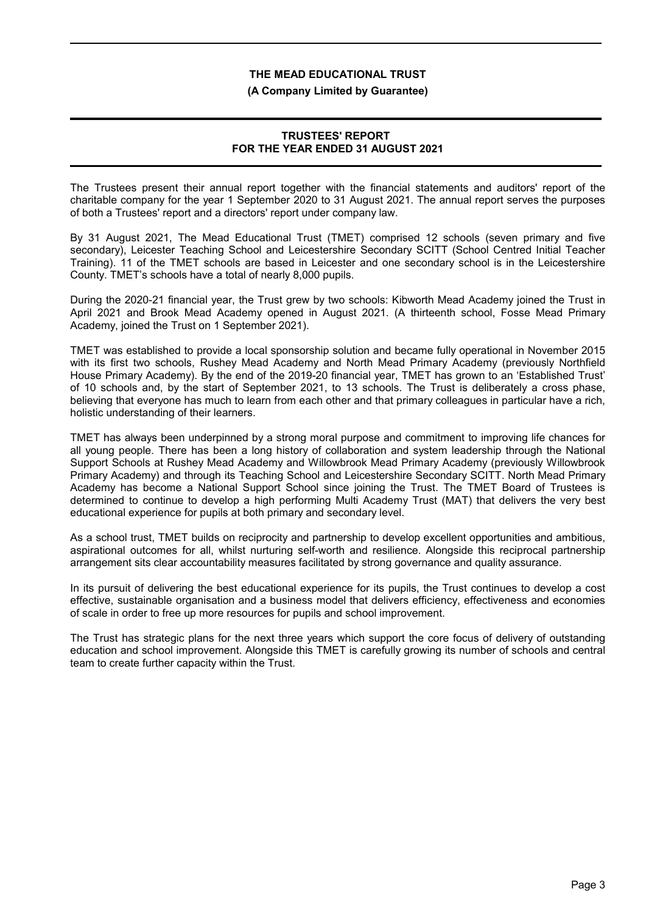# THE MEAD EDUCATIONAL TRUST

**(A Company Limited by Guarantee)**

## TRUSTEES' REPORT
## FOR THE YEAR ENDED 31 AUGUST 2021

The Trustees present their annual report together with the financial statements and auditors' report of the charitable company for the year 1 September 2020 to 31 August 2021. The annual report serves the purposes of both a Trustees' report and a directors' report under company law.

By 31 August 2021, The Mead Educational Trust (TMET) comprised 12 schools (seven primary and five secondary), Leicester Teaching School and Leicestershire Secondary SCITT (School Centred Initial Teacher Training). 11 of the TMET schools are based in Leicester and one secondary school is in the Leicestershire County. TMET's schools have a total of nearly 8,000 pupils.

During the 2020-21 financial year, the Trust grew by two schools: Kibworth Mead Academy joined the Trust in April 2021 and Brook Mead Academy opened in August 2021. (A thirteenth school, Fosse Mead Primary Academy, joined the Trust on 1 September 2021).

TMET was established to provide a local sponsorship solution and became fully operational in November 2015 with its first two schools, Rushey Mead Academy and North Mead Primary Academy (previously Northfield House Primary Academy). By the end of the 2019-20 financial year, TMET has grown to an 'Established Trust' of 10 schools and, by the start of September 2021, to 13 schools. The Trust is deliberately a cross phase, believing that everyone has much to learn from each other and that primary colleagues in particular have a rich, holistic understanding of their learners.

TMET has always been underpinned by a strong moral purpose and commitment to improving life chances for all young people. There has been a long history of collaboration and system leadership through the National Support Schools at Rushey Mead Academy and Willowbrook Mead Primary Academy (previously Willowbrook Primary Academy) and through its Teaching School and Leicestershire Secondary SCITT. North Mead Primary Academy has become a National Support School since joining the Trust. The TMET Board of Trustees is determined to continue to develop a high performing Multi Academy Trust (MAT) that delivers the very best educational experience for pupils at both primary and secondary level.

As a school trust, TMET builds on reciprocity and partnership to develop excellent opportunities and ambitious, aspirational outcomes for all, whilst nurturing self-worth and resilience. Alongside this reciprocal partnership arrangement sits clear accountability measures facilitated by strong governance and quality assurance.

In its pursuit of delivering the best educational experience for its pupils, the Trust continues to develop a cost effective, sustainable organisation and a business model that delivers efficiency, effectiveness and economies of scale in order to free up more resources for pupils and school improvement.

The Trust has strategic plans for the next three years which support the core focus of delivery of outstanding education and school improvement. Alongside this TMET is carefully growing its number of schools and central team to create further capacity within the Trust.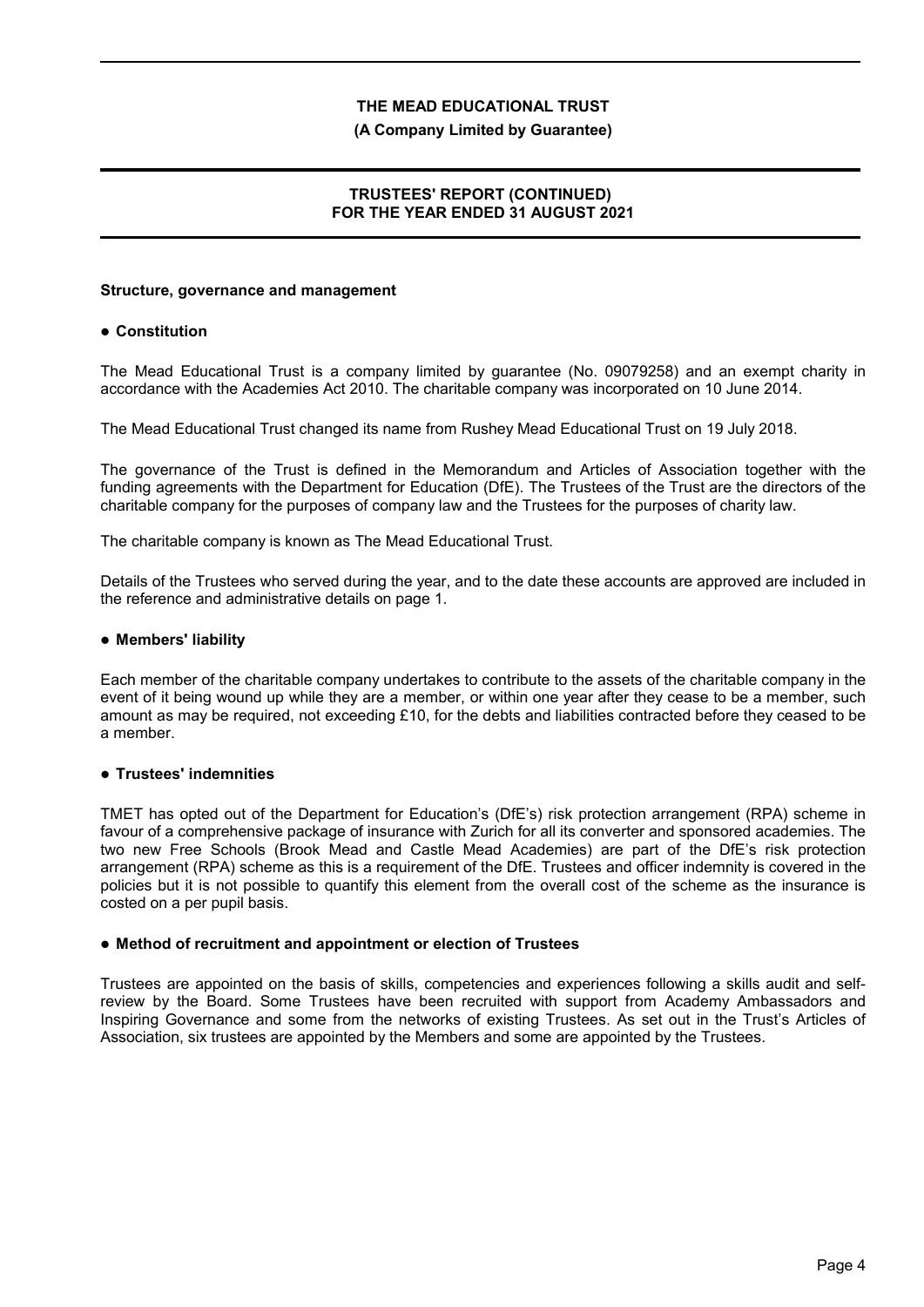## Structure, governance and management

### ● Constitution

The Mead Educational Trust is a company limited by guarantee (No. 09079258) and an exempt charity in accordance with the Academies Act 2010. The charitable company was incorporated on 10 June 2014.

The Mead Educational Trust changed its name from Rushey Mead Educational Trust on 19 July 2018.

The governance of the Trust is defined in the Memorandum and Articles of Association together with the funding agreements with the Department for Education (DfE). The Trustees of the Trust are the directors of the charitable company for the purposes of company law and the Trustees for the purposes of charity law.

The charitable company is known as The Mead Educational Trust.

Details of the Trustees who served during the year, and to the date these accounts are approved are included in the reference and administrative details on page 1.

### ● Members' liability

Each member of the charitable company undertakes to contribute to the assets of the charitable company in the event of it being wound up while they are a member, or within one year after they cease to be a member, such amount as may be required, not exceeding £10, for the debts and liabilities contracted before they ceased to be a member.

### ● Trustees' indemnities

TMET has opted out of the Department for Education's (DfE's) risk protection arrangement (RPA) scheme in favour of a comprehensive package of insurance with Zurich for all its converter and sponsored academies. The two new Free Schools (Brook Mead and Castle Mead Academies) are part of the DfE's risk protection arrangement (RPA) scheme as this is a requirement of the DfE. Trustees and officer indemnity is covered in the policies but it is not possible to quantify this element from the overall cost of the scheme as the insurance is costed on a per pupil basis.

### ● Method of recruitment and appointment or election of Trustees

Trustees are appointed on the basis of skills, competencies and experiences following a skills audit and self-review by the Board. Some Trustees have been recruited with support from Academy Ambassadors and Inspiring Governance and some from the networks of existing Trustees. As set out in the Trust's Articles of Association, six trustees are appointed by the Members and some are appointed by the Trustees.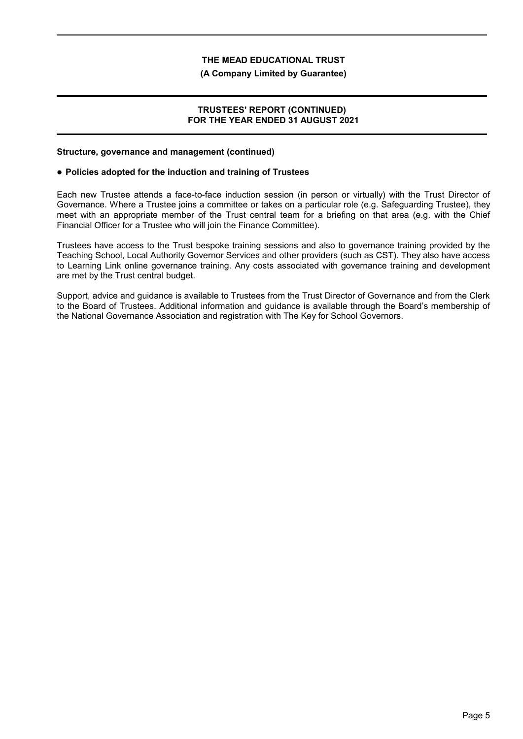**Structure, governance and management (continued)**

### ● Policies adopted for the induction and training of Trustees

Each new Trustee attends a face-to-face induction session (in person or virtually) with the Trust Director of Governance. Where a Trustee joins a committee or takes on a particular role (e.g. Safeguarding Trustee), they meet with an appropriate member of the Trust central team for a briefing on that area (e.g. with the Chief Financial Officer for a Trustee who will join the Finance Committee).

Trustees have access to the Trust bespoke training sessions and also to governance training provided by the Teaching School, Local Authority Governor Services and other providers (such as CST). They also have access to Learning Link online governance training. Any costs associated with governance training and development are met by the Trust central budget.

Support, advice and guidance is available to Trustees from the Trust Director of Governance and from the Clerk to the Board of Trustees. Additional information and guidance is available through the Board's membership of the National Governance Association and registration with The Key for School Governors.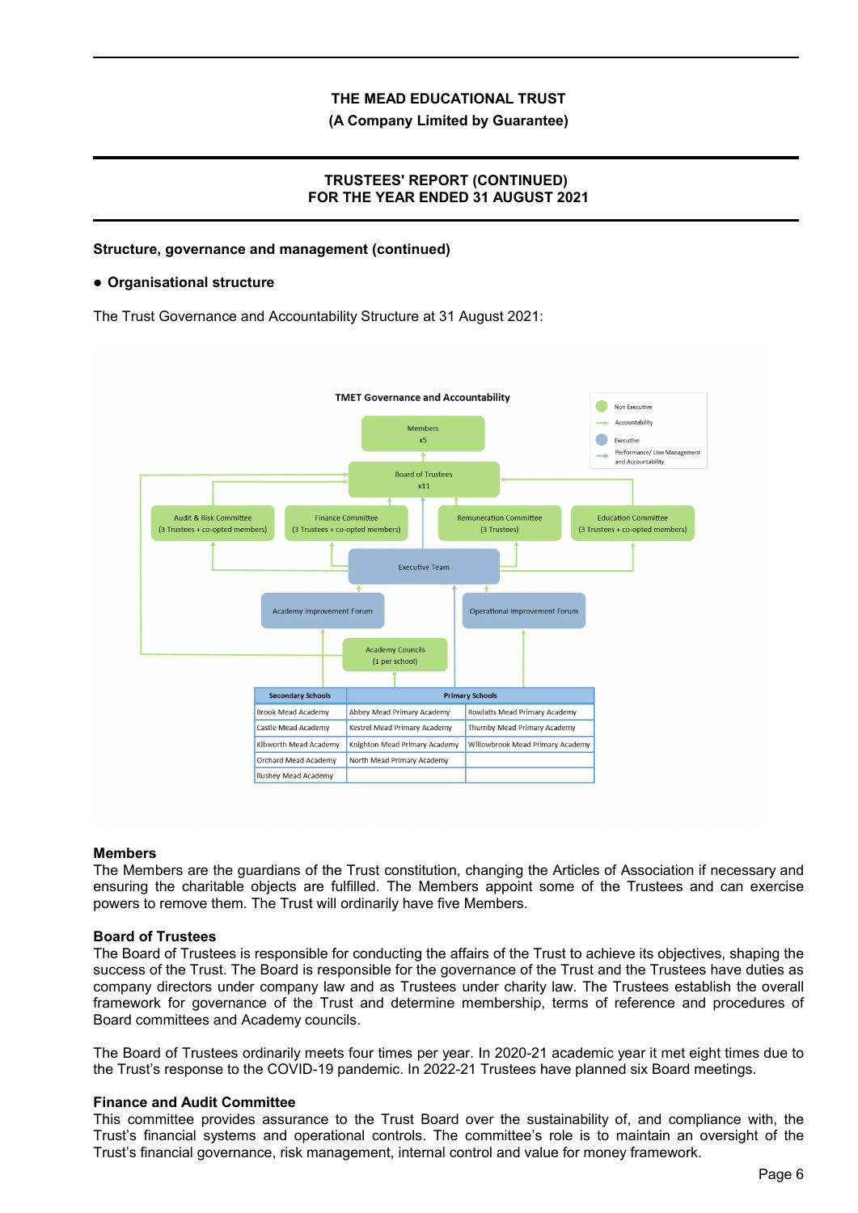**Structure, governance and management (continued)**

- **Organisational structure**

The Trust Governance and Accountability Structure at 31 August 2021:

**TMET Governance and Accountability**

Legend: Non Executive; Accountability; Executive; Performance/ Line Management and Accountability

Members x5

Board of Trustees x11

Audit & Risk Committee (3 Trustees + co-opted members)

Finance Committee (3 Trustees + co-opted members)

Remuneration Committee (3 Trustees)

Education Committee (3 Trustees + co-opted members)

Executive Team

Academy Improvement Forum

Operational Improvement Forum

Academy Councils (1 per school)

| Secondary Schools | Primary Schools | |
|---|---|---|
| Brook Mead Academy | Abbey Mead Primary Academy | Rowlatts Mead Primary Academy |
| Castle Mead Academy | Kestrel Mead Primary Academy | Thurnby Mead Primary Academy |
| Kibworth Mead Academy | Knighton Mead Primary Academy | Willowbrook Mead Primary Academy |
| Orchard Mead Academy | North Mead Primary Academy | |
| Rushey Mead Academy | | |

**Members**

The Members are the guardians of the Trust constitution, changing the Articles of Association if necessary and ensuring the charitable objects are fulfilled. The Members appoint some of the Trustees and can exercise powers to remove them. The Trust will ordinarily have five Members.

**Board of Trustees**

The Board of Trustees is responsible for conducting the affairs of the Trust to achieve its objectives, shaping the success of the Trust. The Board is responsible for the governance of the Trust and the Trustees have duties as company directors under company law and as Trustees under charity law. The Trustees establish the overall framework for governance of the Trust and determine membership, terms of reference and procedures of Board committees and Academy councils.

The Board of Trustees ordinarily meets four times per year. In 2020-21 academic year it met eight times due to the Trust's response to the COVID-19 pandemic. In 2022-21 Trustees have planned six Board meetings.

**Finance and Audit Committee**

This committee provides assurance to the Trust Board over the sustainability of, and compliance with, the Trust's financial systems and operational controls. The committee's role is to maintain an oversight of the Trust's financial governance, risk management, internal control and value for money framework.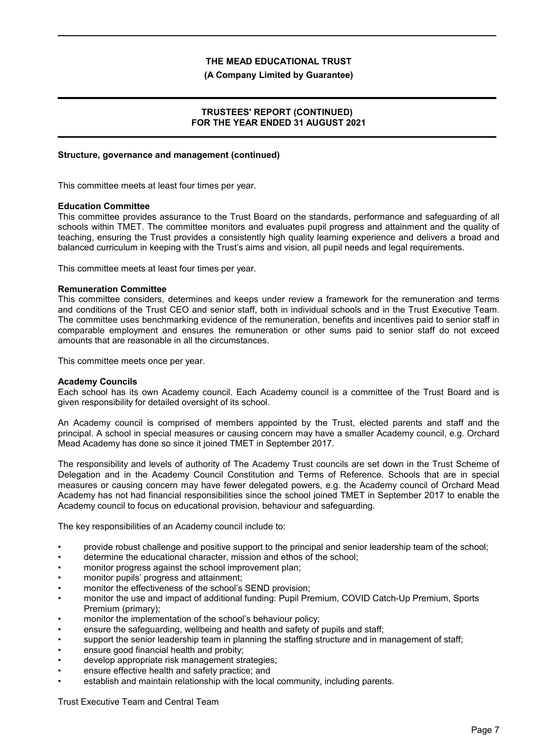**Structure, governance and management (continued)**

This committee meets at least four times per year.

**Education Committee**
This committee provides assurance to the Trust Board on the standards, performance and safeguarding of all schools within TMET. The committee monitors and evaluates pupil progress and attainment and the quality of teaching, ensuring the Trust provides a consistently high quality learning experience and delivers a broad and balanced curriculum in keeping with the Trust's aims and vision, all pupil needs and legal requirements.

This committee meets at least four times per year.

**Remuneration Committee**
This committee considers, determines and keeps under review a framework for the remuneration and terms and conditions of the Trust CEO and senior staff, both in individual schools and in the Trust Executive Team. The committee uses benchmarking evidence of the remuneration, benefits and incentives paid to senior staff in comparable employment and ensures the remuneration or other sums paid to senior staff do not exceed amounts that are reasonable in all the circumstances.

This committee meets once per year.

**Academy Councils**
Each school has its own Academy council. Each Academy council is a committee of the Trust Board and is given responsibility for detailed oversight of its school.

An Academy council is comprised of members appointed by the Trust, elected parents and staff and the principal. A school in special measures or causing concern may have a smaller Academy council, e.g. Orchard Mead Academy has done so since it joined TMET in September 2017.

The responsibility and levels of authority of The Academy Trust councils are set down in the Trust Scheme of Delegation and in the Academy Council Constitution and Terms of Reference. Schools that are in special measures or causing concern may have fewer delegated powers, e.g. the Academy council of Orchard Mead Academy has not had financial responsibilities since the school joined TMET in September 2017 to enable the Academy council to focus on educational provision, behaviour and safeguarding.

The key responsibilities of an Academy council include to:

- provide robust challenge and positive support to the principal and senior leadership team of the school;
- determine the educational character, mission and ethos of the school;
- monitor progress against the school improvement plan;
- monitor pupils' progress and attainment;
- monitor the effectiveness of the school's SEND provision;
- monitor the use and impact of additional funding: Pupil Premium, COVID Catch-Up Premium, Sports Premium (primary);
- monitor the implementation of the school's behaviour policy;
- ensure the safeguarding, wellbeing and health and safety of pupils and staff;
- support the senior leadership team in planning the staffing structure and in management of staff;
- ensure good financial health and probity;
- develop appropriate risk management strategies;
- ensure effective health and safety practice; and
- establish and maintain relationship with the local community, including parents.

Trust Executive Team and Central Team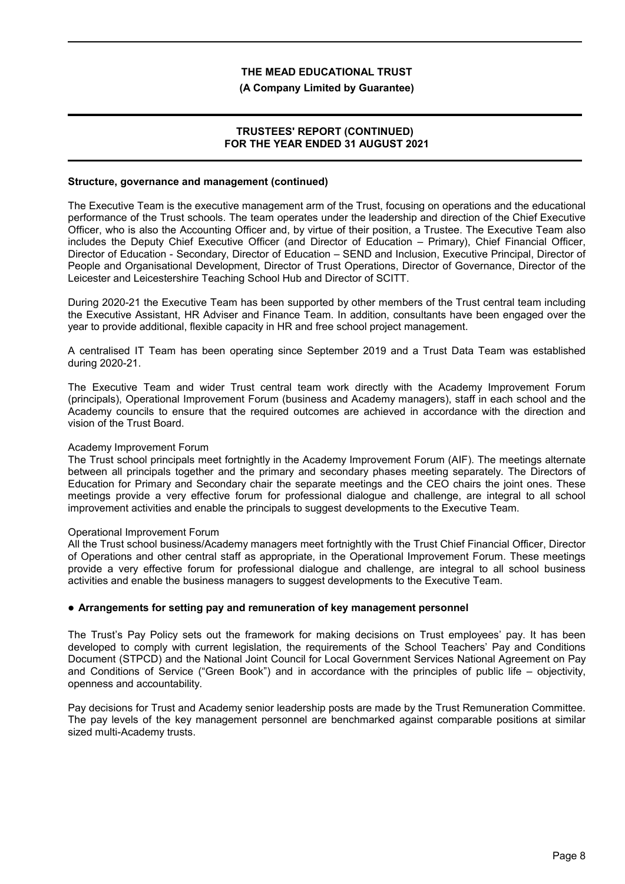**Structure, governance and management (continued)**

The Executive Team is the executive management arm of the Trust, focusing on operations and the educational performance of the Trust schools. The team operates under the leadership and direction of the Chief Executive Officer, who is also the Accounting Officer and, by virtue of their position, a Trustee. The Executive Team also includes the Deputy Chief Executive Officer (and Director of Education – Primary), Chief Financial Officer, Director of Education - Secondary, Director of Education – SEND and Inclusion, Executive Principal, Director of People and Organisational Development, Director of Trust Operations, Director of Governance, Director of the Leicester and Leicestershire Teaching School Hub and Director of SCITT.

During 2020-21 the Executive Team has been supported by other members of the Trust central team including the Executive Assistant, HR Adviser and Finance Team. In addition, consultants have been engaged over the year to provide additional, flexible capacity in HR and free school project management.

A centralised IT Team has been operating since September 2019 and a Trust Data Team was established during 2020-21.

The Executive Team and wider Trust central team work directly with the Academy Improvement Forum (principals), Operational Improvement Forum (business and Academy managers), staff in each school and the Academy councils to ensure that the required outcomes are achieved in accordance with the direction and vision of the Trust Board.

Academy Improvement Forum
The Trust school principals meet fortnightly in the Academy Improvement Forum (AIF). The meetings alternate between all principals together and the primary and secondary phases meeting separately. The Directors of Education for Primary and Secondary chair the separate meetings and the CEO chairs the joint ones. These meetings provide a very effective forum for professional dialogue and challenge, are integral to all school improvement activities and enable the principals to suggest developments to the Executive Team.

Operational Improvement Forum
All the Trust school business/Academy managers meet fortnightly with the Trust Chief Financial Officer, Director of Operations and other central staff as appropriate, in the Operational Improvement Forum. These meetings provide a very effective forum for professional dialogue and challenge, are integral to all school business activities and enable the business managers to suggest developments to the Executive Team.

- **Arrangements for setting pay and remuneration of key management personnel**

The Trust's Pay Policy sets out the framework for making decisions on Trust employees' pay. It has been developed to comply with current legislation, the requirements of the School Teachers' Pay and Conditions Document (STPCD) and the National Joint Council for Local Government Services National Agreement on Pay and Conditions of Service ("Green Book") and in accordance with the principles of public life – objectivity, openness and accountability.

Pay decisions for Trust and Academy senior leadership posts are made by the Trust Remuneration Committee. The pay levels of the key management personnel are benchmarked against comparable positions at similar sized multi-Academy trusts.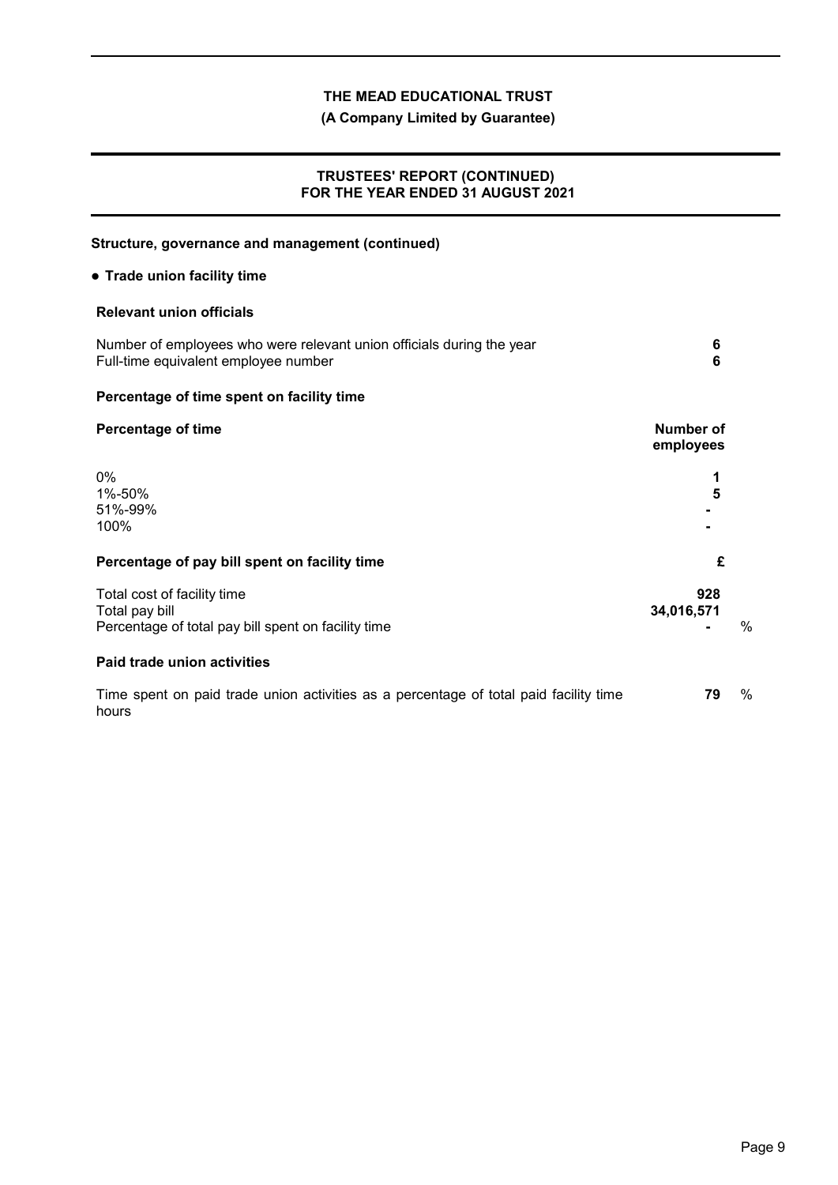# THE MEAD EDUCATIONAL TRUST

**(A Company Limited by Guarantee)**

## TRUSTEES' REPORT (CONTINUED)
## FOR THE YEAR ENDED 31 AUGUST 2021

### Structure, governance and management (continued)

- **Trade union facility time**

**Relevant union officials**

| | |
|---|---|
| Number of employees who were relevant union officials during the year | **6** |
| Full-time equivalent employee number | **6** |

**Percentage of time spent on facility time**

| Percentage of time | Number of employees |
|---|---|
| 0% | **1** |
| 1%-50% | **5** |
| 51%-99% | **-** |
| 100% | **-** |

**Percentage of pay bill spent on facility time**

| | £ | |
|---|---|---|
| Total cost of facility time | **928** | |
| Total pay bill | **34,016,571** | |
| Percentage of total pay bill spent on facility time | **-** | % |

**Paid trade union activities**

| | | |
|---|---|---|
| Time spent on paid trade union activities as a percentage of total paid facility time hours | **79** | % |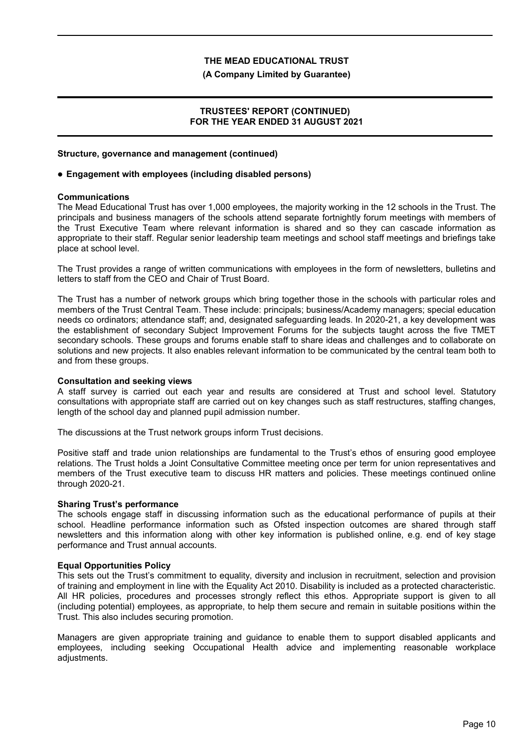**Structure, governance and management (continued)**

- **Engagement with employees (including disabled persons)**

**Communications**

The Mead Educational Trust has over 1,000 employees, the majority working in the 12 schools in the Trust. The principals and business managers of the schools attend separate fortnightly forum meetings with members of the Trust Executive Team where relevant information is shared and so they can cascade information as appropriate to their staff. Regular senior leadership team meetings and school staff meetings and briefings take place at school level.

The Trust provides a range of written communications with employees in the form of newsletters, bulletins and letters to staff from the CEO and Chair of Trust Board.

The Trust has a number of network groups which bring together those in the schools with particular roles and members of the Trust Central Team. These include: principals; business/Academy managers; special education needs co ordinators; attendance staff; and, designated safeguarding leads. In 2020-21, a key development was the establishment of secondary Subject Improvement Forums for the subjects taught across the five TMET secondary schools. These groups and forums enable staff to share ideas and challenges and to collaborate on solutions and new projects. It also enables relevant information to be communicated by the central team both to and from these groups.

**Consultation and seeking views**

A staff survey is carried out each year and results are considered at Trust and school level. Statutory consultations with appropriate staff are carried out on key changes such as staff restructures, staffing changes, length of the school day and planned pupil admission number.

The discussions at the Trust network groups inform Trust decisions.

Positive staff and trade union relationships are fundamental to the Trust's ethos of ensuring good employee relations. The Trust holds a Joint Consultative Committee meeting once per term for union representatives and members of the Trust executive team to discuss HR matters and policies. These meetings continued online through 2020-21.

**Sharing Trust's performance**

The schools engage staff in discussing information such as the educational performance of pupils at their school. Headline performance information such as Ofsted inspection outcomes are shared through staff newsletters and this information along with other key information is published online, e.g. end of key stage performance and Trust annual accounts.

**Equal Opportunities Policy**

This sets out the Trust's commitment to equality, diversity and inclusion in recruitment, selection and provision of training and employment in line with the Equality Act 2010. Disability is included as a protected characteristic. All HR policies, procedures and processes strongly reflect this ethos. Appropriate support is given to all (including potential) employees, as appropriate, to help them secure and remain in suitable positions within the Trust. This also includes securing promotion.

Managers are given appropriate training and guidance to enable them to support disabled applicants and employees, including seeking Occupational Health advice and implementing reasonable workplace adjustments.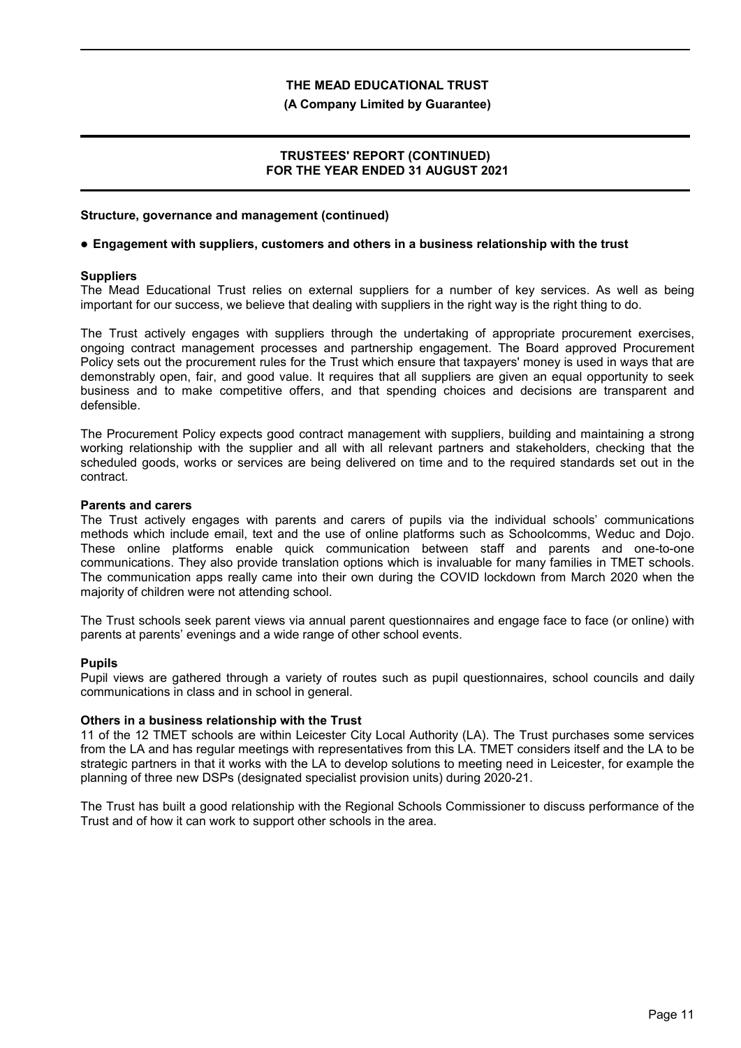**Structure, governance and management (continued)**

**● Engagement with suppliers, customers and others in a business relationship with the trust**

**Suppliers**

The Mead Educational Trust relies on external suppliers for a number of key services. As well as being important for our success, we believe that dealing with suppliers in the right way is the right thing to do.

The Trust actively engages with suppliers through the undertaking of appropriate procurement exercises, ongoing contract management processes and partnership engagement. The Board approved Procurement Policy sets out the procurement rules for the Trust which ensure that taxpayers' money is used in ways that are demonstrably open, fair, and good value. It requires that all suppliers are given an equal opportunity to seek business and to make competitive offers, and that spending choices and decisions are transparent and defensible.

The Procurement Policy expects good contract management with suppliers, building and maintaining a strong working relationship with the supplier and all with all relevant partners and stakeholders, checking that the scheduled goods, works or services are being delivered on time and to the required standards set out in the contract.

**Parents and carers**

The Trust actively engages with parents and carers of pupils via the individual schools' communications methods which include email, text and the use of online platforms such as Schoolcomms, Weduc and Dojo. These online platforms enable quick communication between staff and parents and one-to-one communications. They also provide translation options which is invaluable for many families in TMET schools. The communication apps really came into their own during the COVID lockdown from March 2020 when the majority of children were not attending school.

The Trust schools seek parent views via annual parent questionnaires and engage face to face (or online) with parents at parents' evenings and a wide range of other school events.

**Pupils**

Pupil views are gathered through a variety of routes such as pupil questionnaires, school councils and daily communications in class and in school in general.

**Others in a business relationship with the Trust**

11 of the 12 TMET schools are within Leicester City Local Authority (LA). The Trust purchases some services from the LA and has regular meetings with representatives from this LA. TMET considers itself and the LA to be strategic partners in that it works with the LA to develop solutions to meeting need in Leicester, for example the planning of three new DSPs (designated specialist provision units) during 2020-21.

The Trust has built a good relationship with the Regional Schools Commissioner to discuss performance of the Trust and of how it can work to support other schools in the area.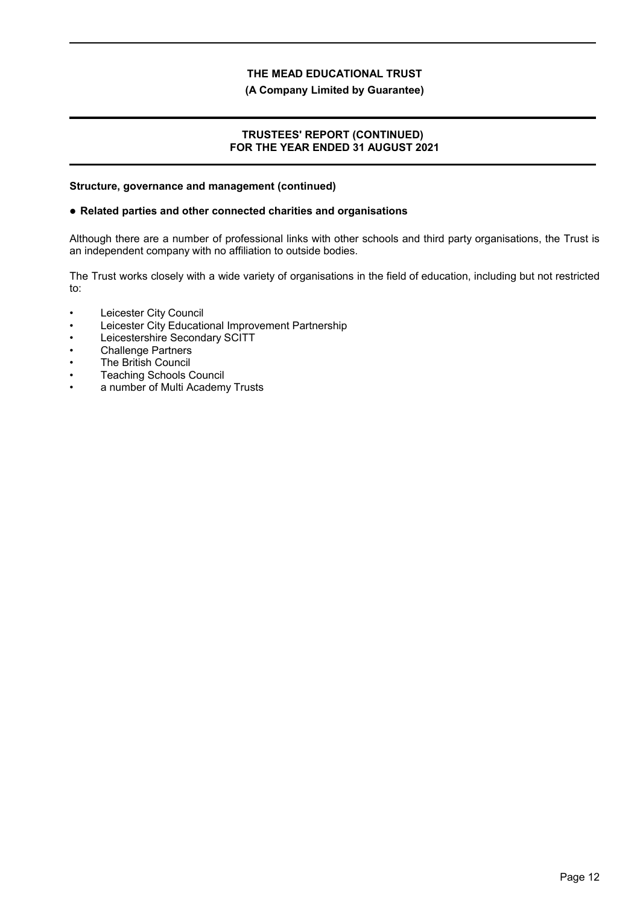# THE MEAD EDUCATIONAL TRUST

**(A Company Limited by Guarantee)**

## TRUSTEES' REPORT (CONTINUED) FOR THE YEAR ENDED 31 AUGUST 2021

**Structure, governance and management (continued)**

**● Related parties and other connected charities and organisations**

Although there are a number of professional links with other schools and third party organisations, the Trust is an independent company with no affiliation to outside bodies.

The Trust works closely with a wide variety of organisations in the field of education, including but not restricted to:

- Leicester City Council
- Leicester City Educational Improvement Partnership
- Leicestershire Secondary SCITT
- Challenge Partners
- The British Council
- Teaching Schools Council
- a number of Multi Academy Trusts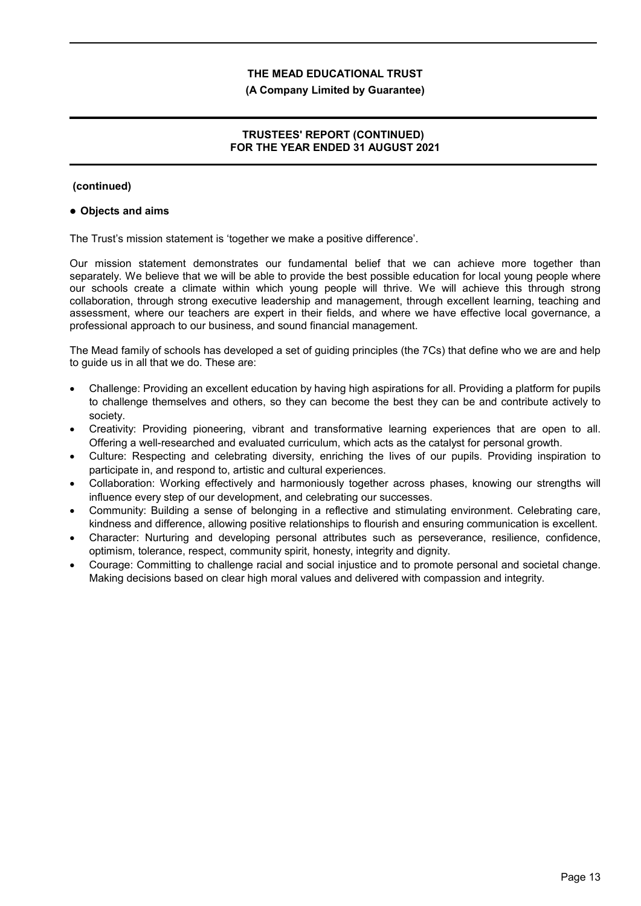(continued)

● **Objects and aims**

The Trust's mission statement is 'together we make a positive difference'.

Our mission statement demonstrates our fundamental belief that we can achieve more together than separately. We believe that we will be able to provide the best possible education for local young people where our schools create a climate within which young people will thrive. We will achieve this through strong collaboration, through strong executive leadership and management, through excellent learning, teaching and assessment, where our teachers are expert in their fields, and where we have effective local governance, a professional approach to our business, and sound financial management.

The Mead family of schools has developed a set of guiding principles (the 7Cs) that define who we are and help to guide us in all that we do. These are:

- Challenge: Providing an excellent education by having high aspirations for all. Providing a platform for pupils to challenge themselves and others, so they can become the best they can be and contribute actively to society.
- Creativity: Providing pioneering, vibrant and transformative learning experiences that are open to all. Offering a well-researched and evaluated curriculum, which acts as the catalyst for personal growth.
- Culture: Respecting and celebrating diversity, enriching the lives of our pupils. Providing inspiration to participate in, and respond to, artistic and cultural experiences.
- Collaboration: Working effectively and harmoniously together across phases, knowing our strengths will influence every step of our development, and celebrating our successes.
- Community: Building a sense of belonging in a reflective and stimulating environment. Celebrating care, kindness and difference, allowing positive relationships to flourish and ensuring communication is excellent.
- Character: Nurturing and developing personal attributes such as perseverance, resilience, confidence, optimism, tolerance, respect, community spirit, honesty, integrity and dignity.
- Courage: Committing to challenge racial and social injustice and to promote personal and societal change. Making decisions based on clear high moral values and delivered with compassion and integrity.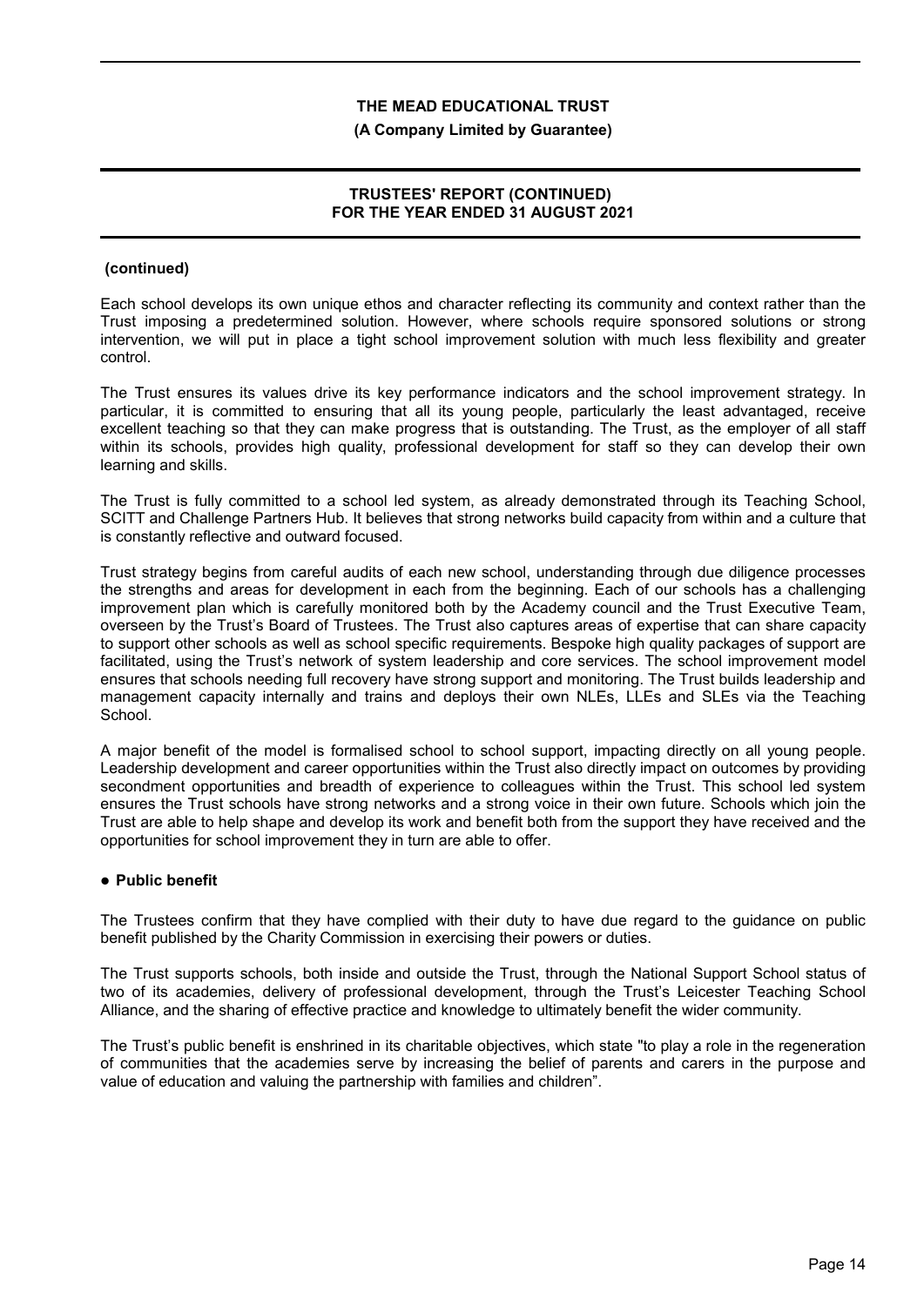**(continued)**

Each school develops its own unique ethos and character reflecting its community and context rather than the Trust imposing a predetermined solution. However, where schools require sponsored solutions or strong intervention, we will put in place a tight school improvement solution with much less flexibility and greater control.

The Trust ensures its values drive its key performance indicators and the school improvement strategy. In particular, it is committed to ensuring that all its young people, particularly the least advantaged, receive excellent teaching so that they can make progress that is outstanding. The Trust, as the employer of all staff within its schools, provides high quality, professional development for staff so they can develop their own learning and skills.

The Trust is fully committed to a school led system, as already demonstrated through its Teaching School, SCITT and Challenge Partners Hub. It believes that strong networks build capacity from within and a culture that is constantly reflective and outward focused.

Trust strategy begins from careful audits of each new school, understanding through due diligence processes the strengths and areas for development in each from the beginning. Each of our schools has a challenging improvement plan which is carefully monitored both by the Academy council and the Trust Executive Team, overseen by the Trust's Board of Trustees. The Trust also captures areas of expertise that can share capacity to support other schools as well as school specific requirements. Bespoke high quality packages of support are facilitated, using the Trust's network of system leadership and core services. The school improvement model ensures that schools needing full recovery have strong support and monitoring. The Trust builds leadership and management capacity internally and trains and deploys their own NLEs, LLEs and SLEs via the Teaching School.

A major benefit of the model is formalised school to school support, impacting directly on all young people. Leadership development and career opportunities within the Trust also directly impact on outcomes by providing secondment opportunities and breadth of experience to colleagues within the Trust. This school led system ensures the Trust schools have strong networks and a strong voice in their own future. Schools which join the Trust are able to help shape and develop its work and benefit both from the support they have received and the opportunities for school improvement they in turn are able to offer.

- **Public benefit**

The Trustees confirm that they have complied with their duty to have due regard to the guidance on public benefit published by the Charity Commission in exercising their powers or duties.

The Trust supports schools, both inside and outside the Trust, through the National Support School status of two of its academies, delivery of professional development, through the Trust's Leicester Teaching School Alliance, and the sharing of effective practice and knowledge to ultimately benefit the wider community.

The Trust's public benefit is enshrined in its charitable objectives, which state "to play a role in the regeneration of communities that the academies serve by increasing the belief of parents and carers in the purpose and value of education and valuing the partnership with families and children".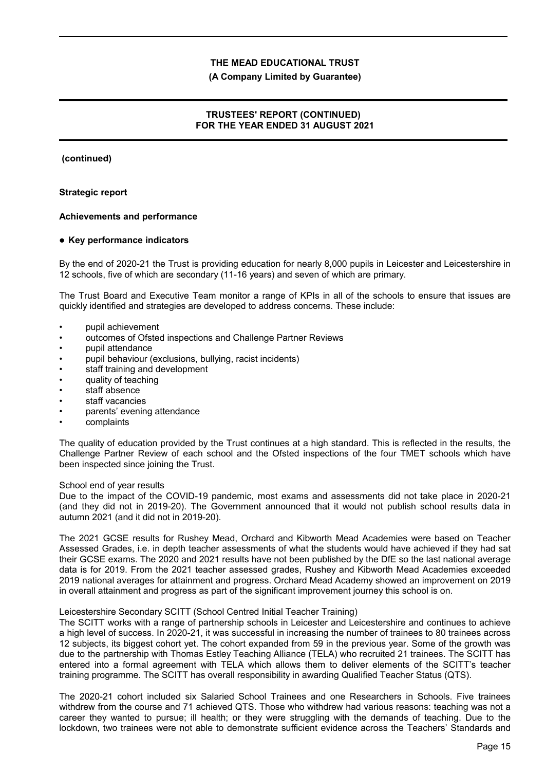**(continued)**

**Strategic report**

**Achievements and performance**

**● Key performance indicators**

By the end of 2020-21 the Trust is providing education for nearly 8,000 pupils in Leicester and Leicestershire in 12 schools, five of which are secondary (11-16 years) and seven of which are primary.

The Trust Board and Executive Team monitor a range of KPIs in all of the schools to ensure that issues are quickly identified and strategies are developed to address concerns. These include:

- pupil achievement
- outcomes of Ofsted inspections and Challenge Partner Reviews
- pupil attendance
- pupil behaviour (exclusions, bullying, racist incidents)
- staff training and development
- quality of teaching
- staff absence
- staff vacancies
- parents' evening attendance
- complaints

The quality of education provided by the Trust continues at a high standard. This is reflected in the results, the Challenge Partner Review of each school and the Ofsted inspections of the four TMET schools which have been inspected since joining the Trust.

School end of year results

Due to the impact of the COVID-19 pandemic, most exams and assessments did not take place in 2020-21 (and they did not in 2019-20). The Government announced that it would not publish school results data in autumn 2021 (and it did not in 2019-20).

The 2021 GCSE results for Rushey Mead, Orchard and Kibworth Mead Academies were based on Teacher Assessed Grades, i.e. in depth teacher assessments of what the students would have achieved if they had sat their GCSE exams. The 2020 and 2021 results have not been published by the DfE so the last national average data is for 2019. From the 2021 teacher assessed grades, Rushey and Kibworth Mead Academies exceeded 2019 national averages for attainment and progress. Orchard Mead Academy showed an improvement on 2019 in overall attainment and progress as part of the significant improvement journey this school is on.

Leicestershire Secondary SCITT (School Centred Initial Teacher Training)

The SCITT works with a range of partnership schools in Leicester and Leicestershire and continues to achieve a high level of success. In 2020-21, it was successful in increasing the number of trainees to 80 trainees across 12 subjects, its biggest cohort yet. The cohort expanded from 59 in the previous year. Some of the growth was due to the partnership with Thomas Estley Teaching Alliance (TELA) who recruited 21 trainees. The SCITT has entered into a formal agreement with TELA which allows them to deliver elements of the SCITT's teacher training programme. The SCITT has overall responsibility in awarding Qualified Teacher Status (QTS).

The 2020-21 cohort included six Salaried School Trainees and one Researchers in Schools. Five trainees withdrew from the course and 71 achieved QTS. Those who withdrew had various reasons: teaching was not a career they wanted to pursue; ill health; or they were struggling with the demands of teaching. Due to the lockdown, two trainees were not able to demonstrate sufficient evidence across the Teachers' Standards and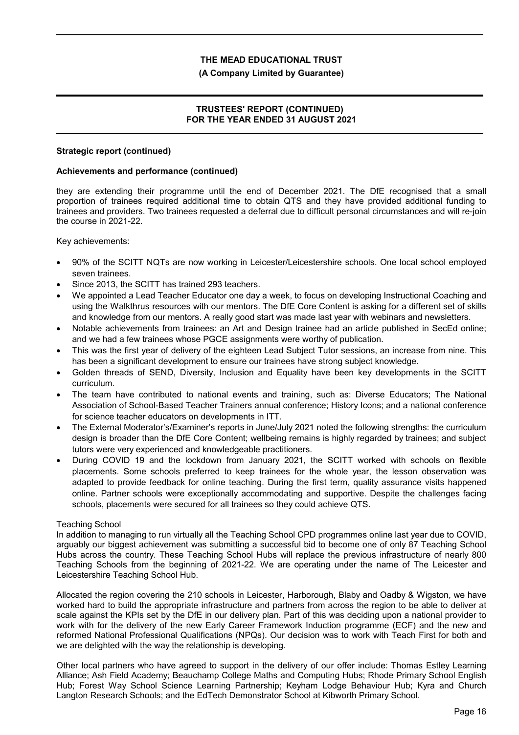**Strategic report (continued)**

**Achievements and performance (continued)**

they are extending their programme until the end of December 2021. The DfE recognised that a small proportion of trainees required additional time to obtain QTS and they have provided additional funding to trainees and providers. Two trainees requested a deferral due to difficult personal circumstances and will re-join the course in 2021-22.

Key achievements:

- 90% of the SCITT NQTs are now working in Leicester/Leicestershire schools. One local school employed seven trainees.
- Since 2013, the SCITT has trained 293 teachers.
- We appointed a Lead Teacher Educator one day a week, to focus on developing Instructional Coaching and using the Walkthrus resources with our mentors. The DfE Core Content is asking for a different set of skills and knowledge from our mentors. A really good start was made last year with webinars and newsletters.
- Notable achievements from trainees: an Art and Design trainee had an article published in SecEd online; and we had a few trainees whose PGCE assignments were worthy of publication.
- This was the first year of delivery of the eighteen Lead Subject Tutor sessions, an increase from nine. This has been a significant development to ensure our trainees have strong subject knowledge.
- Golden threads of SEND, Diversity, Inclusion and Equality have been key developments in the SCITT curriculum.
- The team have contributed to national events and training, such as: Diverse Educators; The National Association of School-Based Teacher Trainers annual conference; History Icons; and a national conference for science teacher educators on developments in ITT.
- The External Moderator's/Examiner's reports in June/July 2021 noted the following strengths: the curriculum design is broader than the DfE Core Content; wellbeing remains is highly regarded by trainees; and subject tutors were very experienced and knowledgeable practitioners.
- During COVID 19 and the lockdown from January 2021, the SCITT worked with schools on flexible placements. Some schools preferred to keep trainees for the whole year, the lesson observation was adapted to provide feedback for online teaching. During the first term, quality assurance visits happened online. Partner schools were exceptionally accommodating and supportive. Despite the challenges facing schools, placements were secured for all trainees so they could achieve QTS.

Teaching School

In addition to managing to run virtually all the Teaching School CPD programmes online last year due to COVID, arguably our biggest achievement was submitting a successful bid to become one of only 87 Teaching School Hubs across the country. These Teaching School Hubs will replace the previous infrastructure of nearly 800 Teaching Schools from the beginning of 2021-22. We are operating under the name of The Leicester and Leicestershire Teaching School Hub.

Allocated the region covering the 210 schools in Leicester, Harborough, Blaby and Oadby & Wigston, we have worked hard to build the appropriate infrastructure and partners from across the region to be able to deliver at scale against the KPIs set by the DfE in our delivery plan. Part of this was deciding upon a national provider to work with for the delivery of the new Early Career Framework Induction programme (ECF) and the new and reformed National Professional Qualifications (NPQs). Our decision was to work with Teach First for both and we are delighted with the way the relationship is developing.

Other local partners who have agreed to support in the delivery of our offer include: Thomas Estley Learning Alliance; Ash Field Academy; Beauchamp College Maths and Computing Hubs; Rhode Primary School English Hub; Forest Way School Science Learning Partnership; Keyham Lodge Behaviour Hub; Kyra and Church Langton Research Schools; and the EdTech Demonstrator School at Kibworth Primary School.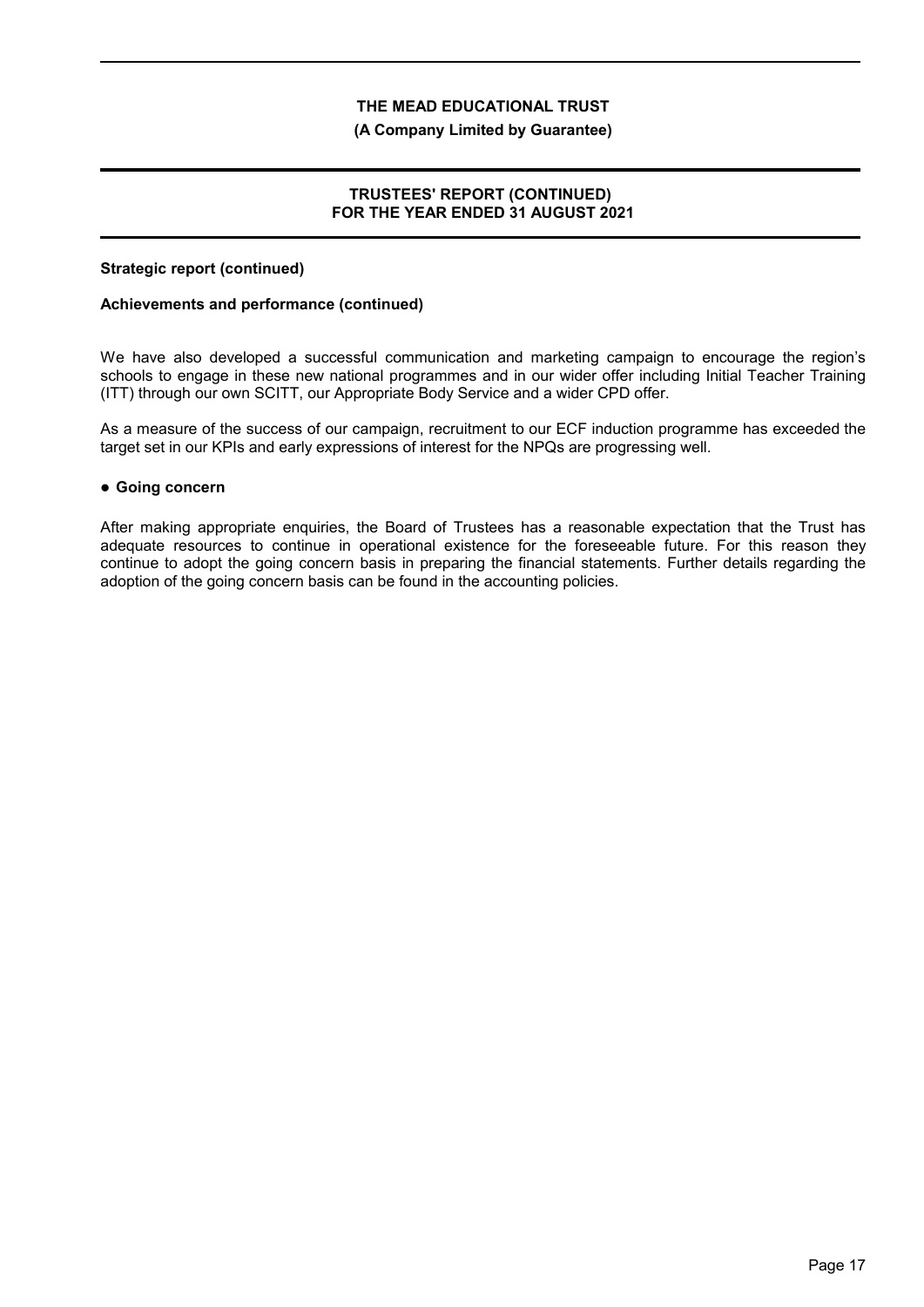**Strategic report (continued)**

**Achievements and performance (continued)**

We have also developed a successful communication and marketing campaign to encourage the region's schools to engage in these new national programmes and in our wider offer including Initial Teacher Training (ITT) through our own SCITT, our Appropriate Body Service and a wider CPD offer.

As a measure of the success of our campaign, recruitment to our ECF induction programme has exceeded the target set in our KPIs and early expressions of interest for the NPQs are progressing well.

- **Going concern**

After making appropriate enquiries, the Board of Trustees has a reasonable expectation that the Trust has adequate resources to continue in operational existence for the foreseeable future. For this reason they continue to adopt the going concern basis in preparing the financial statements. Further details regarding the adoption of the going concern basis can be found in the accounting policies.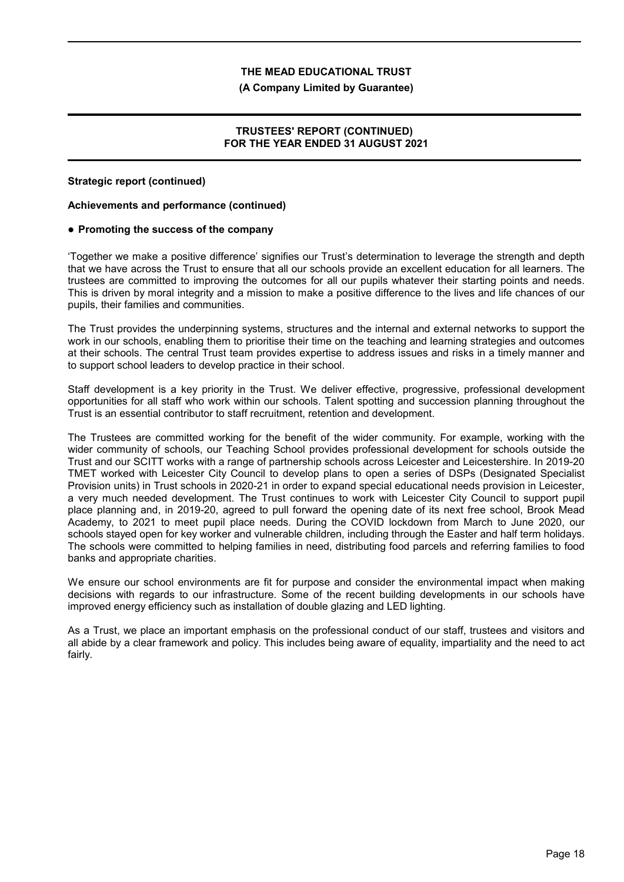**Strategic report (continued)**

**Achievements and performance (continued)**

- **Promoting the success of the company**

'Together we make a positive difference' signifies our Trust's determination to leverage the strength and depth that we have across the Trust to ensure that all our schools provide an excellent education for all learners. The trustees are committed to improving the outcomes for all our pupils whatever their starting points and needs. This is driven by moral integrity and a mission to make a positive difference to the lives and life chances of our pupils, their families and communities.

The Trust provides the underpinning systems, structures and the internal and external networks to support the work in our schools, enabling them to prioritise their time on the teaching and learning strategies and outcomes at their schools. The central Trust team provides expertise to address issues and risks in a timely manner and to support school leaders to develop practice in their school.

Staff development is a key priority in the Trust. We deliver effective, progressive, professional development opportunities for all staff who work within our schools. Talent spotting and succession planning throughout the Trust is an essential contributor to staff recruitment, retention and development.

The Trustees are committed working for the benefit of the wider community. For example, working with the wider community of schools, our Teaching School provides professional development for schools outside the Trust and our SCITT works with a range of partnership schools across Leicester and Leicestershire. In 2019-20 TMET worked with Leicester City Council to develop plans to open a series of DSPs (Designated Specialist Provision units) in Trust schools in 2020-21 in order to expand special educational needs provision in Leicester, a very much needed development. The Trust continues to work with Leicester City Council to support pupil place planning and, in 2019-20, agreed to pull forward the opening date of its next free school, Brook Mead Academy, to 2021 to meet pupil place needs. During the COVID lockdown from March to June 2020, our schools stayed open for key worker and vulnerable children, including through the Easter and half term holidays. The schools were committed to helping families in need, distributing food parcels and referring families to food banks and appropriate charities.

We ensure our school environments are fit for purpose and consider the environmental impact when making decisions with regards to our infrastructure. Some of the recent building developments in our schools have improved energy efficiency such as installation of double glazing and LED lighting.

As a Trust, we place an important emphasis on the professional conduct of our staff, trustees and visitors and all abide by a clear framework and policy. This includes being aware of equality, impartiality and the need to act fairly.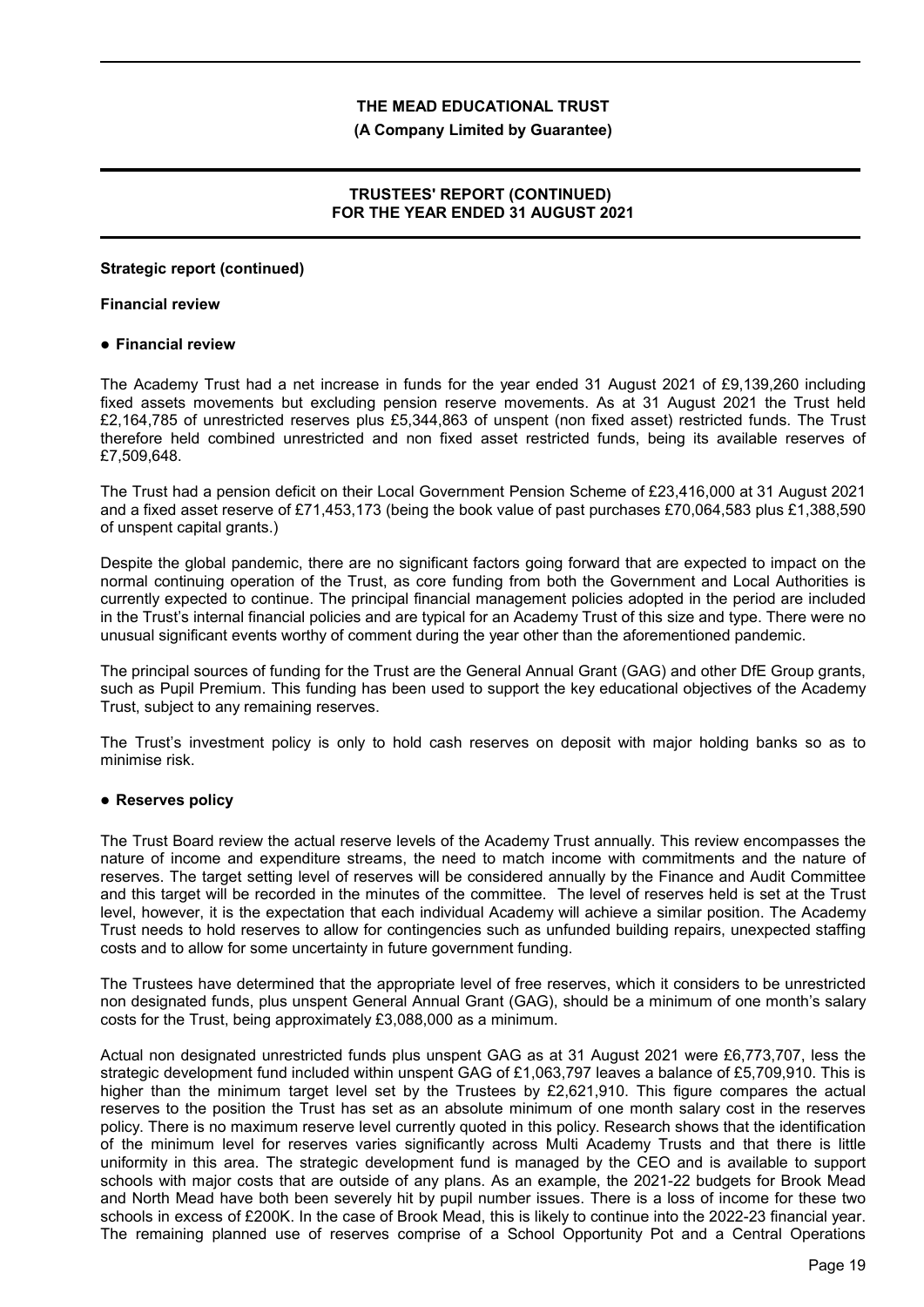**Strategic report (continued)**

**Financial review**

- **Financial review**

The Academy Trust had a net increase in funds for the year ended 31 August 2021 of £9,139,260 including fixed assets movements but excluding pension reserve movements. As at 31 August 2021 the Trust held £2,164,785 of unrestricted reserves plus £5,344,863 of unspent (non fixed asset) restricted funds. The Trust therefore held combined unrestricted and non fixed asset restricted funds, being its available reserves of £7,509,648.

The Trust had a pension deficit on their Local Government Pension Scheme of £23,416,000 at 31 August 2021 and a fixed asset reserve of £71,453,173 (being the book value of past purchases £70,064,583 plus £1,388,590 of unspent capital grants.)

Despite the global pandemic, there are no significant factors going forward that are expected to impact on the normal continuing operation of the Trust, as core funding from both the Government and Local Authorities is currently expected to continue. The principal financial management policies adopted in the period are included in the Trust's internal financial policies and are typical for an Academy Trust of this size and type. There were no unusual significant events worthy of comment during the year other than the aforementioned pandemic.

The principal sources of funding for the Trust are the General Annual Grant (GAG) and other DfE Group grants, such as Pupil Premium. This funding has been used to support the key educational objectives of the Academy Trust, subject to any remaining reserves.

The Trust's investment policy is only to hold cash reserves on deposit with major holding banks so as to minimise risk.

- **Reserves policy**

The Trust Board review the actual reserve levels of the Academy Trust annually. This review encompasses the nature of income and expenditure streams, the need to match income with commitments and the nature of reserves. The target setting level of reserves will be considered annually by the Finance and Audit Committee and this target will be recorded in the minutes of the committee. The level of reserves held is set at the Trust level, however, it is the expectation that each individual Academy will achieve a similar position. The Academy Trust needs to hold reserves to allow for contingencies such as unfunded building repairs, unexpected staffing costs and to allow for some uncertainty in future government funding.

The Trustees have determined that the appropriate level of free reserves, which it considers to be unrestricted non designated funds, plus unspent General Annual Grant (GAG), should be a minimum of one month's salary costs for the Trust, being approximately £3,088,000 as a minimum.

Actual non designated unrestricted funds plus unspent GAG as at 31 August 2021 were £6,773,707, less the strategic development fund included within unspent GAG of £1,063,797 leaves a balance of £5,709,910. This is higher than the minimum target level set by the Trustees by £2,621,910. This figure compares the actual reserves to the position the Trust has set as an absolute minimum of one month salary cost in the reserves policy. There is no maximum reserve level currently quoted in this policy. Research shows that the identification of the minimum level for reserves varies significantly across Multi Academy Trusts and that there is little uniformity in this area. The strategic development fund is managed by the CEO and is available to support schools with major costs that are outside of any plans. As an example, the 2021-22 budgets for Brook Mead and North Mead have both been severely hit by pupil number issues. There is a loss of income for these two schools in excess of £200K. In the case of Brook Mead, this is likely to continue into the 2022-23 financial year. The remaining planned use of reserves comprise of a School Opportunity Pot and a Central Operations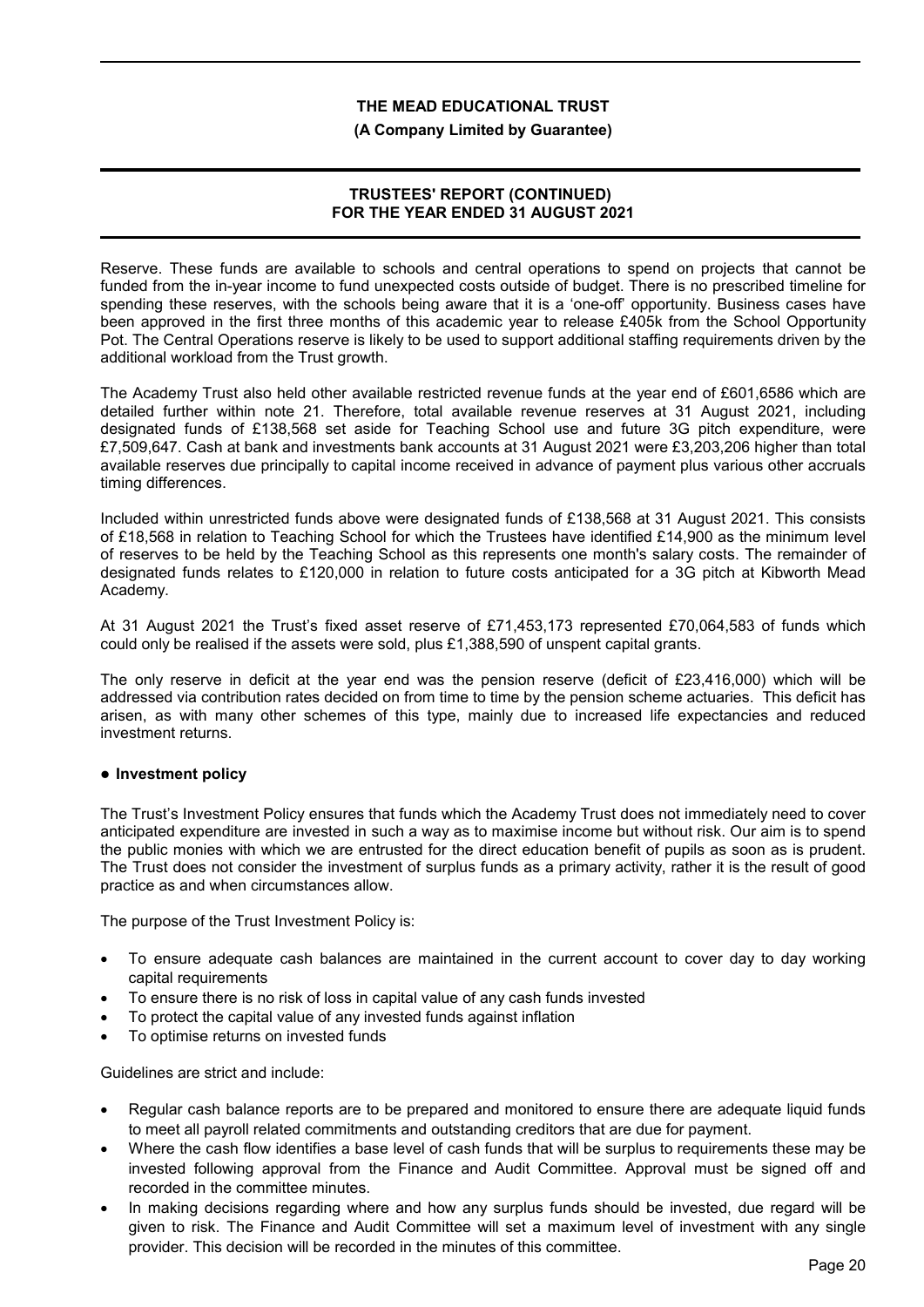Reserve. These funds are available to schools and central operations to spend on projects that cannot be funded from the in-year income to fund unexpected costs outside of budget. There is no prescribed timeline for spending these reserves, with the schools being aware that it is a 'one-off' opportunity. Business cases have been approved in the first three months of this academic year to release £405k from the School Opportunity Pot. The Central Operations reserve is likely to be used to support additional staffing requirements driven by the additional workload from the Trust growth.

The Academy Trust also held other available restricted revenue funds at the year end of £601,6586 which are detailed further within note 21. Therefore, total available revenue reserves at 31 August 2021, including designated funds of £138,568 set aside for Teaching School use and future 3G pitch expenditure, were £7,509,647. Cash at bank and investments bank accounts at 31 August 2021 were £3,203,206 higher than total available reserves due principally to capital income received in advance of payment plus various other accruals timing differences.

Included within unrestricted funds above were designated funds of £138,568 at 31 August 2021. This consists of £18,568 in relation to Teaching School for which the Trustees have identified £14,900 as the minimum level of reserves to be held by the Teaching School as this represents one month's salary costs. The remainder of designated funds relates to £120,000 in relation to future costs anticipated for a 3G pitch at Kibworth Mead Academy.

At 31 August 2021 the Trust's fixed asset reserve of £71,453,173 represented £70,064,583 of funds which could only be realised if the assets were sold, plus £1,388,590 of unspent capital grants.

The only reserve in deficit at the year end was the pension reserve (deficit of £23,416,000) which will be addressed via contribution rates decided on from time to time by the pension scheme actuaries. This deficit has arisen, as with many other schemes of this type, mainly due to increased life expectancies and reduced investment returns.

- **Investment policy**

The Trust's Investment Policy ensures that funds which the Academy Trust does not immediately need to cover anticipated expenditure are invested in such a way as to maximise income but without risk. Our aim is to spend the public monies with which we are entrusted for the direct education benefit of pupils as soon as is prudent. The Trust does not consider the investment of surplus funds as a primary activity, rather it is the result of good practice as and when circumstances allow.

The purpose of the Trust Investment Policy is:

- To ensure adequate cash balances are maintained in the current account to cover day to day working capital requirements
- To ensure there is no risk of loss in capital value of any cash funds invested
- To protect the capital value of any invested funds against inflation
- To optimise returns on invested funds

Guidelines are strict and include:

- Regular cash balance reports are to be prepared and monitored to ensure there are adequate liquid funds to meet all payroll related commitments and outstanding creditors that are due for payment.
- Where the cash flow identifies a base level of cash funds that will be surplus to requirements these may be invested following approval from the Finance and Audit Committee. Approval must be signed off and recorded in the committee minutes.
- In making decisions regarding where and how any surplus funds should be invested, due regard will be given to risk. The Finance and Audit Committee will set a maximum level of investment with any single provider. This decision will be recorded in the minutes of this committee.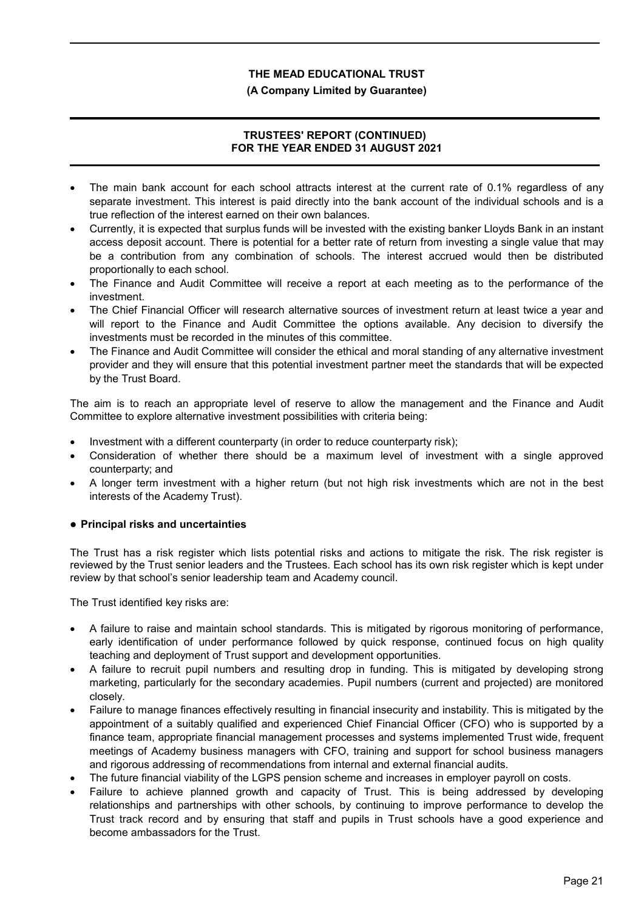- The main bank account for each school attracts interest at the current rate of 0.1% regardless of any separate investment. This interest is paid directly into the bank account of the individual schools and is a true reflection of the interest earned on their own balances.
- Currently, it is expected that surplus funds will be invested with the existing banker Lloyds Bank in an instant access deposit account. There is potential for a better rate of return from investing a single value that may be a contribution from any combination of schools. The interest accrued would then be distributed proportionally to each school.
- The Finance and Audit Committee will receive a report at each meeting as to the performance of the investment.
- The Chief Financial Officer will research alternative sources of investment return at least twice a year and will report to the Finance and Audit Committee the options available. Any decision to diversify the investments must be recorded in the minutes of this committee.
- The Finance and Audit Committee will consider the ethical and moral standing of any alternative investment provider and they will ensure that this potential investment partner meet the standards that will be expected by the Trust Board.

The aim is to reach an appropriate level of reserve to allow the management and the Finance and Audit Committee to explore alternative investment possibilities with criteria being:

- Investment with a different counterparty (in order to reduce counterparty risk);
- Consideration of whether there should be a maximum level of investment with a single approved counterparty; and
- A longer term investment with a higher return (but not high risk investments which are not in the best interests of the Academy Trust).

**● Principal risks and uncertainties**

The Trust has a risk register which lists potential risks and actions to mitigate the risk. The risk register is reviewed by the Trust senior leaders and the Trustees. Each school has its own risk register which is kept under review by that school's senior leadership team and Academy council.

The Trust identified key risks are:

- A failure to raise and maintain school standards. This is mitigated by rigorous monitoring of performance, early identification of under performance followed by quick response, continued focus on high quality teaching and deployment of Trust support and development opportunities.
- A failure to recruit pupil numbers and resulting drop in funding. This is mitigated by developing strong marketing, particularly for the secondary academies. Pupil numbers (current and projected) are monitored closely.
- Failure to manage finances effectively resulting in financial insecurity and instability. This is mitigated by the appointment of a suitably qualified and experienced Chief Financial Officer (CFO) who is supported by a finance team, appropriate financial management processes and systems implemented Trust wide, frequent meetings of Academy business managers with CFO, training and support for school business managers and rigorous addressing of recommendations from internal and external financial audits.
- The future financial viability of the LGPS pension scheme and increases in employer payroll on costs.
- Failure to achieve planned growth and capacity of Trust. This is being addressed by developing relationships and partnerships with other schools, by continuing to improve performance to develop the Trust track record and by ensuring that staff and pupils in Trust schools have a good experience and become ambassadors for the Trust.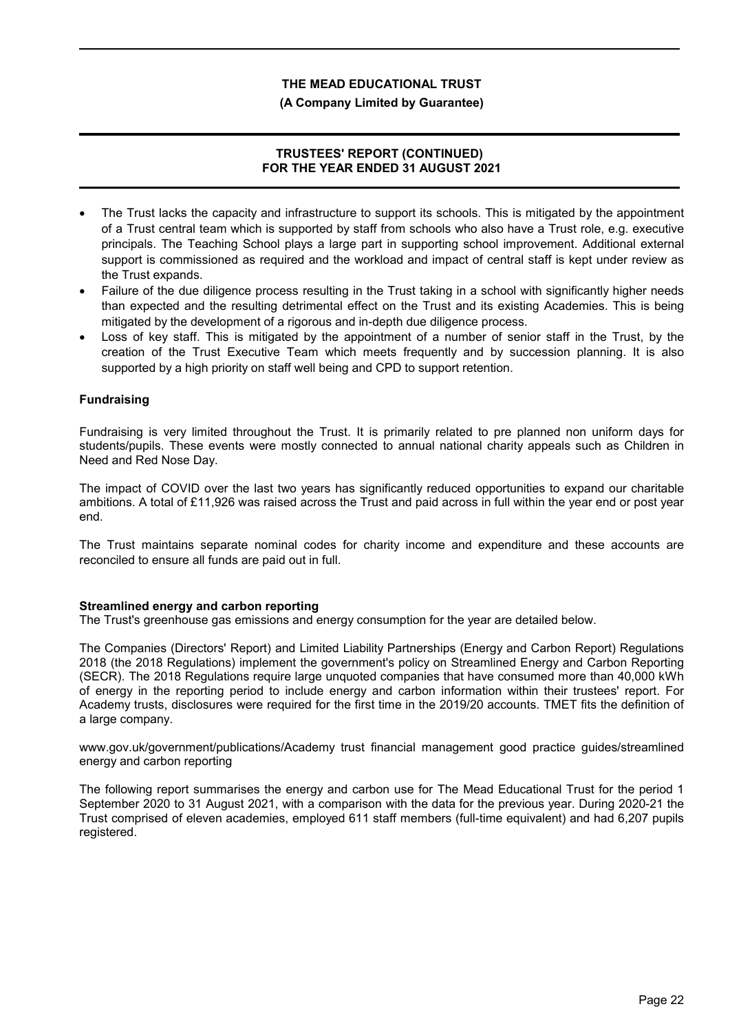- The Trust lacks the capacity and infrastructure to support its schools. This is mitigated by the appointment of a Trust central team which is supported by staff from schools who also have a Trust role, e.g. executive principals. The Teaching School plays a large part in supporting school improvement. Additional external support is commissioned as required and the workload and impact of central staff is kept under review as the Trust expands.
- Failure of the due diligence process resulting in the Trust taking in a school with significantly higher needs than expected and the resulting detrimental effect on the Trust and its existing Academies. This is being mitigated by the development of a rigorous and in-depth due diligence process.
- Loss of key staff. This is mitigated by the appointment of a number of senior staff in the Trust, by the creation of the Trust Executive Team which meets frequently and by succession planning. It is also supported by a high priority on staff well being and CPD to support retention.

**Fundraising**

Fundraising is very limited throughout the Trust. It is primarily related to pre planned non uniform days for students/pupils. These events were mostly connected to annual national charity appeals such as Children in Need and Red Nose Day.

The impact of COVID over the last two years has significantly reduced opportunities to expand our charitable ambitions. A total of £11,926 was raised across the Trust and paid across in full within the year end or post year end.

The Trust maintains separate nominal codes for charity income and expenditure and these accounts are reconciled to ensure all funds are paid out in full.

**Streamlined energy and carbon reporting**

The Trust's greenhouse gas emissions and energy consumption for the year are detailed below.

The Companies (Directors' Report) and Limited Liability Partnerships (Energy and Carbon Report) Regulations 2018 (the 2018 Regulations) implement the government's policy on Streamlined Energy and Carbon Reporting (SECR). The 2018 Regulations require large unquoted companies that have consumed more than 40,000 kWh of energy in the reporting period to include energy and carbon information within their trustees' report. For Academy trusts, disclosures were required for the first time in the 2019/20 accounts. TMET fits the definition of a large company.

www.gov.uk/government/publications/Academy trust financial management good practice guides/streamlined energy and carbon reporting

The following report summarises the energy and carbon use for The Mead Educational Trust for the period 1 September 2020 to 31 August 2021, with a comparison with the data for the previous year. During 2020-21 the Trust comprised of eleven academies, employed 611 staff members (full-time equivalent) and had 6,207 pupils registered.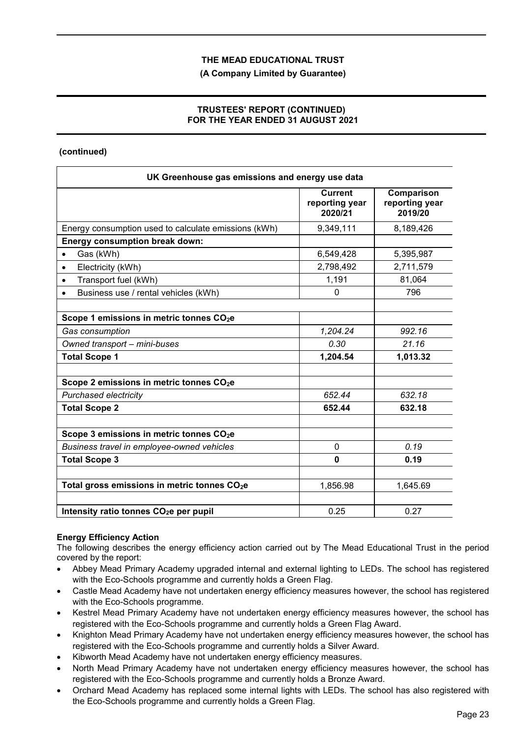**THE MEAD EDUCATIONAL TRUST**

**(A Company Limited by Guarantee)**

**TRUSTEES' REPORT (CONTINUED)**
**FOR THE YEAR ENDED 31 AUGUST 2021**

**(continued)**

| UK Greenhouse gas emissions and energy use data | | |
|---|---|---|
| | **Current reporting year 2020/21** | **Comparison reporting year 2019/20** |
| Energy consumption used to calculate emissions (kWh) | 9,349,111 | 8,189,426 |
| **Energy consumption break down:** | | |
| • Gas (kWh) | 6,549,428 | 5,395,987 |
| • Electricity (kWh) | 2,798,492 | 2,711,579 |
| • Transport fuel (kWh) | 1,191 | 81,064 |
| • Business use / rental vehicles (kWh) | 0 | 796 |
| | | |
| **Scope 1 emissions in metric tonnes $CO_2e$** | | |
| *Gas consumption* | *1,204.24* | *992.16* |
| *Owned transport – mini-buses* | *0.30* | *21.16* |
| **Total Scope 1** | **1,204.54** | **1,013.32** |
| | | |
| **Scope 2 emissions in metric tonnes $CO_2e$** | | |
| *Purchased electricity* | *652.44* | *632.18* |
| **Total Scope 2** | **652.44** | **632.18** |
| | | |
| **Scope 3 emissions in metric tonnes $CO_2e$** | | |
| *Business travel in employee-owned vehicles* | 0 | *0.19* |
| **Total Scope 3** | **0** | **0.19** |
| | | |
| **Total gross emissions in metric tonnes $CO_2e$** | 1,856.98 | 1,645.69 |
| | | |
| **Intensity ratio tonnes $CO_2e$ per pupil** | 0.25 | 0.27 |

**Energy Efficiency Action**

The following describes the energy efficiency action carried out by The Mead Educational Trust in the period covered by the report:

- Abbey Mead Primary Academy upgraded internal and external lighting to LEDs. The school has registered with the Eco-Schools programme and currently holds a Green Flag.
- Castle Mead Academy have not undertaken energy efficiency measures however, the school has registered with the Eco-Schools programme.
- Kestrel Mead Primary Academy have not undertaken energy efficiency measures however, the school has registered with the Eco-Schools programme and currently holds a Green Flag Award.
- Knighton Mead Primary Academy have not undertaken energy efficiency measures however, the school has registered with the Eco-Schools programme and currently holds a Silver Award.
- Kibworth Mead Academy have not undertaken energy efficiency measures.
- North Mead Primary Academy have not undertaken energy efficiency measures however, the school has registered with the Eco-Schools programme and currently holds a Bronze Award.
- Orchard Mead Academy has replaced some internal lights with LEDs. The school has also registered with the Eco-Schools programme and currently holds a Green Flag.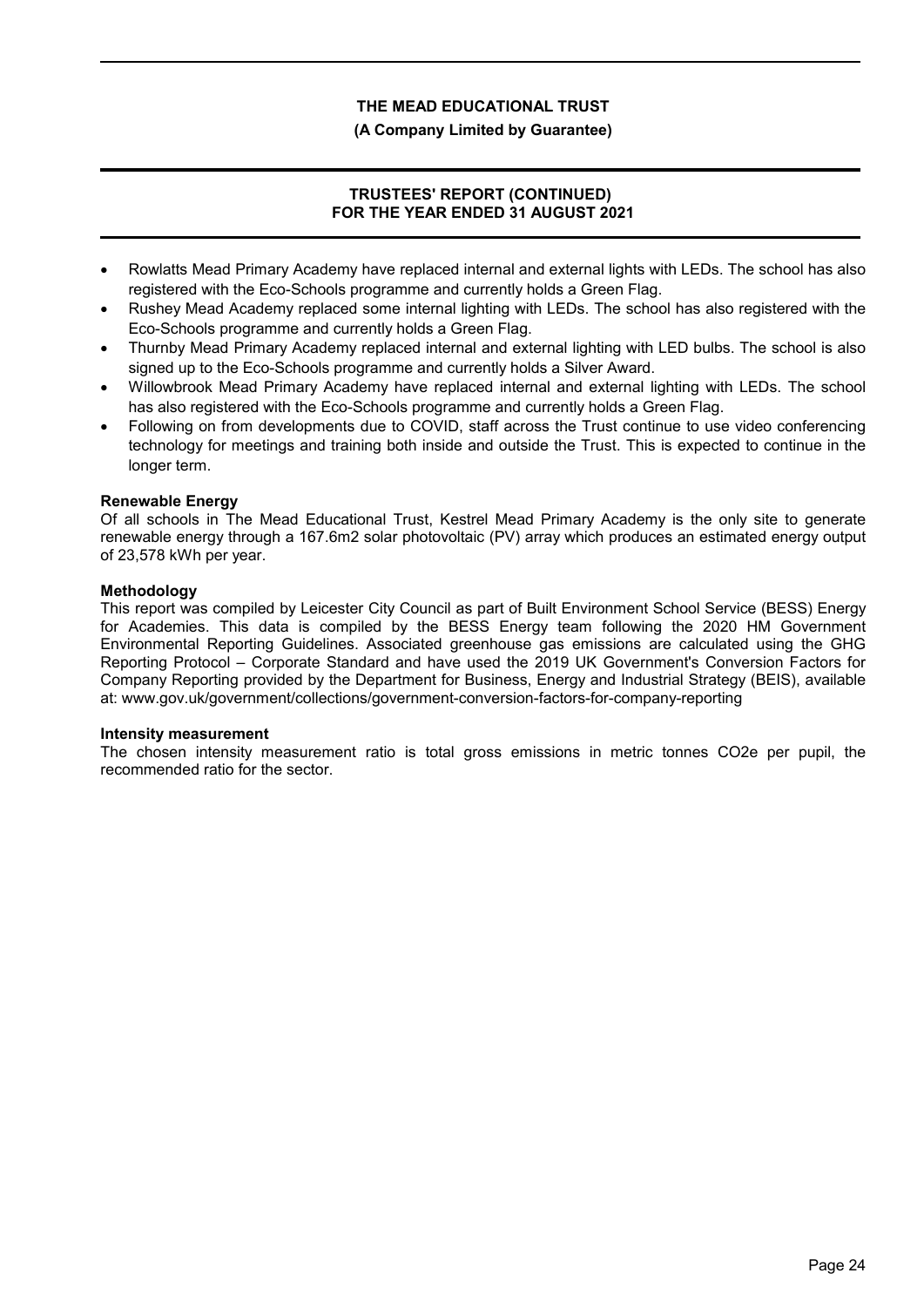- Rowlatts Mead Primary Academy have replaced internal and external lights with LEDs. The school has also registered with the Eco-Schools programme and currently holds a Green Flag.
- Rushey Mead Academy replaced some internal lighting with LEDs. The school has also registered with the Eco-Schools programme and currently holds a Green Flag.
- Thurnby Mead Primary Academy replaced internal and external lighting with LED bulbs. The school is also signed up to the Eco-Schools programme and currently holds a Silver Award.
- Willowbrook Mead Primary Academy have replaced internal and external lighting with LEDs. The school has also registered with the Eco-Schools programme and currently holds a Green Flag.
- Following on from developments due to COVID, staff across the Trust continue to use video conferencing technology for meetings and training both inside and outside the Trust. This is expected to continue in the longer term.

**Renewable Energy**

Of all schools in The Mead Educational Trust, Kestrel Mead Primary Academy is the only site to generate renewable energy through a 167.6m2 solar photovoltaic (PV) array which produces an estimated energy output of 23,578 kWh per year.

**Methodology**

This report was compiled by Leicester City Council as part of Built Environment School Service (BESS) Energy for Academies. This data is compiled by the BESS Energy team following the 2020 HM Government Environmental Reporting Guidelines. Associated greenhouse gas emissions are calculated using the GHG Reporting Protocol – Corporate Standard and have used the 2019 UK Government's Conversion Factors for Company Reporting provided by the Department for Business, Energy and Industrial Strategy (BEIS), available at: www.gov.uk/government/collections/government-conversion-factors-for-company-reporting

**Intensity measurement**

The chosen intensity measurement ratio is total gross emissions in metric tonnes $CO_2e$ per pupil, the recommended ratio for the sector.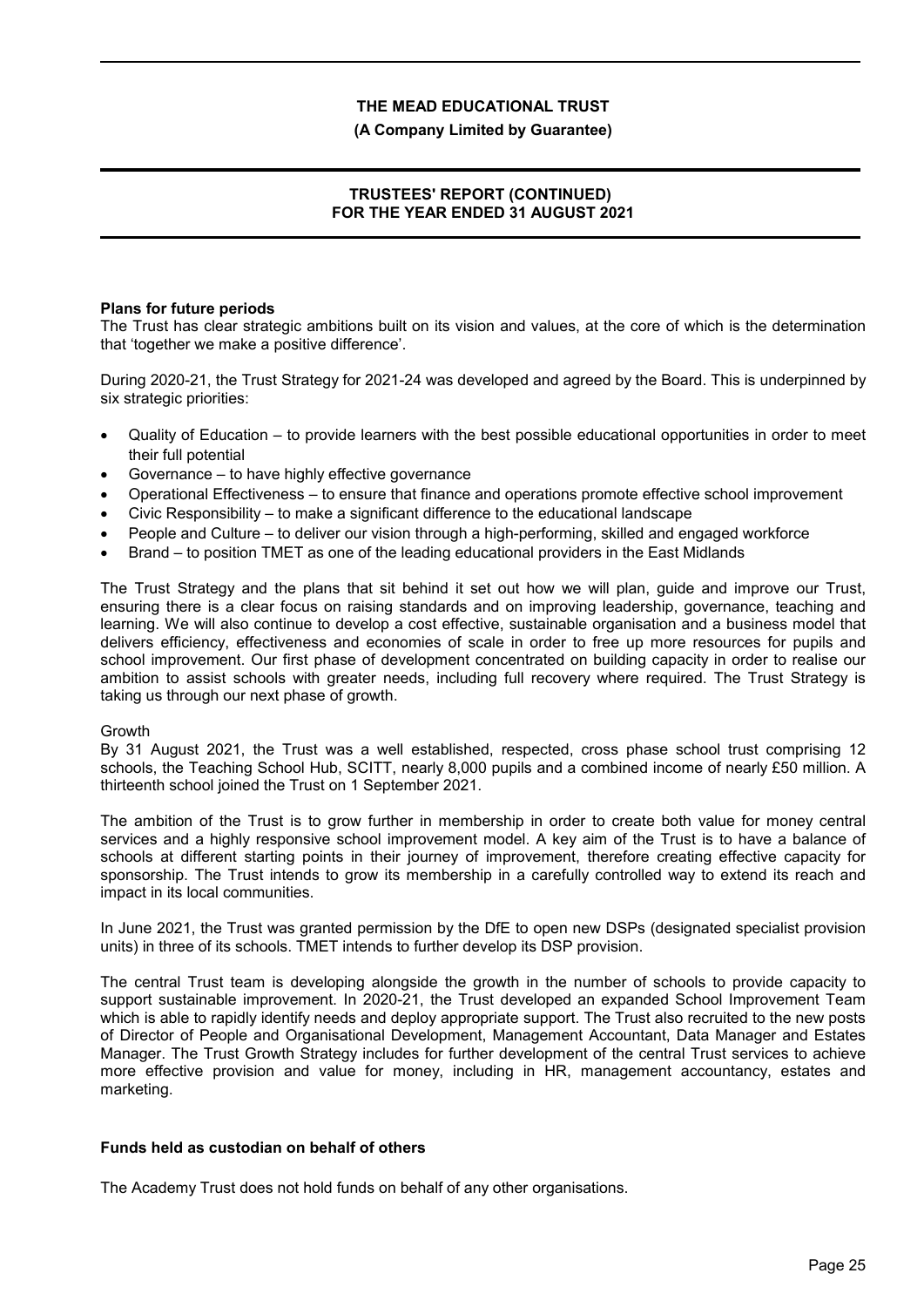## Plans for future periods

The Trust has clear strategic ambitions built on its vision and values, at the core of which is the determination that 'together we make a positive difference'.

During 2020-21, the Trust Strategy for 2021-24 was developed and agreed by the Board. This is underpinned by six strategic priorities:

- Quality of Education – to provide learners with the best possible educational opportunities in order to meet their full potential
- Governance – to have highly effective governance
- Operational Effectiveness – to ensure that finance and operations promote effective school improvement
- Civic Responsibility – to make a significant difference to the educational landscape
- People and Culture – to deliver our vision through a high-performing, skilled and engaged workforce
- Brand – to position TMET as one of the leading educational providers in the East Midlands

The Trust Strategy and the plans that sit behind it set out how we will plan, guide and improve our Trust, ensuring there is a clear focus on raising standards and on improving leadership, governance, teaching and learning. We will also continue to develop a cost effective, sustainable organisation and a business model that delivers efficiency, effectiveness and economies of scale in order to free up more resources for pupils and school improvement. Our first phase of development concentrated on building capacity in order to realise our ambition to assist schools with greater needs, including full recovery where required. The Trust Strategy is taking us through our next phase of growth.

Growth

By 31 August 2021, the Trust was a well established, respected, cross phase school trust comprising 12 schools, the Teaching School Hub, SCITT, nearly 8,000 pupils and a combined income of nearly £50 million. A thirteenth school joined the Trust on 1 September 2021.

The ambition of the Trust is to grow further in membership in order to create both value for money central services and a highly responsive school improvement model. A key aim of the Trust is to have a balance of schools at different starting points in their journey of improvement, therefore creating effective capacity for sponsorship. The Trust intends to grow its membership in a carefully controlled way to extend its reach and impact in its local communities.

In June 2021, the Trust was granted permission by the DfE to open new DSPs (designated specialist provision units) in three of its schools. TMET intends to further develop its DSP provision.

The central Trust team is developing alongside the growth in the number of schools to provide capacity to support sustainable improvement. In 2020-21, the Trust developed an expanded School Improvement Team which is able to rapidly identify needs and deploy appropriate support. The Trust also recruited to the new posts of Director of People and Organisational Development, Management Accountant, Data Manager and Estates Manager. The Trust Growth Strategy includes for further development of the central Trust services to achieve more effective provision and value for money, including in HR, management accountancy, estates and marketing.

## Funds held as custodian on behalf of others

The Academy Trust does not hold funds on behalf of any other organisations.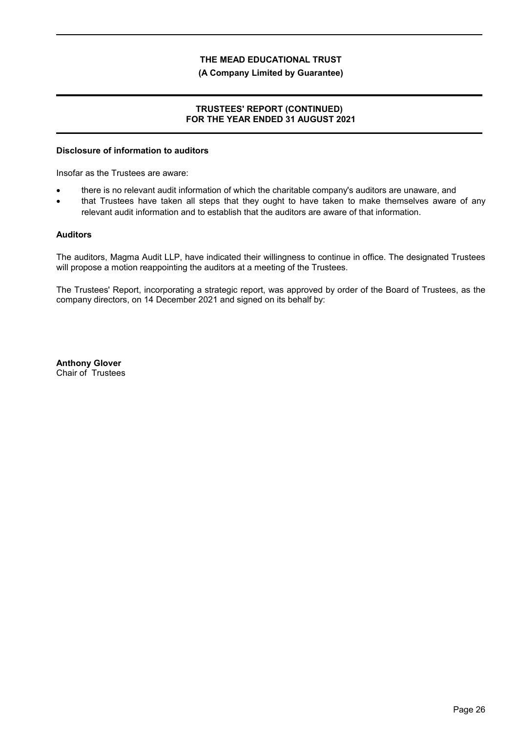**Disclosure of information to auditors**

Insofar as the Trustees are aware:

- there is no relevant audit information of which the charitable company's auditors are unaware, and
- that Trustees have taken all steps that they ought to have taken to make themselves aware of any relevant audit information and to establish that the auditors are aware of that information.

**Auditors**

The auditors, Magma Audit LLP, have indicated their willingness to continue in office. The designated Trustees will propose a motion reappointing the auditors at a meeting of the Trustees.

The Trustees' Report, incorporating a strategic report, was approved by order of the Board of Trustees, as the company directors, on 14 December 2021 and signed on its behalf by:

**Anthony Glover**
Chair of Trustees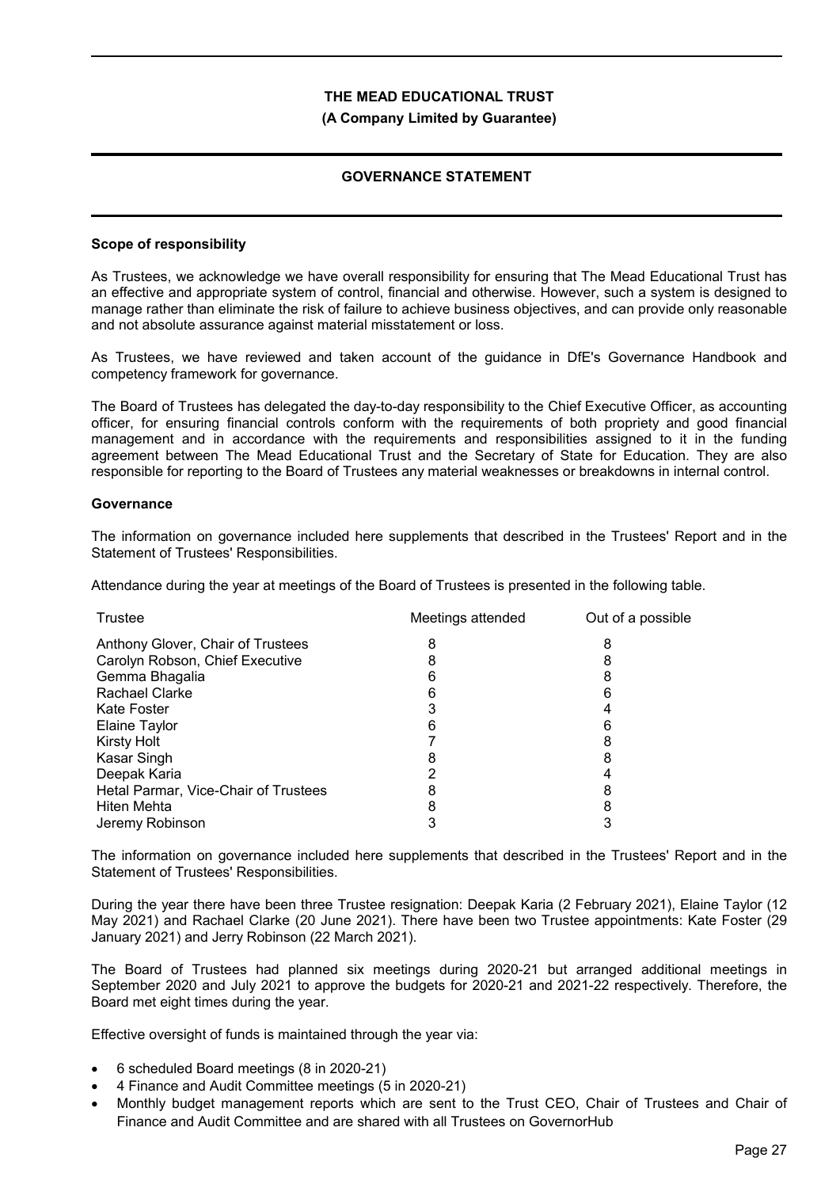# THE MEAD EDUCATIONAL TRUST

**(A Company Limited by Guarantee)**

## GOVERNANCE STATEMENT

### Scope of responsibility

As Trustees, we acknowledge we have overall responsibility for ensuring that The Mead Educational Trust has an effective and appropriate system of control, financial and otherwise. However, such a system is designed to manage rather than eliminate the risk of failure to achieve business objectives, and can provide only reasonable and not absolute assurance against material misstatement or loss.

As Trustees, we have reviewed and taken account of the guidance in DfE's Governance Handbook and competency framework for governance.

The Board of Trustees has delegated the day-to-day responsibility to the Chief Executive Officer, as accounting officer, for ensuring financial controls conform with the requirements of both propriety and good financial management and in accordance with the requirements and responsibilities assigned to it in the funding agreement between The Mead Educational Trust and the Secretary of State for Education. They are also responsible for reporting to the Board of Trustees any material weaknesses or breakdowns in internal control.

### Governance

The information on governance included here supplements that described in the Trustees' Report and in the Statement of Trustees' Responsibilities.

Attendance during the year at meetings of the Board of Trustees is presented in the following table.

| Trustee | Meetings attended | Out of a possible |
|---|---|---|
| Anthony Glover, Chair of Trustees | 8 | 8 |
| Carolyn Robson, Chief Executive | 8 | 8 |
| Gemma Bhagalia | 6 | 8 |
| Rachael Clarke | 6 | 6 |
| Kate Foster | 3 | 4 |
| Elaine Taylor | 6 | 6 |
| Kirsty Holt | 7 | 8 |
| Kasar Singh | 8 | 8 |
| Deepak Karia | 2 | 4 |
| Hetal Parmar, Vice-Chair of Trustees | 8 | 8 |
| Hiten Mehta | 8 | 8 |
| Jeremy Robinson | 3 | 3 |

The information on governance included here supplements that described in the Trustees' Report and in the Statement of Trustees' Responsibilities.

During the year there have been three Trustee resignation: Deepak Karia (2 February 2021), Elaine Taylor (12 May 2021) and Rachael Clarke (20 June 2021). There have been two Trustee appointments: Kate Foster (29 January 2021) and Jerry Robinson (22 March 2021).

The Board of Trustees had planned six meetings during 2020-21 but arranged additional meetings in September 2020 and July 2021 to approve the budgets for 2020-21 and 2021-22 respectively. Therefore, the Board met eight times during the year.

Effective oversight of funds is maintained through the year via:

- 6 scheduled Board meetings (8 in 2020-21)
- 4 Finance and Audit Committee meetings (5 in 2020-21)
- Monthly budget management reports which are sent to the Trust CEO, Chair of Trustees and Chair of Finance and Audit Committee and are shared with all Trustees on GovernorHub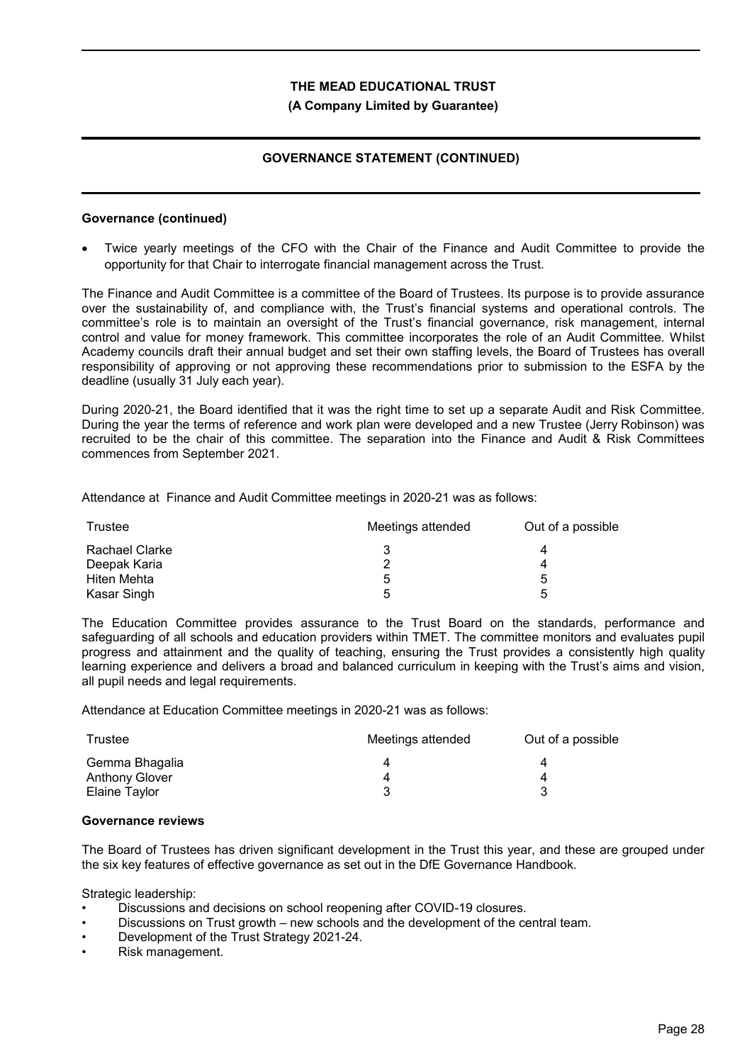**Governance (continued)**

- Twice yearly meetings of the CFO with the Chair of the Finance and Audit Committee to provide the opportunity for that Chair to interrogate financial management across the Trust.

The Finance and Audit Committee is a committee of the Board of Trustees. Its purpose is to provide assurance over the sustainability of, and compliance with, the Trust's financial systems and operational controls. The committee's role is to maintain an oversight of the Trust's financial governance, risk management, internal control and value for money framework. This committee incorporates the role of an Audit Committee. Whilst Academy councils draft their annual budget and set their own staffing levels, the Board of Trustees has overall responsibility of approving or not approving these recommendations prior to submission to the ESFA by the deadline (usually 31 July each year).

During 2020-21, the Board identified that it was the right time to set up a separate Audit and Risk Committee. During the year the terms of reference and work plan were developed and a new Trustee (Jerry Robinson) was recruited to be the chair of this committee. The separation into the Finance and Audit & Risk Committees commences from September 2021.

Attendance at Finance and Audit Committee meetings in 2020-21 was as follows:

| Trustee | Meetings attended | Out of a possible |
|---|---|---|
| Rachael Clarke | 3 | 4 |
| Deepak Karia | 2 | 4 |
| Hiten Mehta | 5 | 5 |
| Kasar Singh | 5 | 5 |

The Education Committee provides assurance to the Trust Board on the standards, performance and safeguarding of all schools and education providers within TMET. The committee monitors and evaluates pupil progress and attainment and the quality of teaching, ensuring the Trust provides a consistently high quality learning experience and delivers a broad and balanced curriculum in keeping with the Trust's aims and vision, all pupil needs and legal requirements.

Attendance at Education Committee meetings in 2020-21 was as follows:

| Trustee | Meetings attended | Out of a possible |
|---|---|---|
| Gemma Bhagalia | 4 | 4 |
| Anthony Glover | 4 | 4 |
| Elaine Taylor | 3 | 3 |

**Governance reviews**

The Board of Trustees has driven significant development in the Trust this year, and these are grouped under the six key features of effective governance as set out in the DfE Governance Handbook.

Strategic leadership:

- Discussions and decisions on school reopening after COVID-19 closures.
- Discussions on Trust growth – new schools and the development of the central team.
- Development of the Trust Strategy 2021-24.
- Risk management.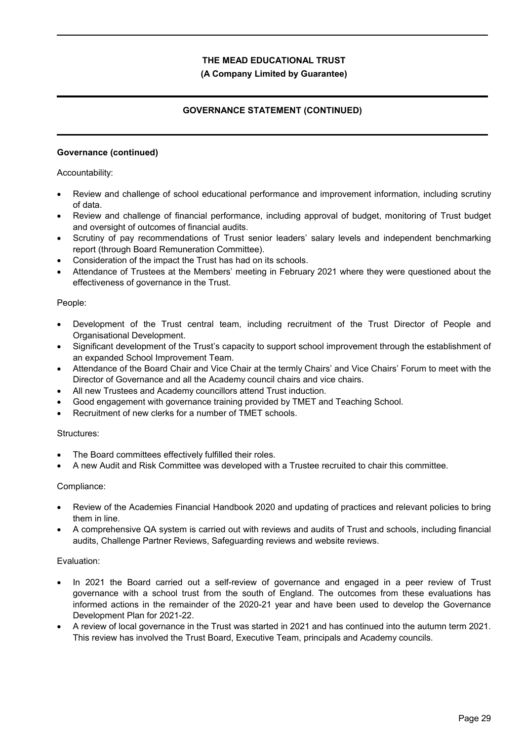**Governance (continued)**

Accountability:

- Review and challenge of school educational performance and improvement information, including scrutiny of data.
- Review and challenge of financial performance, including approval of budget, monitoring of Trust budget and oversight of outcomes of financial audits.
- Scrutiny of pay recommendations of Trust senior leaders' salary levels and independent benchmarking report (through Board Remuneration Committee).
- Consideration of the impact the Trust has had on its schools.
- Attendance of Trustees at the Members' meeting in February 2021 where they were questioned about the effectiveness of governance in the Trust.

People:

- Development of the Trust central team, including recruitment of the Trust Director of People and Organisational Development.
- Significant development of the Trust's capacity to support school improvement through the establishment of an expanded School Improvement Team.
- Attendance of the Board Chair and Vice Chair at the termly Chairs' and Vice Chairs' Forum to meet with the Director of Governance and all the Academy council chairs and vice chairs.
- All new Trustees and Academy councillors attend Trust induction.
- Good engagement with governance training provided by TMET and Teaching School.
- Recruitment of new clerks for a number of TMET schools.

Structures:

- The Board committees effectively fulfilled their roles.
- A new Audit and Risk Committee was developed with a Trustee recruited to chair this committee.

Compliance:

- Review of the Academies Financial Handbook 2020 and updating of practices and relevant policies to bring them in line.
- A comprehensive QA system is carried out with reviews and audits of Trust and schools, including financial audits, Challenge Partner Reviews, Safeguarding reviews and website reviews.

Evaluation:

- In 2021 the Board carried out a self-review of governance and engaged in a peer review of Trust governance with a school trust from the south of England. The outcomes from these evaluations has informed actions in the remainder of the 2020-21 year and have been used to develop the Governance Development Plan for 2021-22.
- A review of local governance in the Trust was started in 2021 and has continued into the autumn term 2021. This review has involved the Trust Board, Executive Team, principals and Academy councils.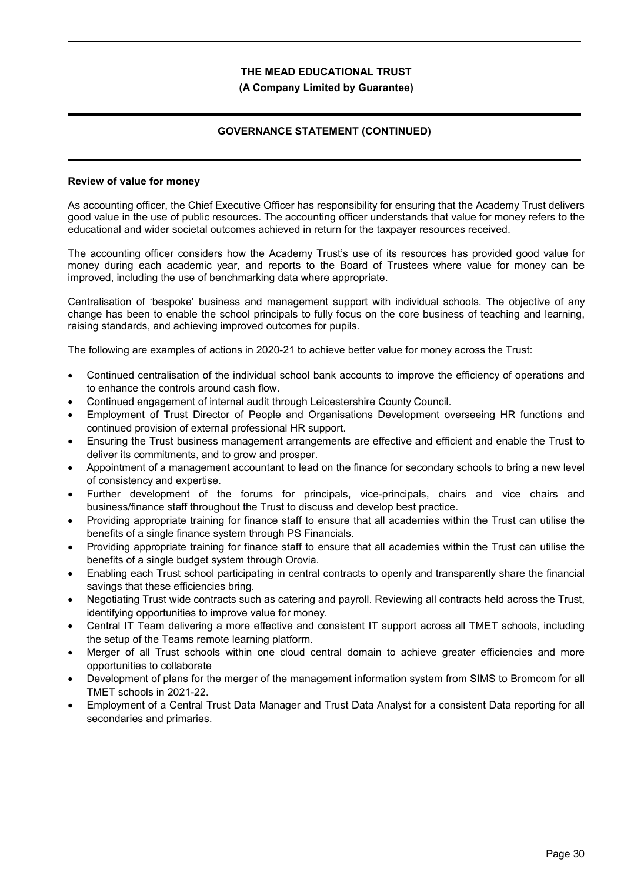## Review of value for money

As accounting officer, the Chief Executive Officer has responsibility for ensuring that the Academy Trust delivers good value in the use of public resources. The accounting officer understands that value for money refers to the educational and wider societal outcomes achieved in return for the taxpayer resources received.

The accounting officer considers how the Academy Trust's use of its resources has provided good value for money during each academic year, and reports to the Board of Trustees where value for money can be improved, including the use of benchmarking data where appropriate.

Centralisation of 'bespoke' business and management support with individual schools. The objective of any change has been to enable the school principals to fully focus on the core business of teaching and learning, raising standards, and achieving improved outcomes for pupils.

The following are examples of actions in 2020-21 to achieve better value for money across the Trust:

- Continued centralisation of the individual school bank accounts to improve the efficiency of operations and to enhance the controls around cash flow.
- Continued engagement of internal audit through Leicestershire County Council.
- Employment of Trust Director of People and Organisations Development overseeing HR functions and continued provision of external professional HR support.
- Ensuring the Trust business management arrangements are effective and efficient and enable the Trust to deliver its commitments, and to grow and prosper.
- Appointment of a management accountant to lead on the finance for secondary schools to bring a new level of consistency and expertise.
- Further development of the forums for principals, vice-principals, chairs and vice chairs and business/finance staff throughout the Trust to discuss and develop best practice.
- Providing appropriate training for finance staff to ensure that all academies within the Trust can utilise the benefits of a single finance system through PS Financials.
- Providing appropriate training for finance staff to ensure that all academies within the Trust can utilise the benefits of a single budget system through Orovia.
- Enabling each Trust school participating in central contracts to openly and transparently share the financial savings that these efficiencies bring.
- Negotiating Trust wide contracts such as catering and payroll. Reviewing all contracts held across the Trust, identifying opportunities to improve value for money.
- Central IT Team delivering a more effective and consistent IT support across all TMET schools, including the setup of the Teams remote learning platform.
- Merger of all Trust schools within one cloud central domain to achieve greater efficiencies and more opportunities to collaborate
- Development of plans for the merger of the management information system from SIMS to Bromcom for all TMET schools in 2021-22.
- Employment of a Central Trust Data Manager and Trust Data Analyst for a consistent Data reporting for all secondaries and primaries.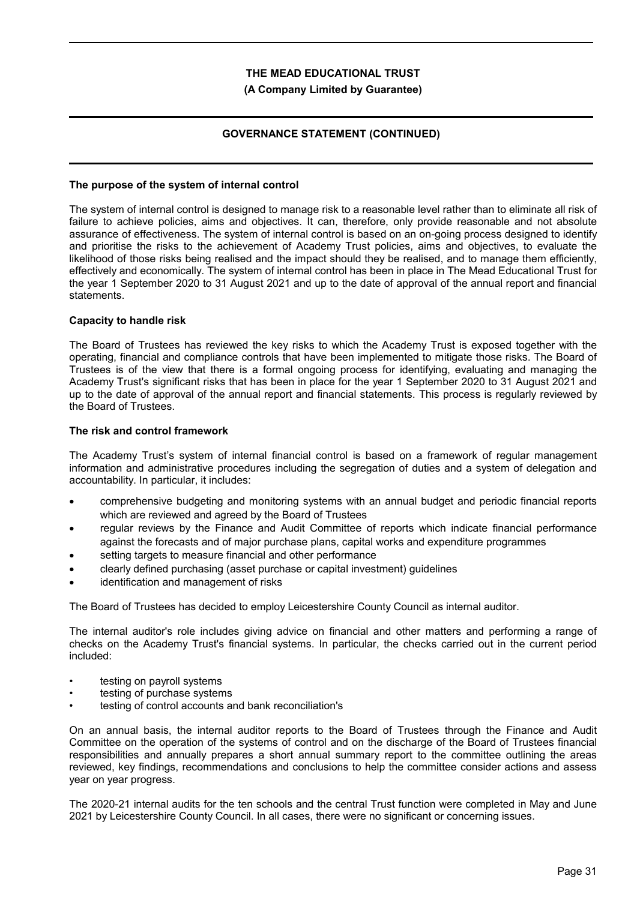## The purpose of the system of internal control

The system of internal control is designed to manage risk to a reasonable level rather than to eliminate all risk of failure to achieve policies, aims and objectives. It can, therefore, only provide reasonable and not absolute assurance of effectiveness. The system of internal control is based on an on-going process designed to identify and prioritise the risks to the achievement of Academy Trust policies, aims and objectives, to evaluate the likelihood of those risks being realised and the impact should they be realised, and to manage them efficiently, effectively and economically. The system of internal control has been in place in The Mead Educational Trust for the year 1 September 2020 to 31 August 2021 and up to the date of approval of the annual report and financial statements.

## Capacity to handle risk

The Board of Trustees has reviewed the key risks to which the Academy Trust is exposed together with the operating, financial and compliance controls that have been implemented to mitigate those risks. The Board of Trustees is of the view that there is a formal ongoing process for identifying, evaluating and managing the Academy Trust's significant risks that has been in place for the year 1 September 2020 to 31 August 2021 and up to the date of approval of the annual report and financial statements. This process is regularly reviewed by the Board of Trustees.

## The risk and control framework

The Academy Trust's system of internal financial control is based on a framework of regular management information and administrative procedures including the segregation of duties and a system of delegation and accountability. In particular, it includes:

- comprehensive budgeting and monitoring systems with an annual budget and periodic financial reports which are reviewed and agreed by the Board of Trustees
- regular reviews by the Finance and Audit Committee of reports which indicate financial performance against the forecasts and of major purchase plans, capital works and expenditure programmes
- setting targets to measure financial and other performance
- clearly defined purchasing (asset purchase or capital investment) guidelines
- identification and management of risks

The Board of Trustees has decided to employ Leicestershire County Council as internal auditor.

The internal auditor's role includes giving advice on financial and other matters and performing a range of checks on the Academy Trust's financial systems. In particular, the checks carried out in the current period included:

- testing on payroll systems
- testing of purchase systems
- testing of control accounts and bank reconciliation's

On an annual basis, the internal auditor reports to the Board of Trustees through the Finance and Audit Committee on the operation of the systems of control and on the discharge of the Board of Trustees financial responsibilities and annually prepares a short annual summary report to the committee outlining the areas reviewed, key findings, recommendations and conclusions to help the committee consider actions and assess year on year progress.

The 2020-21 internal audits for the ten schools and the central Trust function were completed in May and June 2021 by Leicestershire County Council. In all cases, there were no significant or concerning issues.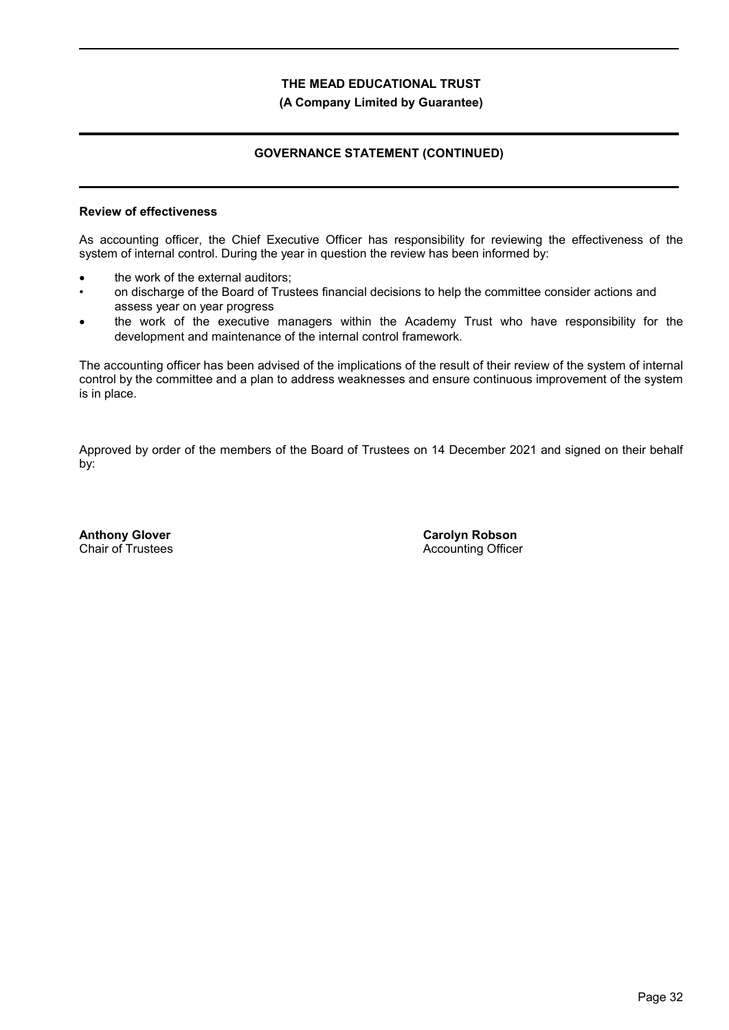## Review of effectiveness

As accounting officer, the Chief Executive Officer has responsibility for reviewing the effectiveness of the system of internal control. During the year in question the review has been informed by:

- the work of the external auditors;
- on discharge of the Board of Trustees financial decisions to help the committee consider actions and assess year on year progress
- the work of the executive managers within the Academy Trust who have responsibility for the development and maintenance of the internal control framework.

The accounting officer has been advised of the implications of the result of their review of the system of internal control by the committee and a plan to address weaknesses and ensure continuous improvement of the system is in place.

Approved by order of the members of the Board of Trustees on 14 December 2021 and signed on their behalf by:

**Anthony Glover**
Chair of Trustees

**Carolyn Robson**
Accounting Officer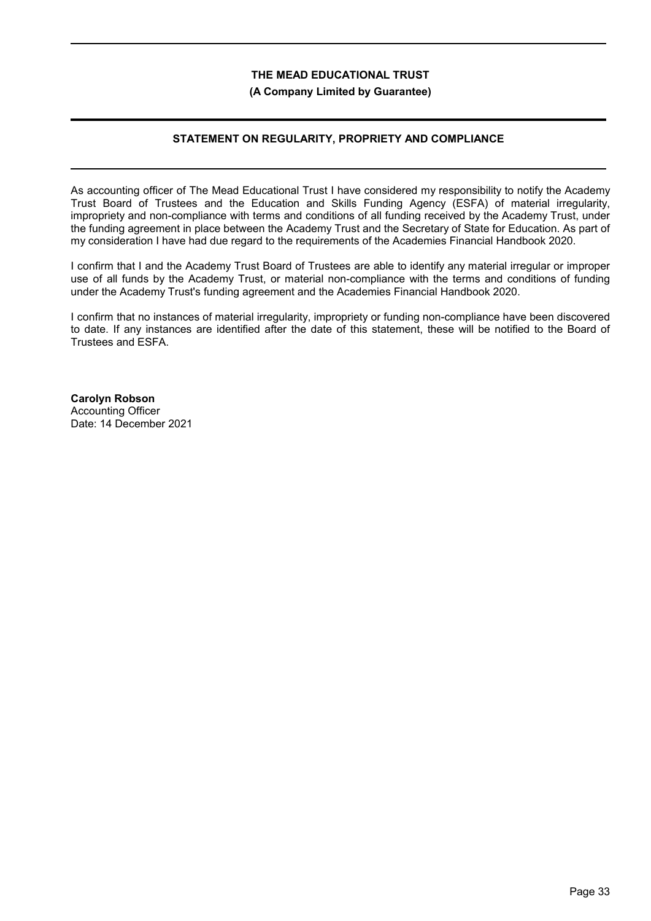# THE MEAD EDUCATIONAL TRUST

**(A Company Limited by Guarantee)**

## STATEMENT ON REGULARITY, PROPRIETY AND COMPLIANCE

As accounting officer of The Mead Educational Trust I have considered my responsibility to notify the Academy Trust Board of Trustees and the Education and Skills Funding Agency (ESFA) of material irregularity, impropriety and non-compliance with terms and conditions of all funding received by the Academy Trust, under the funding agreement in place between the Academy Trust and the Secretary of State for Education. As part of my consideration I have had due regard to the requirements of the Academies Financial Handbook 2020.

I confirm that I and the Academy Trust Board of Trustees are able to identify any material irregular or improper use of all funds by the Academy Trust, or material non-compliance with the terms and conditions of funding under the Academy Trust's funding agreement and the Academies Financial Handbook 2020.

I confirm that no instances of material irregularity, impropriety or funding non-compliance have been discovered to date. If any instances are identified after the date of this statement, these will be notified to the Board of Trustees and ESFA.

**Carolyn Robson**
Accounting Officer
Date: 14 December 2021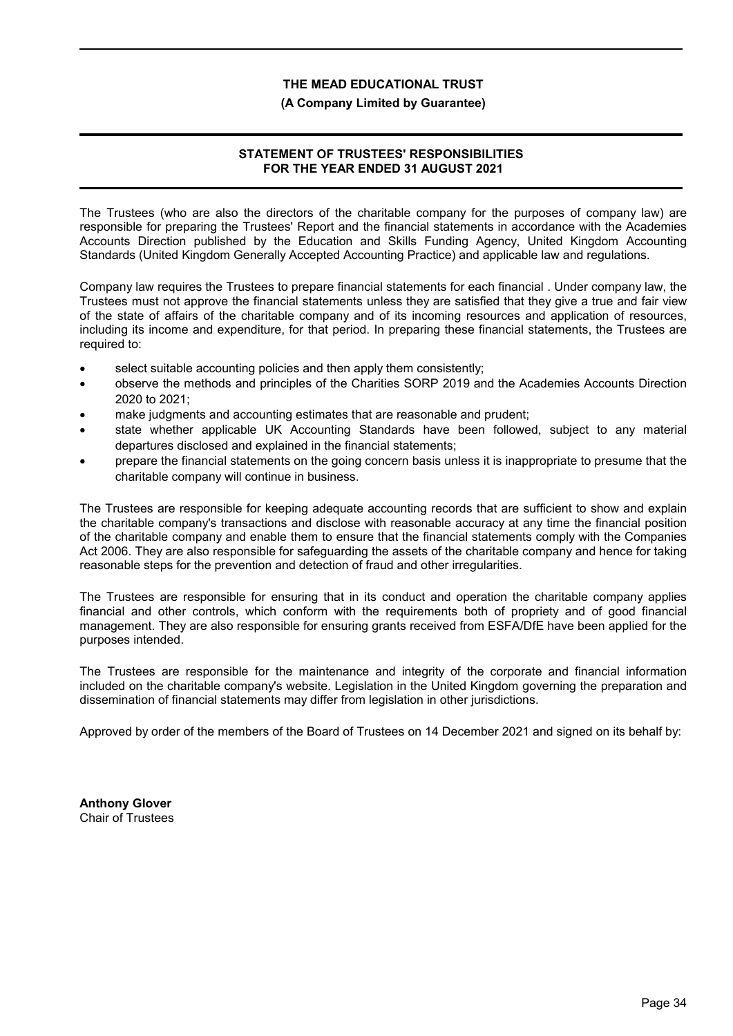# THE MEAD EDUCATIONAL TRUST

**(A Company Limited by Guarantee)**

## STATEMENT OF TRUSTEES' RESPONSIBILITIES FOR THE YEAR ENDED 31 AUGUST 2021

The Trustees (who are also the directors of the charitable company for the purposes of company law) are responsible for preparing the Trustees' Report and the financial statements in accordance with the Academies Accounts Direction published by the Education and Skills Funding Agency, United Kingdom Accounting Standards (United Kingdom Generally Accepted Accounting Practice) and applicable law and regulations.

Company law requires the Trustees to prepare financial statements for each financial . Under company law, the Trustees must not approve the financial statements unless they are satisfied that they give a true and fair view of the state of affairs of the charitable company and of its incoming resources and application of resources, including its income and expenditure, for that period. In preparing these financial statements, the Trustees are required to:

- select suitable accounting policies and then apply them consistently;
- observe the methods and principles of the Charities SORP 2019 and the Academies Accounts Direction 2020 to 2021;
- make judgments and accounting estimates that are reasonable and prudent;
- state whether applicable UK Accounting Standards have been followed, subject to any material departures disclosed and explained in the financial statements;
- prepare the financial statements on the going concern basis unless it is inappropriate to presume that the charitable company will continue in business.

The Trustees are responsible for keeping adequate accounting records that are sufficient to show and explain the charitable company's transactions and disclose with reasonable accuracy at any time the financial position of the charitable company and enable them to ensure that the financial statements comply with the Companies Act 2006. They are also responsible for safeguarding the assets of the charitable company and hence for taking reasonable steps for the prevention and detection of fraud and other irregularities.

The Trustees are responsible for ensuring that in its conduct and operation the charitable company applies financial and other controls, which conform with the requirements both of propriety and of good financial management. They are also responsible for ensuring grants received from ESFA/DfE have been applied for the purposes intended.

The Trustees are responsible for the maintenance and integrity of the corporate and financial information included on the charitable company's website. Legislation in the United Kingdom governing the preparation and dissemination of financial statements may differ from legislation in other jurisdictions.

Approved by order of the members of the Board of Trustees on 14 December 2021 and signed on its behalf by:

**Anthony Glover**
Chair of Trustees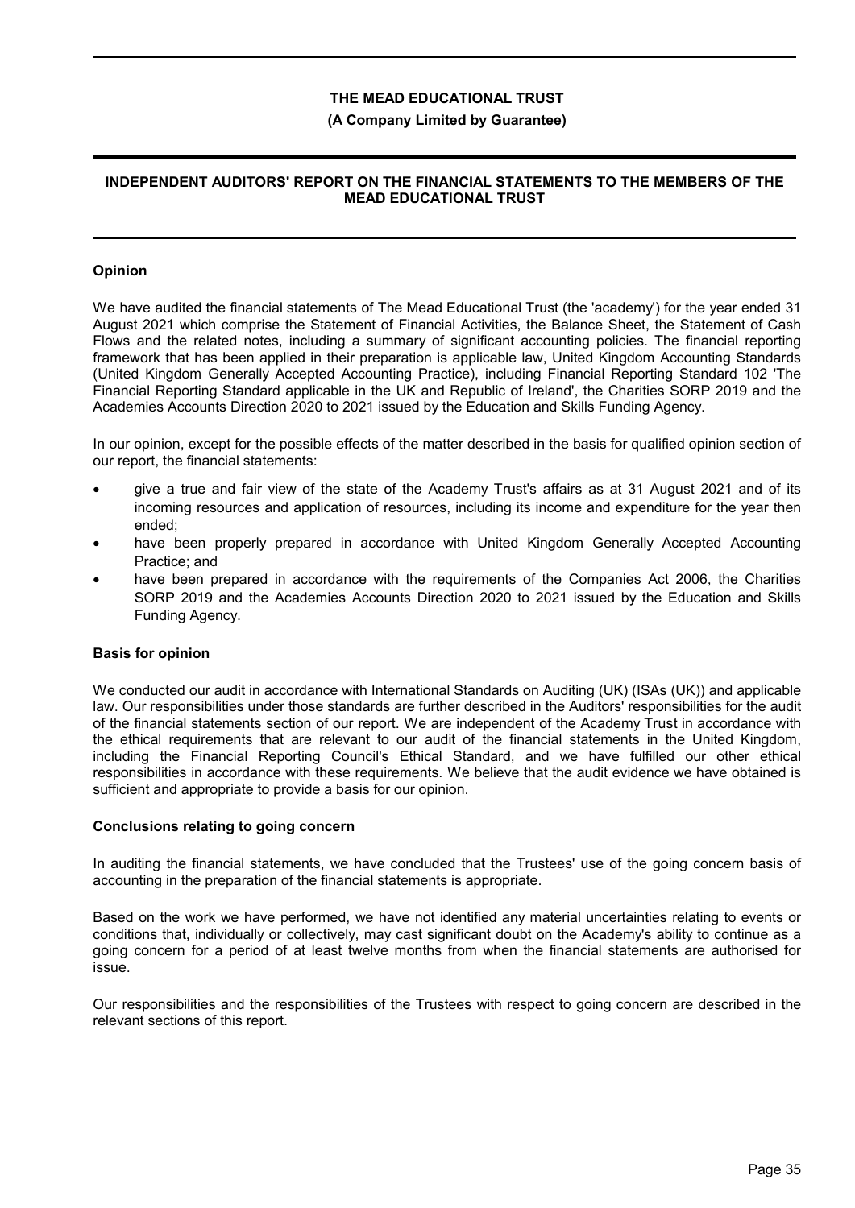# THE MEAD EDUCATIONAL TRUST

**(A Company Limited by Guarantee)**

## INDEPENDENT AUDITORS' REPORT ON THE FINANCIAL STATEMENTS TO THE MEMBERS OF THE MEAD EDUCATIONAL TRUST

### Opinion

We have audited the financial statements of The Mead Educational Trust (the 'academy') for the year ended 31 August 2021 which comprise the Statement of Financial Activities, the Balance Sheet, the Statement of Cash Flows and the related notes, including a summary of significant accounting policies. The financial reporting framework that has been applied in their preparation is applicable law, United Kingdom Accounting Standards (United Kingdom Generally Accepted Accounting Practice), including Financial Reporting Standard 102 'The Financial Reporting Standard applicable in the UK and Republic of Ireland', the Charities SORP 2019 and the Academies Accounts Direction 2020 to 2021 issued by the Education and Skills Funding Agency.

In our opinion, except for the possible effects of the matter described in the basis for qualified opinion section of our report, the financial statements:

- give a true and fair view of the state of the Academy Trust's affairs as at 31 August 2021 and of its incoming resources and application of resources, including its income and expenditure for the year then ended;
- have been properly prepared in accordance with United Kingdom Generally Accepted Accounting Practice; and
- have been prepared in accordance with the requirements of the Companies Act 2006, the Charities SORP 2019 and the Academies Accounts Direction 2020 to 2021 issued by the Education and Skills Funding Agency.

### Basis for opinion

We conducted our audit in accordance with International Standards on Auditing (UK) (ISAs (UK)) and applicable law. Our responsibilities under those standards are further described in the Auditors' responsibilities for the audit of the financial statements section of our report. We are independent of the Academy Trust in accordance with the ethical requirements that are relevant to our audit of the financial statements in the United Kingdom, including the Financial Reporting Council's Ethical Standard, and we have fulfilled our other ethical responsibilities in accordance with these requirements. We believe that the audit evidence we have obtained is sufficient and appropriate to provide a basis for our opinion.

### Conclusions relating to going concern

In auditing the financial statements, we have concluded that the Trustees' use of the going concern basis of accounting in the preparation of the financial statements is appropriate.

Based on the work we have performed, we have not identified any material uncertainties relating to events or conditions that, individually or collectively, may cast significant doubt on the Academy's ability to continue as a going concern for a period of at least twelve months from when the financial statements are authorised for issue.

Our responsibilities and the responsibilities of the Trustees with respect to going concern are described in the relevant sections of this report.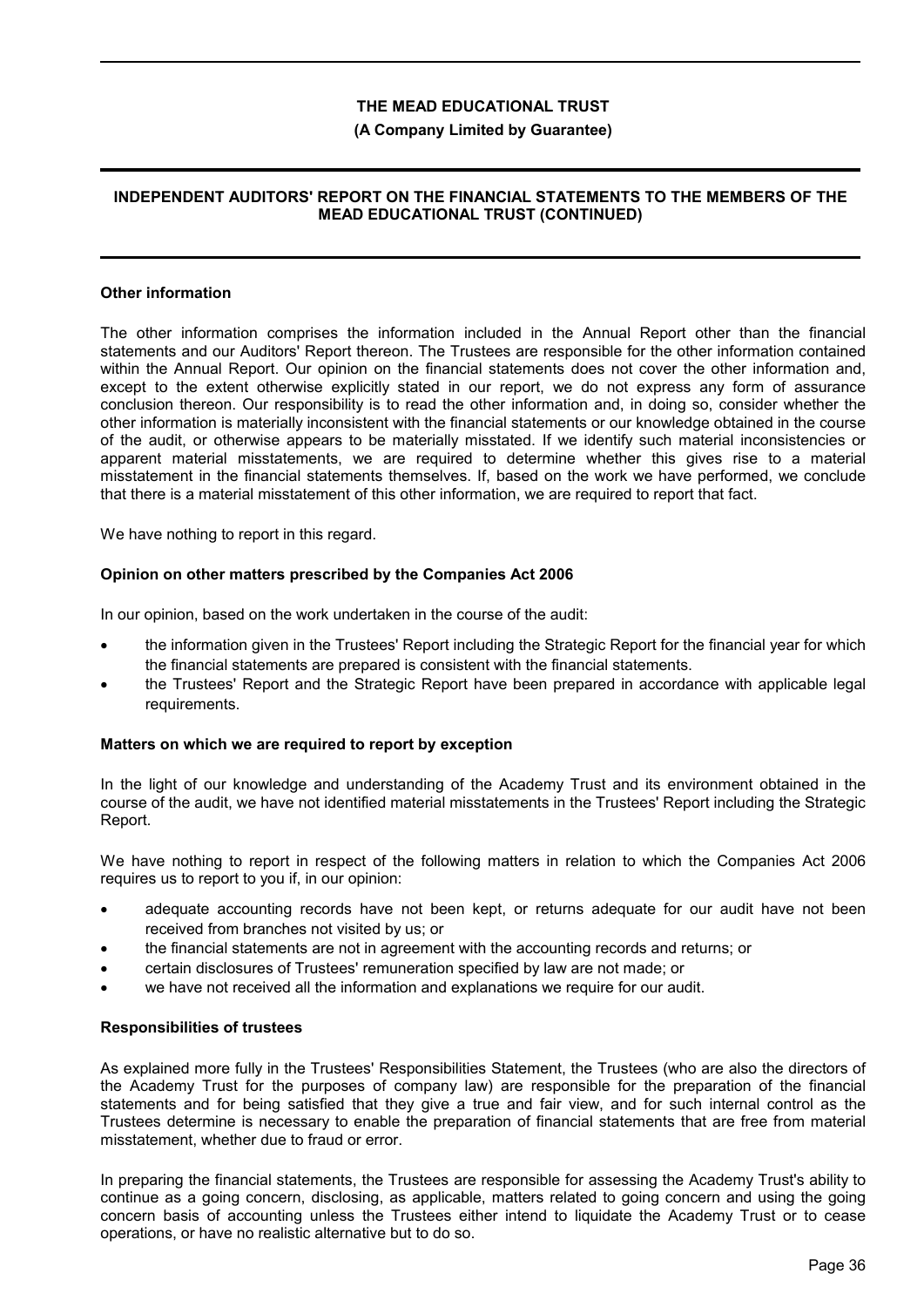## Other information

The other information comprises the information included in the Annual Report other than the financial statements and our Auditors' Report thereon. The Trustees are responsible for the other information contained within the Annual Report. Our opinion on the financial statements does not cover the other information and, except to the extent otherwise explicitly stated in our report, we do not express any form of assurance conclusion thereon. Our responsibility is to read the other information and, in doing so, consider whether the other information is materially inconsistent with the financial statements or our knowledge obtained in the course of the audit, or otherwise appears to be materially misstated. If we identify such material inconsistencies or apparent material misstatements, we are required to determine whether this gives rise to a material misstatement in the financial statements themselves. If, based on the work we have performed, we conclude that there is a material misstatement of this other information, we are required to report that fact.

We have nothing to report in this regard.

## Opinion on other matters prescribed by the Companies Act 2006

In our opinion, based on the work undertaken in the course of the audit:

- the information given in the Trustees' Report including the Strategic Report for the financial year for which the financial statements are prepared is consistent with the financial statements.
- the Trustees' Report and the Strategic Report have been prepared in accordance with applicable legal requirements.

## Matters on which we are required to report by exception

In the light of our knowledge and understanding of the Academy Trust and its environment obtained in the course of the audit, we have not identified material misstatements in the Trustees' Report including the Strategic Report.

We have nothing to report in respect of the following matters in relation to which the Companies Act 2006 requires us to report to you if, in our opinion:

- adequate accounting records have not been kept, or returns adequate for our audit have not been received from branches not visited by us; or
- the financial statements are not in agreement with the accounting records and returns; or
- certain disclosures of Trustees' remuneration specified by law are not made; or
- we have not received all the information and explanations we require for our audit.

## Responsibilities of trustees

As explained more fully in the Trustees' Responsibilities Statement, the Trustees (who are also the directors of the Academy Trust for the purposes of company law) are responsible for the preparation of the financial statements and for being satisfied that they give a true and fair view, and for such internal control as the Trustees determine is necessary to enable the preparation of financial statements that are free from material misstatement, whether due to fraud or error.

In preparing the financial statements, the Trustees are responsible for assessing the Academy Trust's ability to continue as a going concern, disclosing, as applicable, matters related to going concern and using the going concern basis of accounting unless the Trustees either intend to liquidate the Academy Trust or to cease operations, or have no realistic alternative but to do so.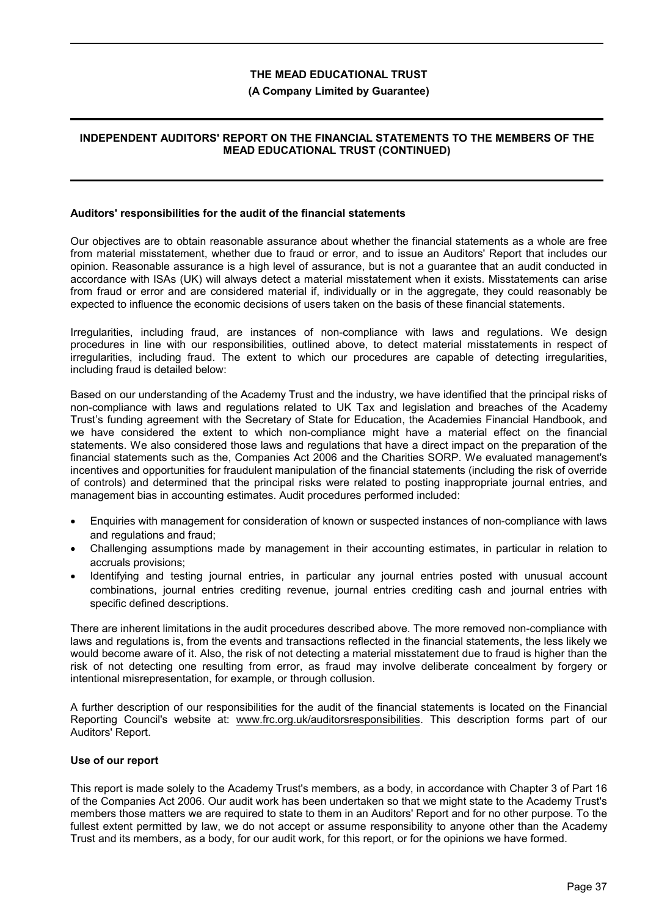# THE MEAD EDUCATIONAL TRUST

**(A Company Limited by Guarantee)**

## INDEPENDENT AUDITORS' REPORT ON THE FINANCIAL STATEMENTS TO THE MEMBERS OF THE MEAD EDUCATIONAL TRUST (CONTINUED)

### Auditors' responsibilities for the audit of the financial statements

Our objectives are to obtain reasonable assurance about whether the financial statements as a whole are free from material misstatement, whether due to fraud or error, and to issue an Auditors' Report that includes our opinion. Reasonable assurance is a high level of assurance, but is not a guarantee that an audit conducted in accordance with ISAs (UK) will always detect a material misstatement when it exists. Misstatements can arise from fraud or error and are considered material if, individually or in the aggregate, they could reasonably be expected to influence the economic decisions of users taken on the basis of these financial statements.

Irregularities, including fraud, are instances of non-compliance with laws and regulations. We design procedures in line with our responsibilities, outlined above, to detect material misstatements in respect of irregularities, including fraud. The extent to which our procedures are capable of detecting irregularities, including fraud is detailed below:

Based on our understanding of the Academy Trust and the industry, we have identified that the principal risks of non-compliance with laws and regulations related to UK Tax and legislation and breaches of the Academy Trust's funding agreement with the Secretary of State for Education, the Academies Financial Handbook, and we have considered the extent to which non-compliance might have a material effect on the financial statements. We also considered those laws and regulations that have a direct impact on the preparation of the financial statements such as the, Companies Act 2006 and the Charities SORP. We evaluated management's incentives and opportunities for fraudulent manipulation of the financial statements (including the risk of override of controls) and determined that the principal risks were related to posting inappropriate journal entries, and management bias in accounting estimates. Audit procedures performed included:

- Enquiries with management for consideration of known or suspected instances of non-compliance with laws and regulations and fraud;
- Challenging assumptions made by management in their accounting estimates, in particular in relation to accruals provisions;
- Identifying and testing journal entries, in particular any journal entries posted with unusual account combinations, journal entries crediting revenue, journal entries crediting cash and journal entries with specific defined descriptions.

There are inherent limitations in the audit procedures described above. The more removed non-compliance with laws and regulations is, from the events and transactions reflected in the financial statements, the less likely we would become aware of it. Also, the risk of not detecting a material misstatement due to fraud is higher than the risk of not detecting one resulting from error, as fraud may involve deliberate concealment by forgery or intentional misrepresentation, for example, or through collusion.

A further description of our responsibilities for the audit of the financial statements is located on the Financial Reporting Council's website at: www.frc.org.uk/auditorsresponsibilities. This description forms part of our Auditors' Report.

### Use of our report

This report is made solely to the Academy Trust's members, as a body, in accordance with Chapter 3 of Part 16 of the Companies Act 2006. Our audit work has been undertaken so that we might state to the Academy Trust's members those matters we are required to state to them in an Auditors' Report and for no other purpose. To the fullest extent permitted by law, we do not accept or assume responsibility to anyone other than the Academy Trust and its members, as a body, for our audit work, for this report, or for the opinions we have formed.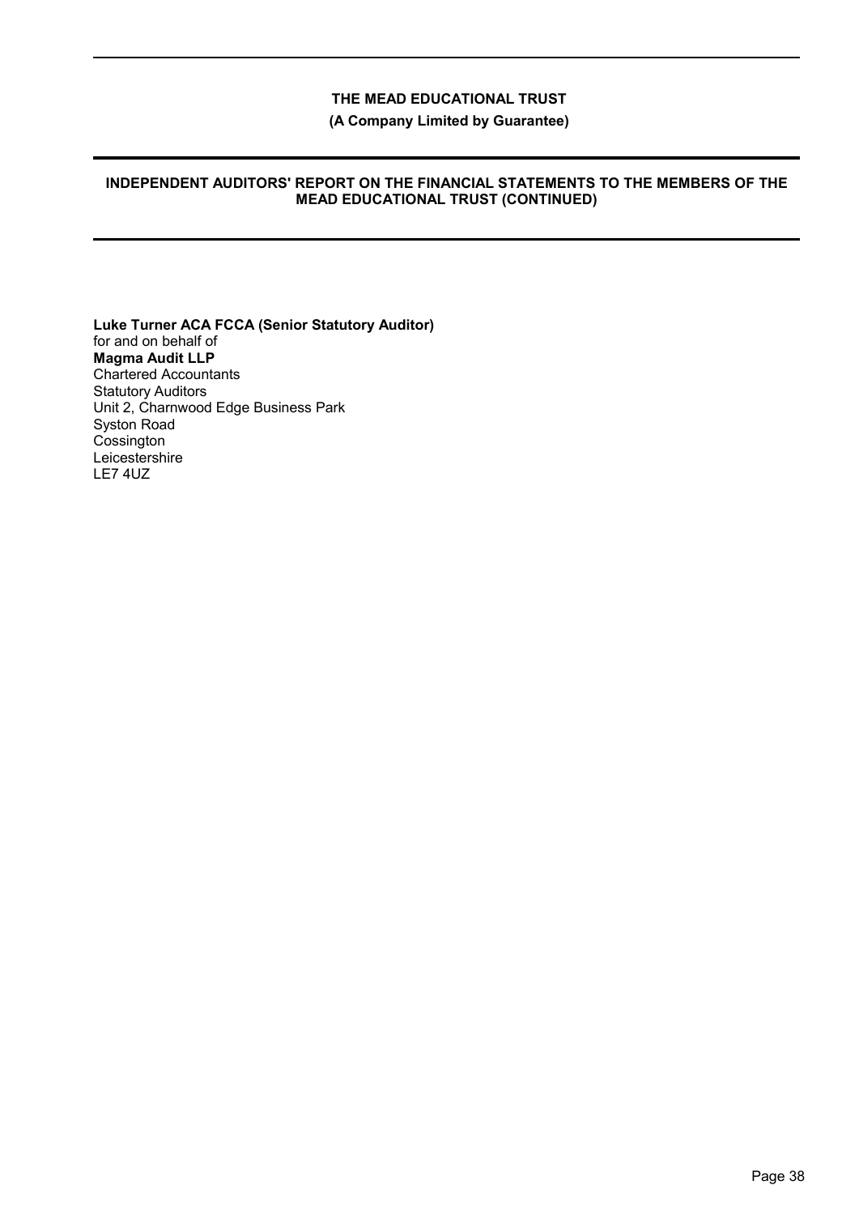**Luke Turner ACA FCCA (Senior Statutory Auditor)**
for and on behalf of
**Magma Audit LLP**
Chartered Accountants
Statutory Auditors
Unit 2, Charnwood Edge Business Park
Syston Road
Cossington
Leicestershire
LE7 4UZ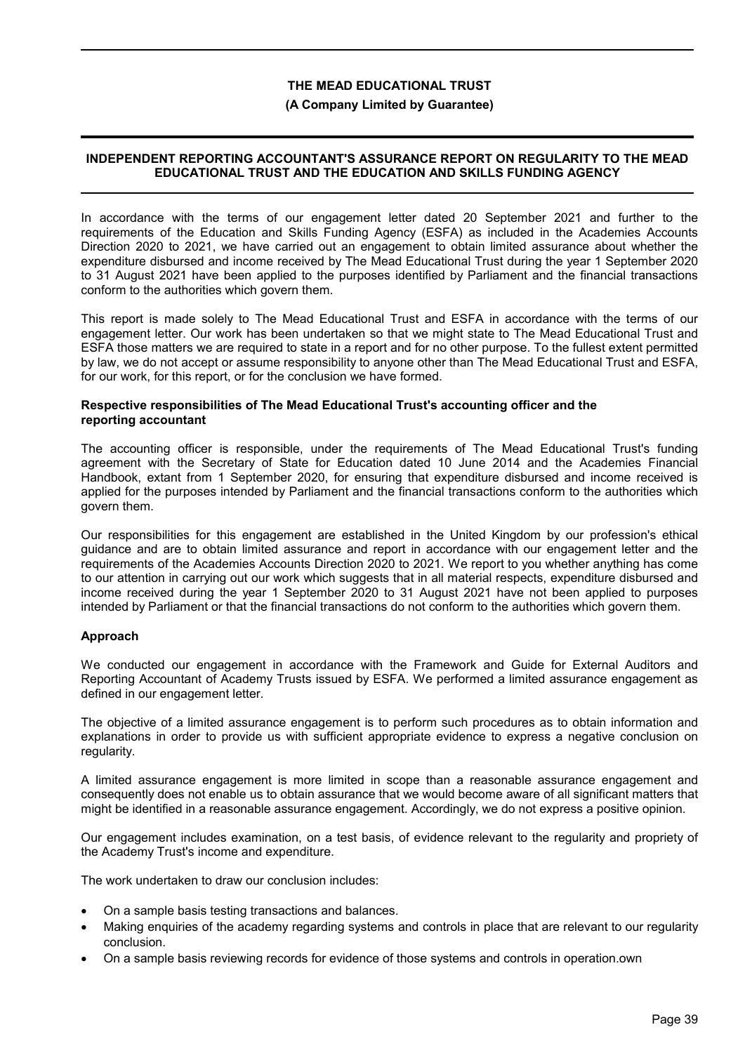# THE MEAD EDUCATIONAL TRUST

**(A Company Limited by Guarantee)**

## INDEPENDENT REPORTING ACCOUNTANT'S ASSURANCE REPORT ON REGULARITY TO THE MEAD EDUCATIONAL TRUST AND THE EDUCATION AND SKILLS FUNDING AGENCY

In accordance with the terms of our engagement letter dated 20 September 2021 and further to the requirements of the Education and Skills Funding Agency (ESFA) as included in the Academies Accounts Direction 2020 to 2021, we have carried out an engagement to obtain limited assurance about whether the expenditure disbursed and income received by The Mead Educational Trust during the year 1 September 2020 to 31 August 2021 have been applied to the purposes identified by Parliament and the financial transactions conform to the authorities which govern them.

This report is made solely to The Mead Educational Trust and ESFA in accordance with the terms of our engagement letter. Our work has been undertaken so that we might state to The Mead Educational Trust and ESFA those matters we are required to state in a report and for no other purpose. To the fullest extent permitted by law, we do not accept or assume responsibility to anyone other than The Mead Educational Trust and ESFA, for our work, for this report, or for the conclusion we have formed.

### Respective responsibilities of The Mead Educational Trust's accounting officer and the reporting accountant

The accounting officer is responsible, under the requirements of The Mead Educational Trust's funding agreement with the Secretary of State for Education dated 10 June 2014 and the Academies Financial Handbook, extant from 1 September 2020, for ensuring that expenditure disbursed and income received is applied for the purposes intended by Parliament and the financial transactions conform to the authorities which govern them.

Our responsibilities for this engagement are established in the United Kingdom by our profession's ethical guidance and are to obtain limited assurance and report in accordance with our engagement letter and the requirements of the Academies Accounts Direction 2020 to 2021. We report to you whether anything has come to our attention in carrying out our work which suggests that in all material respects, expenditure disbursed and income received during the year 1 September 2020 to 31 August 2021 have not been applied to purposes intended by Parliament or that the financial transactions do not conform to the authorities which govern them.

### Approach

We conducted our engagement in accordance with the Framework and Guide for External Auditors and Reporting Accountant of Academy Trusts issued by ESFA. We performed a limited assurance engagement as defined in our engagement letter.

The objective of a limited assurance engagement is to perform such procedures as to obtain information and explanations in order to provide us with sufficient appropriate evidence to express a negative conclusion on regularity.

A limited assurance engagement is more limited in scope than a reasonable assurance engagement and consequently does not enable us to obtain assurance that we would become aware of all significant matters that might be identified in a reasonable assurance engagement. Accordingly, we do not express a positive opinion.

Our engagement includes examination, on a test basis, of evidence relevant to the regularity and propriety of the Academy Trust's income and expenditure.

The work undertaken to draw our conclusion includes:

- On a sample basis testing transactions and balances.
- Making enquiries of the academy regarding systems and controls in place that are relevant to our regularity conclusion.
- On a sample basis reviewing records for evidence of those systems and controls in operation.own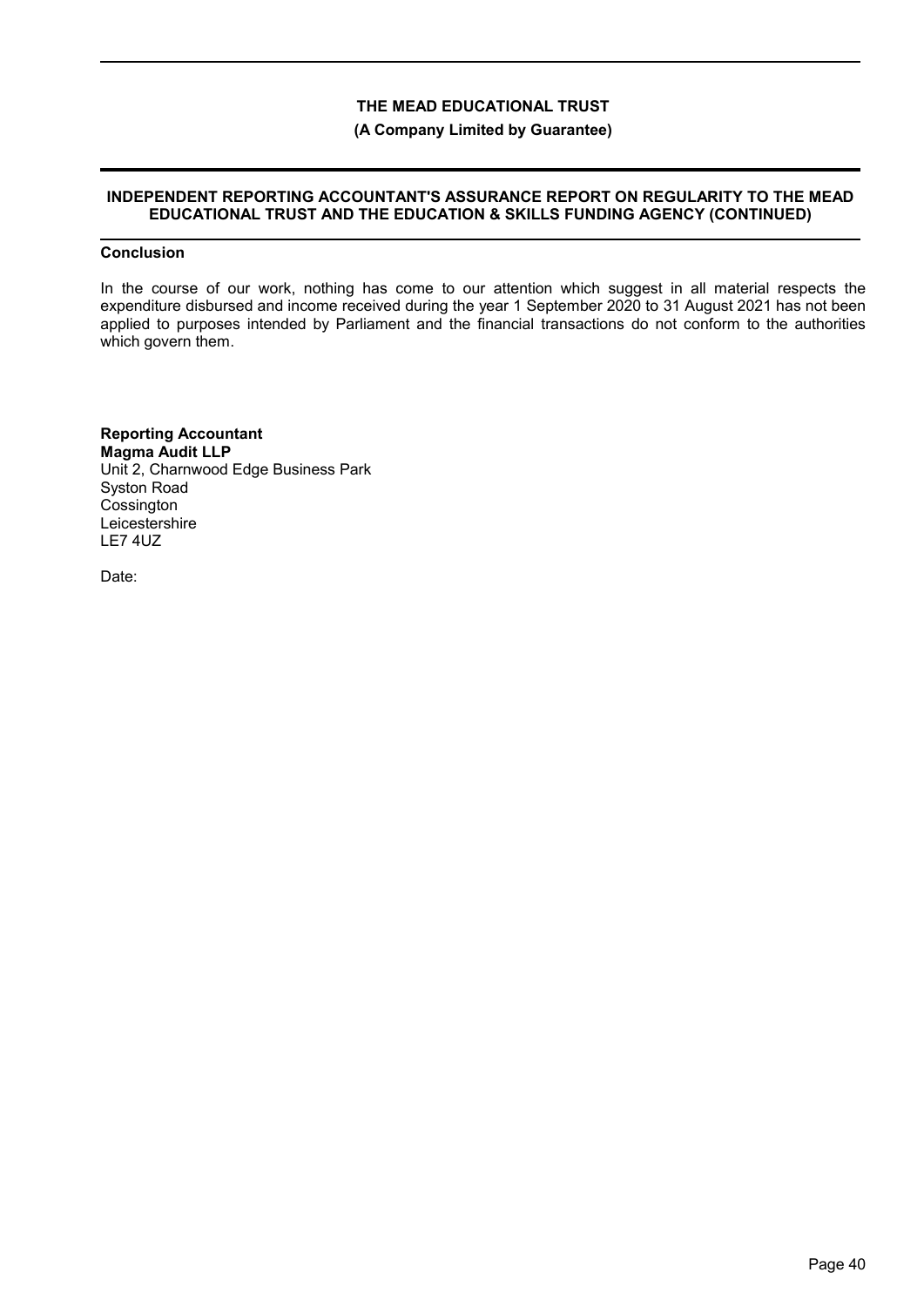# INDEPENDENT REPORTING ACCOUNTANT'S ASSURANCE REPORT ON REGULARITY TO THE MEAD EDUCATIONAL TRUST AND THE EDUCATION & SKILLS FUNDING AGENCY (CONTINUED)

## Conclusion

In the course of our work, nothing has come to our attention which suggest in all material respects the expenditure disbursed and income received during the year 1 September 2020 to 31 August 2021 has not been applied to purposes intended by Parliament and the financial transactions do not conform to the authorities which govern them.

**Reporting Accountant**
**Magma Audit LLP**
Unit 2, Charnwood Edge Business Park
Syston Road
Cossington
Leicestershire
LE7 4UZ

Date: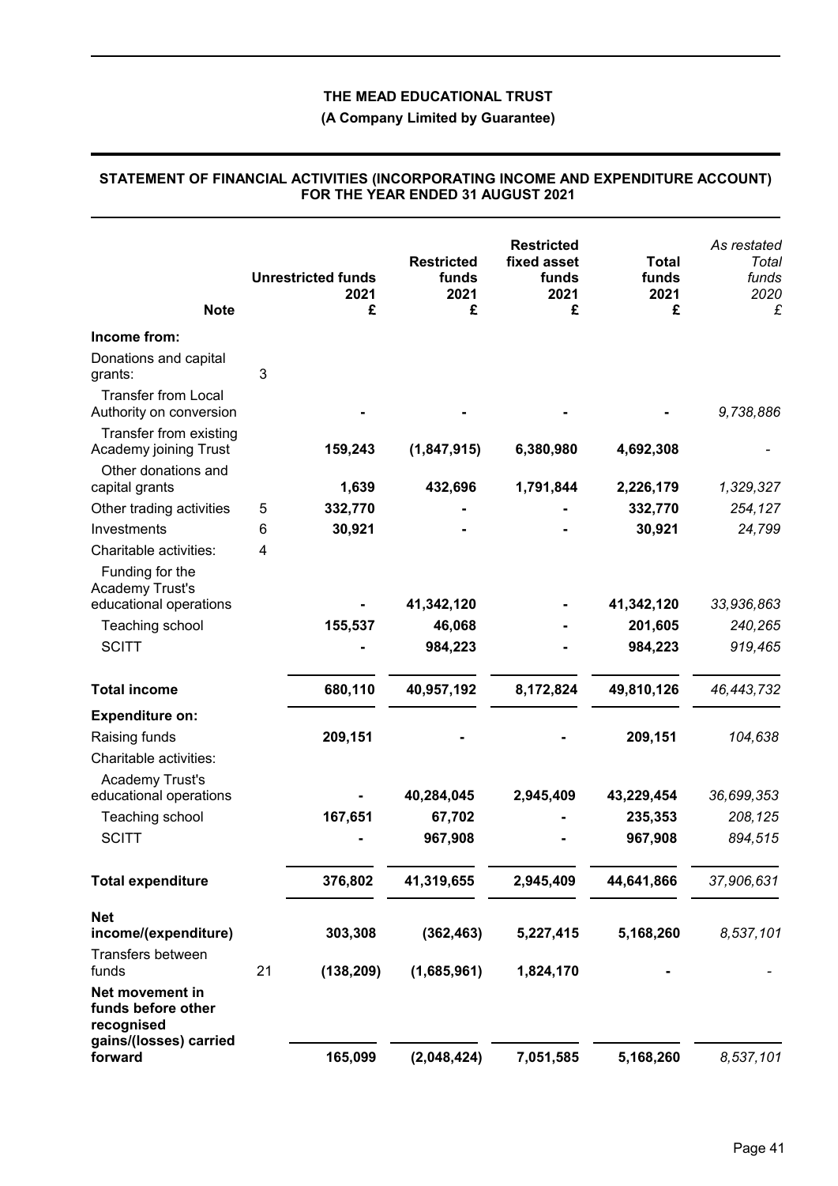# THE MEAD EDUCATIONAL TRUST

**(A Company Limited by Guarantee)**

## STATEMENT OF FINANCIAL ACTIVITIES (INCORPORATING INCOME AND EXPENDITURE ACCOUNT) FOR THE YEAR ENDED 31 AUGUST 2021

| | Note | Unrestricted funds 2021 £ | Restricted funds 2021 £ | Restricted fixed asset funds 2021 £ | Total funds 2021 £ | *As restated Total funds 2020 £* |
|---|---|---|---|---|---|---|
| **Income from:** | | | | | | |
| Donations and capital grants: | 3 | | | | | |
| Transfer from Local Authority on conversion | | **-** | **-** | **-** | **-** | *9,738,886* |
| Transfer from existing Academy joining Trust | | **159,243** | **(1,847,915)** | **6,380,980** | **4,692,308** | *-* |
| Other donations and capital grants | | **1,639** | **432,696** | **1,791,844** | **2,226,179** | *1,329,327* |
| Other trading activities | 5 | **332,770** | **-** | **-** | **332,770** | *254,127* |
| Investments | 6 | **30,921** | **-** | **-** | **30,921** | *24,799* |
| Charitable activities: | 4 | | | | | |
| Funding for the Academy Trust's educational operations | | **-** | **41,342,120** | **-** | **41,342,120** | *33,936,863* |
| Teaching school | | **155,537** | **46,068** | **-** | **201,605** | *240,265* |
| SCITT | | **-** | **984,223** | **-** | **984,223** | *919,465* |
| **Total income** | | **680,110** | **40,957,192** | **8,172,824** | **49,810,126** | *46,443,732* |
| **Expenditure on:** | | | | | | |
| Raising funds | | **209,151** | **-** | **-** | **209,151** | *104,638* |
| Charitable activities: | | | | | | |
| Academy Trust's educational operations | | **-** | **40,284,045** | **2,945,409** | **43,229,454** | *36,699,353* |
| Teaching school | | **167,651** | **67,702** | **-** | **235,353** | *208,125* |
| SCITT | | **-** | **967,908** | **-** | **967,908** | *894,515* |
| **Total expenditure** | | **376,802** | **41,319,655** | **2,945,409** | **44,641,866** | *37,906,631* |
| **Net income/(expenditure)** | | **303,308** | **(362,463)** | **5,227,415** | **5,168,260** | *8,537,101* |
| Transfers between funds | 21 | **(138,209)** | **(1,685,961)** | **1,824,170** | **-** | *-* |
| **Net movement in funds before other recognised gains/(losses) carried forward** | | **165,099** | **(2,048,424)** | **7,051,585** | **5,168,260** | *8,537,101* |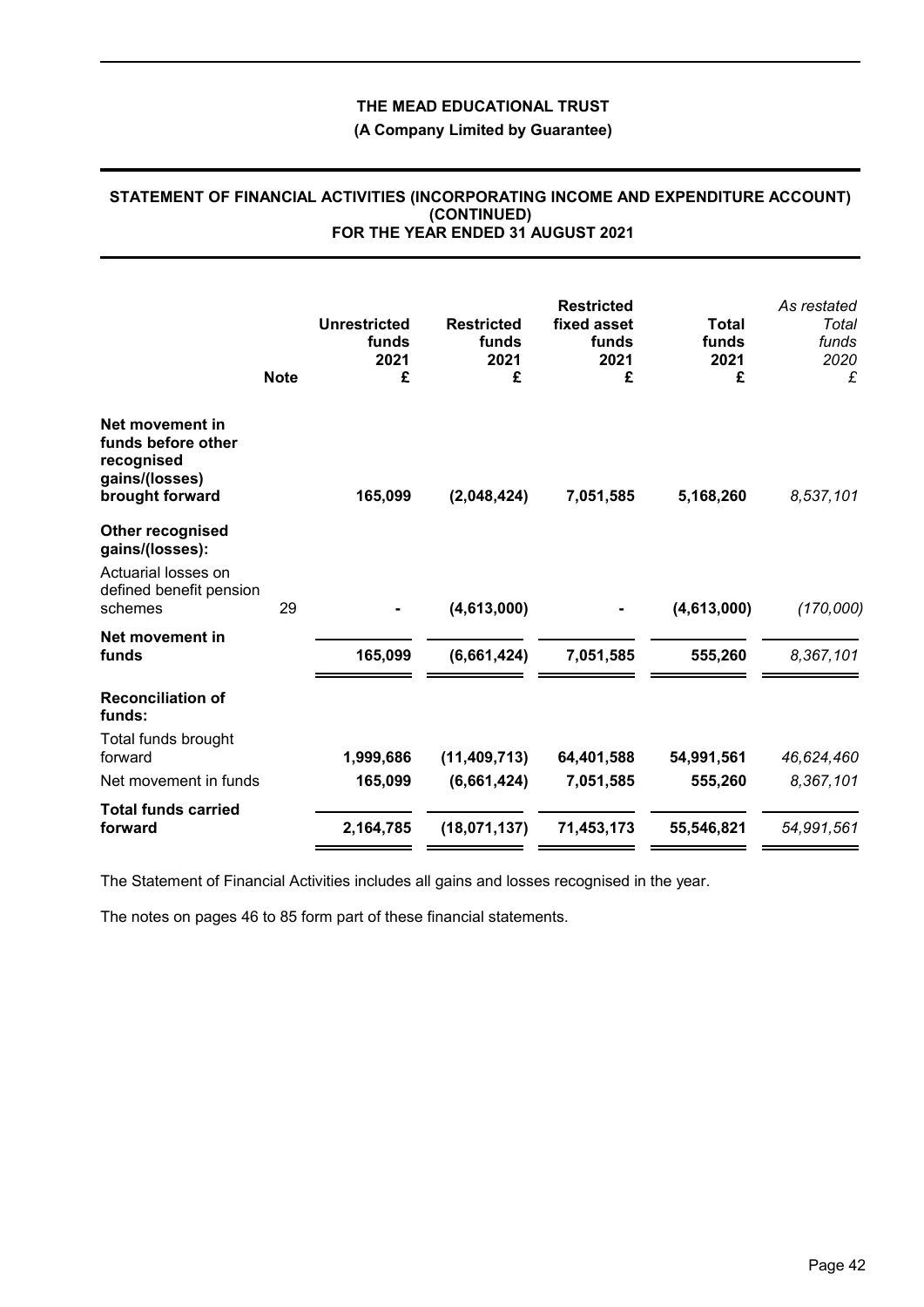**THE MEAD EDUCATIONAL TRUST**

**(A Company Limited by Guarantee)**

## STATEMENT OF FINANCIAL ACTIVITIES (INCORPORATING INCOME AND EXPENDITURE ACCOUNT) (CONTINUED) FOR THE YEAR ENDED 31 AUGUST 2021

| | Note | Unrestricted funds 2021 £ | Restricted funds 2021 £ | Restricted fixed asset funds 2021 £ | Total funds 2021 £ | *As restated Total funds 2020 £* |
|---|---|---|---|---|---|---|
| **Net movement in funds before other recognised gains/(losses) brought forward** | | **165,099** | **(2,048,424)** | **7,051,585** | **5,168,260** | *8,537,101* |
| **Other recognised gains/(losses):** | | | | | | |
| Actuarial losses on defined benefit pension schemes | 29 | **-** | **(4,613,000)** | **-** | **(4,613,000)** | *(170,000)* |
| **Net movement in funds** | | **165,099** | **(6,661,424)** | **7,051,585** | **555,260** | *8,367,101* |
| **Reconciliation of funds:** | | | | | | |
| Total funds brought forward | | **1,999,686** | **(11,409,713)** | **64,401,588** | **54,991,561** | *46,624,460* |
| Net movement in funds | | **165,099** | **(6,661,424)** | **7,051,585** | **555,260** | *8,367,101* |
| **Total funds carried forward** | | **2,164,785** | **(18,071,137)** | **71,453,173** | **55,546,821** | *54,991,561* |

The Statement of Financial Activities includes all gains and losses recognised in the year.

The notes on pages 46 to 85 form part of these financial statements.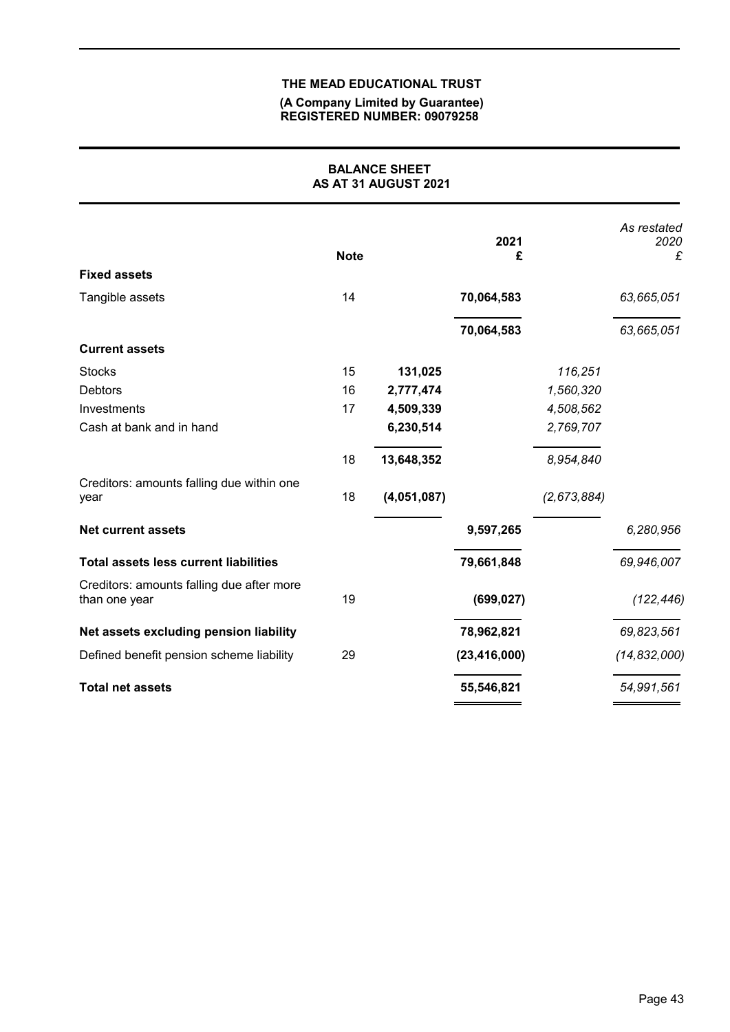**THE MEAD EDUCATIONAL TRUST**

**(A Company Limited by Guarantee)**
**REGISTERED NUMBER: 09079258**

## BALANCE SHEET
## AS AT 31 AUGUST 2021

| | Note | | 2021 £ | | *As restated 2020 £* |
|---|---|---|---|---|---|
| **Fixed assets** | | | | | |
| Tangible assets | 14 | | **70,064,583** | | *63,665,051* |
| | | | **70,064,583** | | *63,665,051* |
| **Current assets** | | | | | |
| Stocks | 15 | **131,025** | | *116,251* | |
| Debtors | 16 | **2,777,474** | | *1,560,320* | |
| Investments | 17 | **4,509,339** | | *4,508,562* | |
| Cash at bank and in hand | | **6,230,514** | | *2,769,707* | |
| | 18 | **13,648,352** | | *8,954,840* | |
| Creditors: amounts falling due within one year | 18 | **(4,051,087)** | | *(2,673,884)* | |
| **Net current assets** | | | **9,597,265** | | *6,280,956* |
| **Total assets less current liabilities** | | | **79,661,848** | | *69,946,007* |
| Creditors: amounts falling due after more than one year | 19 | | **(699,027)** | | *(122,446)* |
| **Net assets excluding pension liability** | | | **78,962,821** | | *69,823,561* |
| Defined benefit pension scheme liability | 29 | | **(23,416,000)** | | *(14,832,000)* |
| **Total net assets** | | | **55,546,821** | | *54,991,561* |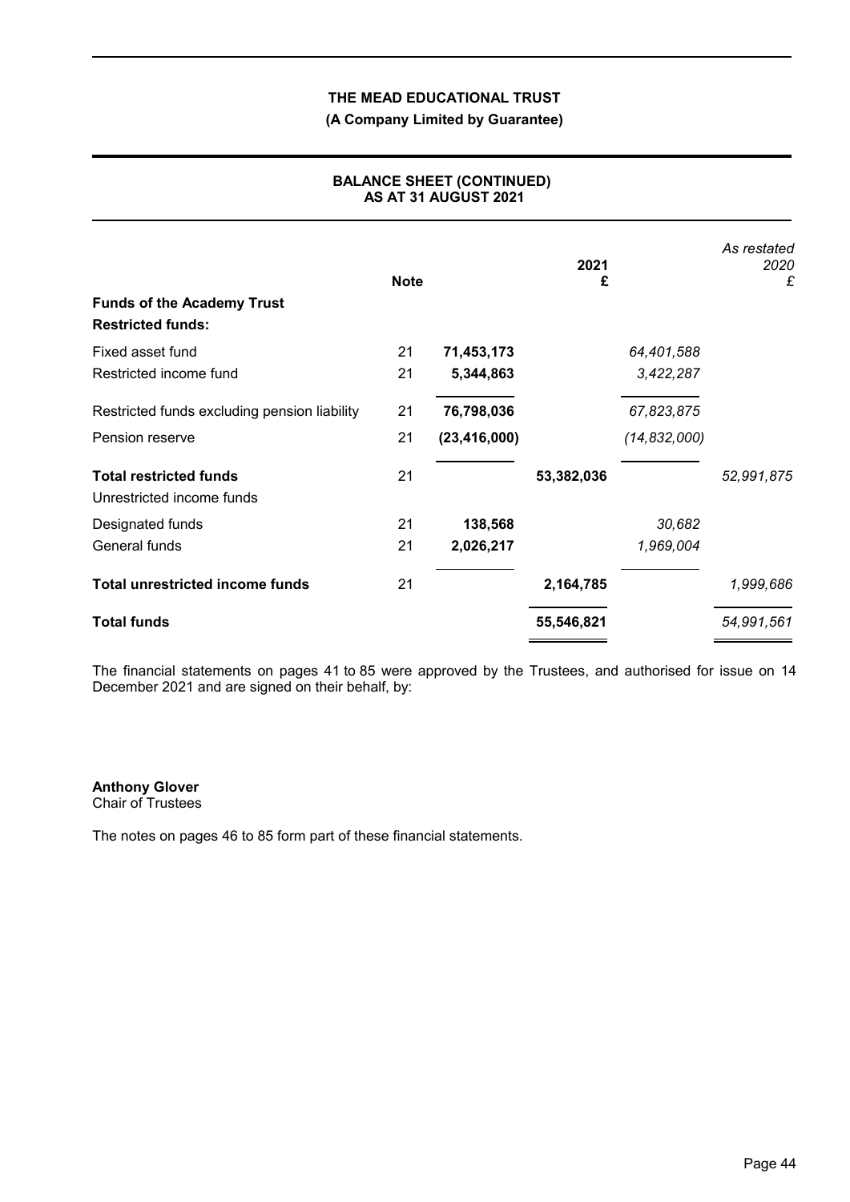# THE MEAD EDUCATIONAL TRUST

**(A Company Limited by Guarantee)**

## BALANCE SHEET (CONTINUED) AS AT 31 AUGUST 2021

| | Note | | 2021 £ | | *As restated 2020 £* |
|---|---|---|---|---|---|
| **Funds of the Academy Trust** | | | | | |
| **Restricted funds:** | | | | | |
| Fixed asset fund | 21 | **71,453,173** | | *64,401,588* | |
| Restricted income fund | 21 | **5,344,863** | | *3,422,287* | |
| Restricted funds excluding pension liability | 21 | **76,798,036** | | *67,823,875* | |
| Pension reserve | 21 | **(23,416,000)** | | *(14,832,000)* | |
| **Total restricted funds** | 21 | | **53,382,036** | | *52,991,875* |
| Unrestricted income funds | | | | | |
| Designated funds | 21 | **138,568** | | *30,682* | |
| General funds | 21 | **2,026,217** | | *1,969,004* | |
| **Total unrestricted income funds** | 21 | | **2,164,785** | | *1,999,686* |
| **Total funds** | | | **55,546,821** | | *54,991,561* |

The financial statements on pages 41 to 85 were approved by the Trustees, and authorised for issue on 14 December 2021 and are signed on their behalf, by:

**Anthony Glover**
Chair of Trustees

The notes on pages 46 to 85 form part of these financial statements.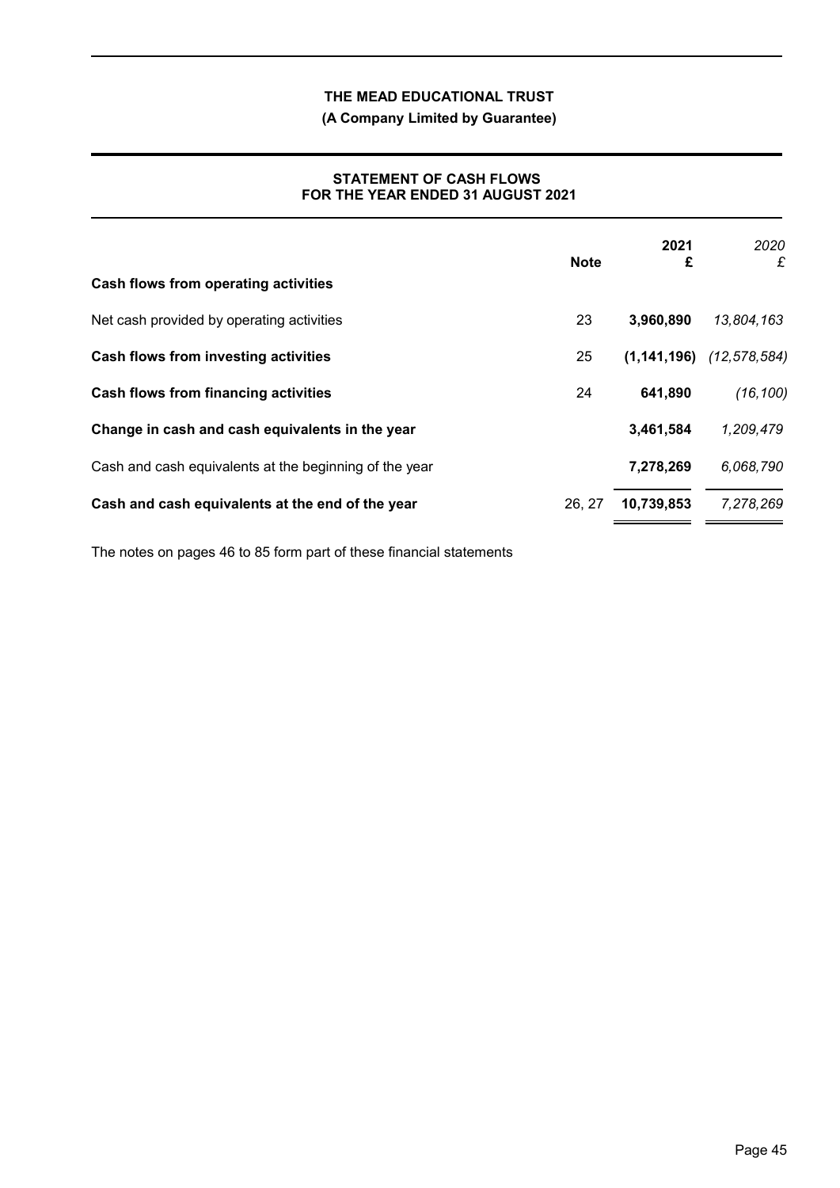**THE MEAD EDUCATIONAL TRUST**

**(A Company Limited by Guarantee)**

## STATEMENT OF CASH FLOWS FOR THE YEAR ENDED 31 AUGUST 2021

| | Note | 2021 £ | *2020 £* |
|---|---|---|---|
| **Cash flows from operating activities** | | | |
| Net cash provided by operating activities | 23 | **3,960,890** | *13,804,163* |
| **Cash flows from investing activities** | 25 | **(1,141,196)** | *(12,578,584)* |
| **Cash flows from financing activities** | 24 | **641,890** | *(16,100)* |
| **Change in cash and cash equivalents in the year** | | **3,461,584** | *1,209,479* |
| Cash and cash equivalents at the beginning of the year | | **7,278,269** | *6,068,790* |
| **Cash and cash equivalents at the end of the year** | 26, 27 | **10,739,853** | *7,278,269* |

The notes on pages 46 to 85 form part of these financial statements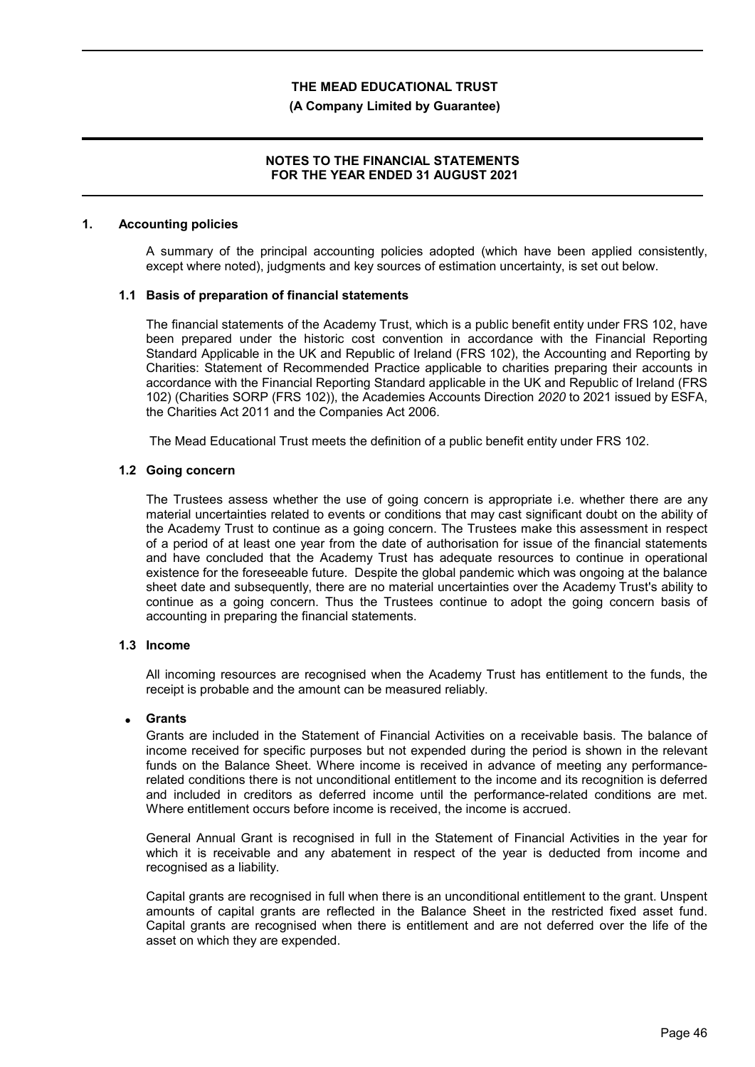# 1. Accounting policies

A summary of the principal accounting policies adopted (which have been applied consistently, except where noted), judgments and key sources of estimation uncertainty, is set out below.

## 1.1 Basis of preparation of financial statements

The financial statements of the Academy Trust, which is a public benefit entity under FRS 102, have been prepared under the historic cost convention in accordance with the Financial Reporting Standard Applicable in the UK and Republic of Ireland (FRS 102), the Accounting and Reporting by Charities: Statement of Recommended Practice applicable to charities preparing their accounts in accordance with the Financial Reporting Standard applicable in the UK and Republic of Ireland (FRS 102) (Charities SORP (FRS 102)), the Academies Accounts Direction *2020* to 2021 issued by ESFA, the Charities Act 2011 and the Companies Act 2006.

The Mead Educational Trust meets the definition of a public benefit entity under FRS 102.

## 1.2 Going concern

The Trustees assess whether the use of going concern is appropriate i.e. whether there are any material uncertainties related to events or conditions that may cast significant doubt on the ability of the Academy Trust to continue as a going concern. The Trustees make this assessment in respect of a period of at least one year from the date of authorisation for issue of the financial statements and have concluded that the Academy Trust has adequate resources to continue in operational existence for the foreseeable future. Despite the global pandemic which was ongoing at the balance sheet date and subsequently, there are no material uncertainties over the Academy Trust's ability to continue as a going concern. Thus the Trustees continue to adopt the going concern basis of accounting in preparing the financial statements.

## 1.3 Income

All incoming resources are recognised when the Academy Trust has entitlement to the funds, the receipt is probable and the amount can be measured reliably.

- **Grants**

Grants are included in the Statement of Financial Activities on a receivable basis. The balance of income received for specific purposes but not expended during the period is shown in the relevant funds on the Balance Sheet. Where income is received in advance of meeting any performance-related conditions there is not unconditional entitlement to the income and its recognition is deferred and included in creditors as deferred income until the performance-related conditions are met. Where entitlement occurs before income is received, the income is accrued.

General Annual Grant is recognised in full in the Statement of Financial Activities in the year for which it is receivable and any abatement in respect of the year is deducted from income and recognised as a liability.

Capital grants are recognised in full when there is an unconditional entitlement to the grant. Unspent amounts of capital grants are reflected in the Balance Sheet in the restricted fixed asset fund. Capital grants are recognised when there is entitlement and are not deferred over the life of the asset on which they are expended.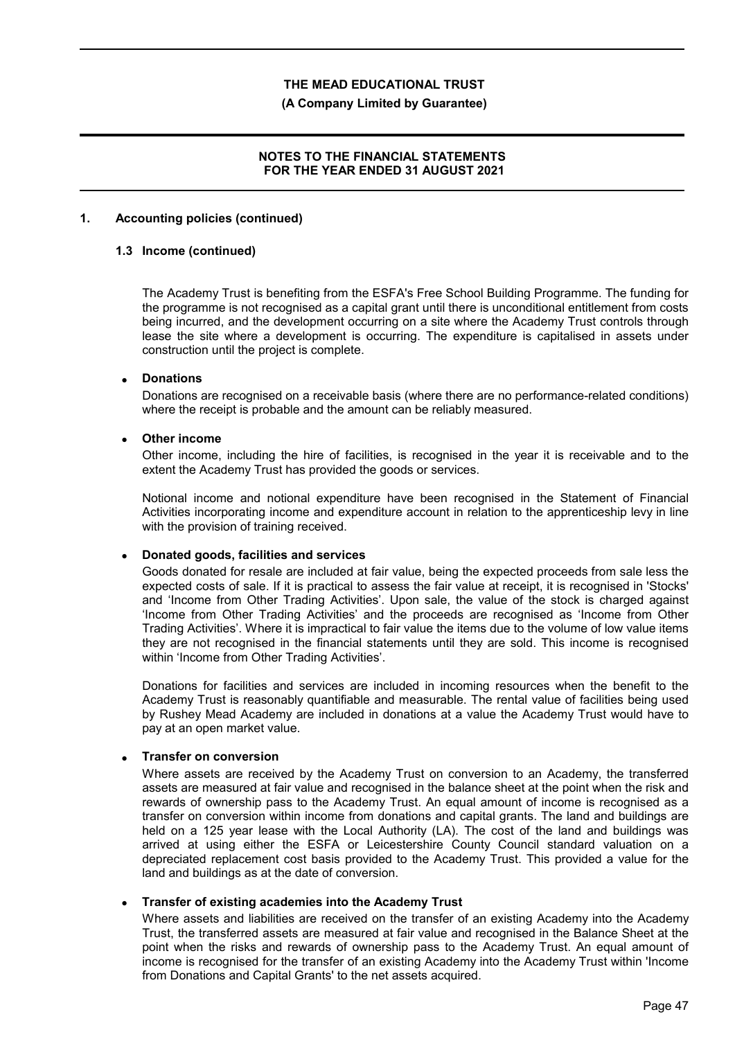## 1. Accounting policies (continued)

### 1.3 Income (continued)

The Academy Trust is benefiting from the ESFA's Free School Building Programme. The funding for the programme is not recognised as a capital grant until there is unconditional entitlement from costs being incurred, and the development occurring on a site where the Academy Trust controls through lease the site where a development is occurring. The expenditure is capitalised in assets under construction until the project is complete.

- **Donations**

  Donations are recognised on a receivable basis (where there are no performance-related conditions) where the receipt is probable and the amount can be reliably measured.

- **Other income**

  Other income, including the hire of facilities, is recognised in the year it is receivable and to the extent the Academy Trust has provided the goods or services.

  Notional income and notional expenditure have been recognised in the Statement of Financial Activities incorporating income and expenditure account in relation to the apprenticeship levy in line with the provision of training received.

- **Donated goods, facilities and services**

  Goods donated for resale are included at fair value, being the expected proceeds from sale less the expected costs of sale. If it is practical to assess the fair value at receipt, it is recognised in 'Stocks' and 'Income from Other Trading Activities'. Upon sale, the value of the stock is charged against 'Income from Other Trading Activities' and the proceeds are recognised as 'Income from Other Trading Activities'. Where it is impractical to fair value the items due to the volume of low value items they are not recognised in the financial statements until they are sold. This income is recognised within 'Income from Other Trading Activities'.

  Donations for facilities and services are included in incoming resources when the benefit to the Academy Trust is reasonably quantifiable and measurable. The rental value of facilities being used by Rushey Mead Academy are included in donations at a value the Academy Trust would have to pay at an open market value.

- **Transfer on conversion**

  Where assets are received by the Academy Trust on conversion to an Academy, the transferred assets are measured at fair value and recognised in the balance sheet at the point when the risk and rewards of ownership pass to the Academy Trust. An equal amount of income is recognised as a transfer on conversion within income from donations and capital grants. The land and buildings are held on a 125 year lease with the Local Authority (LA). The cost of the land and buildings was arrived at using either the ESFA or Leicestershire County Council standard valuation on a depreciated replacement cost basis provided to the Academy Trust. This provided a value for the land and buildings as at the date of conversion.

- **Transfer of existing academies into the Academy Trust**

  Where assets and liabilities are received on the transfer of an existing Academy into the Academy Trust, the transferred assets are measured at fair value and recognised in the Balance Sheet at the point when the risks and rewards of ownership pass to the Academy Trust. An equal amount of income is recognised for the transfer of an existing Academy into the Academy Trust within 'Income from Donations and Capital Grants' to the net assets acquired.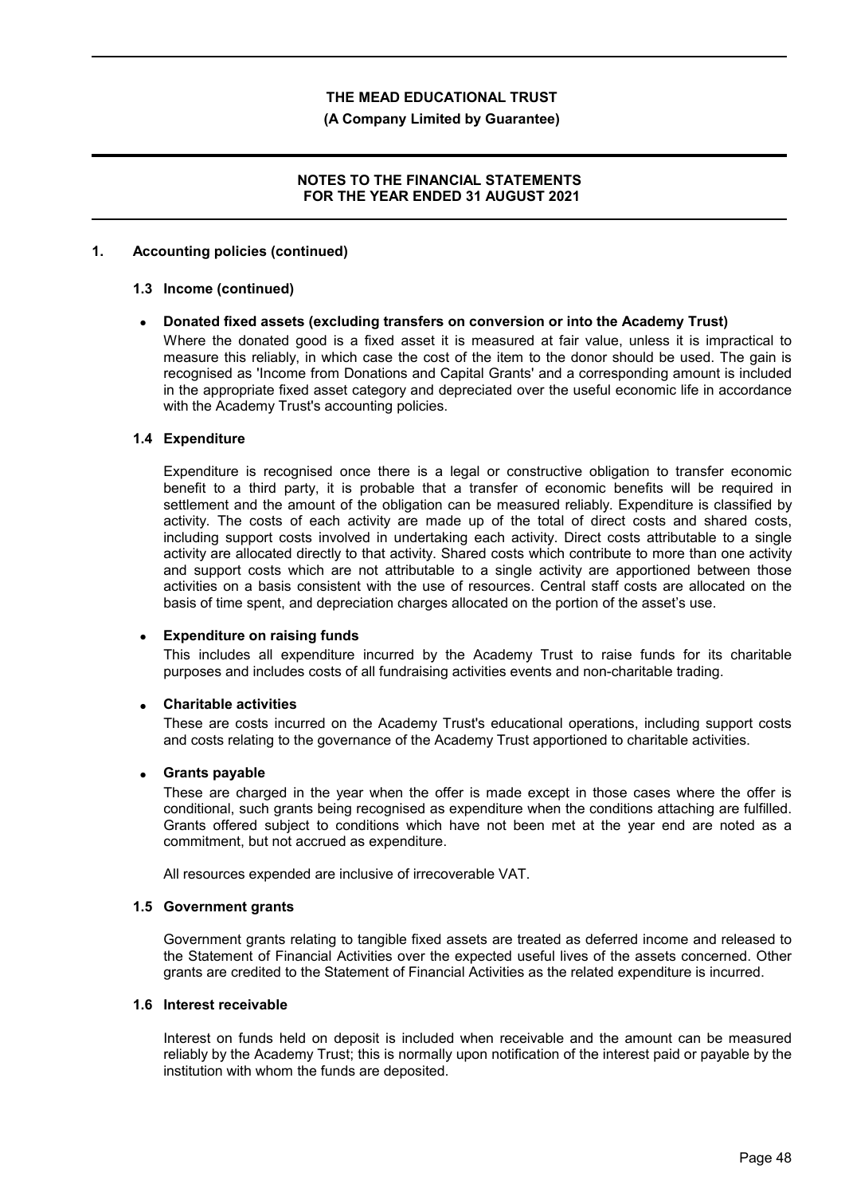## 1. Accounting policies (continued)

### 1.3 Income (continued)

- **Donated fixed assets (excluding transfers on conversion or into the Academy Trust)**

  Where the donated good is a fixed asset it is measured at fair value, unless it is impractical to measure this reliably, in which case the cost of the item to the donor should be used. The gain is recognised as 'Income from Donations and Capital Grants' and a corresponding amount is included in the appropriate fixed asset category and depreciated over the useful economic life in accordance with the Academy Trust's accounting policies.

### 1.4 Expenditure

Expenditure is recognised once there is a legal or constructive obligation to transfer economic benefit to a third party, it is probable that a transfer of economic benefits will be required in settlement and the amount of the obligation can be measured reliably. Expenditure is classified by activity. The costs of each activity are made up of the total of direct costs and shared costs, including support costs involved in undertaking each activity. Direct costs attributable to a single activity are allocated directly to that activity. Shared costs which contribute to more than one activity and support costs which are not attributable to a single activity are apportioned between those activities on a basis consistent with the use of resources. Central staff costs are allocated on the basis of time spent, and depreciation charges allocated on the portion of the asset's use.

- **Expenditure on raising funds**

  This includes all expenditure incurred by the Academy Trust to raise funds for its charitable purposes and includes costs of all fundraising activities events and non-charitable trading.

- **Charitable activities**

  These are costs incurred on the Academy Trust's educational operations, including support costs and costs relating to the governance of the Academy Trust apportioned to charitable activities.

- **Grants payable**

  These are charged in the year when the offer is made except in those cases where the offer is conditional, such grants being recognised as expenditure when the conditions attaching are fulfilled. Grants offered subject to conditions which have not been met at the year end are noted as a commitment, but not accrued as expenditure.

All resources expended are inclusive of irrecoverable VAT.

### 1.5 Government grants

Government grants relating to tangible fixed assets are treated as deferred income and released to the Statement of Financial Activities over the expected useful lives of the assets concerned. Other grants are credited to the Statement of Financial Activities as the related expenditure is incurred.

### 1.6 Interest receivable

Interest on funds held on deposit is included when receivable and the amount can be measured reliably by the Academy Trust; this is normally upon notification of the interest paid or payable by the institution with whom the funds are deposited.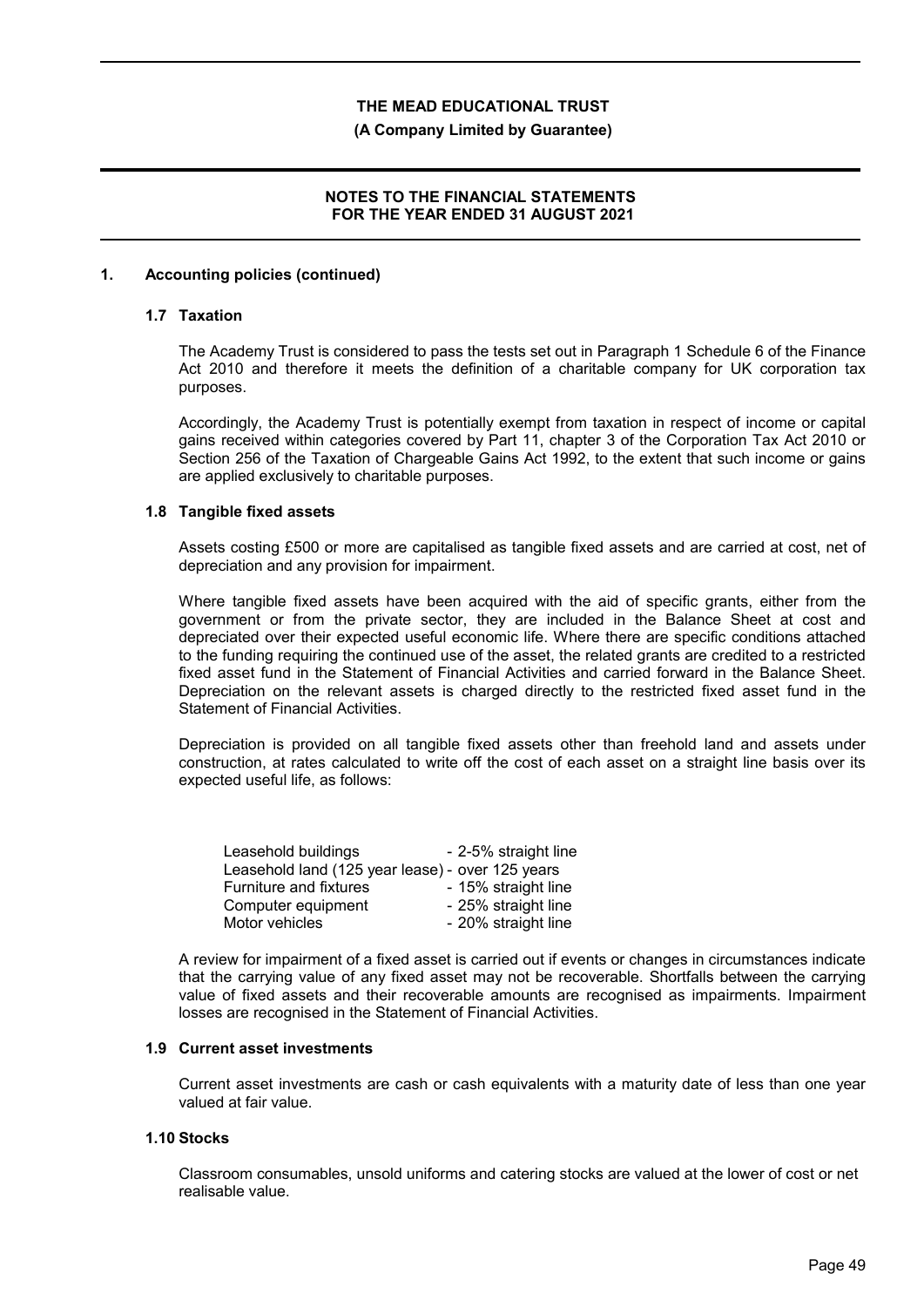## 1. Accounting policies (continued)

### 1.7 Taxation

The Academy Trust is considered to pass the tests set out in Paragraph 1 Schedule 6 of the Finance Act 2010 and therefore it meets the definition of a charitable company for UK corporation tax purposes.

Accordingly, the Academy Trust is potentially exempt from taxation in respect of income or capital gains received within categories covered by Part 11, chapter 3 of the Corporation Tax Act 2010 or Section 256 of the Taxation of Chargeable Gains Act 1992, to the extent that such income or gains are applied exclusively to charitable purposes.

### 1.8 Tangible fixed assets

Assets costing £500 or more are capitalised as tangible fixed assets and are carried at cost, net of depreciation and any provision for impairment.

Where tangible fixed assets have been acquired with the aid of specific grants, either from the government or from the private sector, they are included in the Balance Sheet at cost and depreciated over their expected useful economic life. Where there are specific conditions attached to the funding requiring the continued use of the asset, the related grants are credited to a restricted fixed asset fund in the Statement of Financial Activities and carried forward in the Balance Sheet. Depreciation on the relevant assets is charged directly to the restricted fixed asset fund in the Statement of Financial Activities.

Depreciation is provided on all tangible fixed assets other than freehold land and assets under construction, at rates calculated to write off the cost of each asset on a straight line basis over its expected useful life, as follows:

| | |
|---|---|
| Leasehold buildings | - 2-5% straight line |
| Leasehold land (125 year lease) | - over 125 years |
| Furniture and fixtures | - 15% straight line |
| Computer equipment | - 25% straight line |
| Motor vehicles | - 20% straight line |

A review for impairment of a fixed asset is carried out if events or changes in circumstances indicate that the carrying value of any fixed asset may not be recoverable. Shortfalls between the carrying value of fixed assets and their recoverable amounts are recognised as impairments. Impairment losses are recognised in the Statement of Financial Activities.

### 1.9 Current asset investments

Current asset investments are cash or cash equivalents with a maturity date of less than one year valued at fair value.

### 1.10 Stocks

Classroom consumables, unsold uniforms and catering stocks are valued at the lower of cost or net realisable value.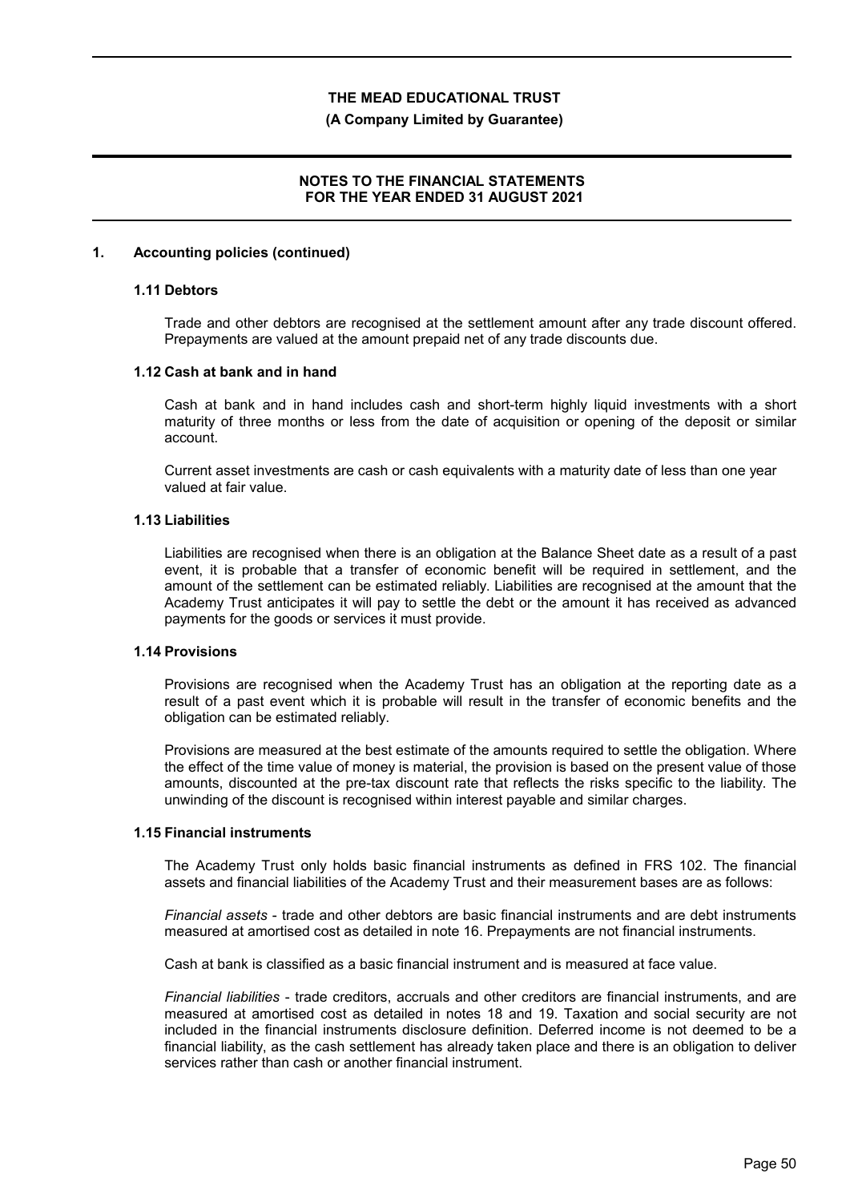## 1. Accounting policies (continued)

### 1.11 Debtors

Trade and other debtors are recognised at the settlement amount after any trade discount offered. Prepayments are valued at the amount prepaid net of any trade discounts due.

### 1.12 Cash at bank and in hand

Cash at bank and in hand includes cash and short-term highly liquid investments with a short maturity of three months or less from the date of acquisition or opening of the deposit or similar account.

Current asset investments are cash or cash equivalents with a maturity date of less than one year valued at fair value.

### 1.13 Liabilities

Liabilities are recognised when there is an obligation at the Balance Sheet date as a result of a past event, it is probable that a transfer of economic benefit will be required in settlement, and the amount of the settlement can be estimated reliably. Liabilities are recognised at the amount that the Academy Trust anticipates it will pay to settle the debt or the amount it has received as advanced payments for the goods or services it must provide.

### 1.14 Provisions

Provisions are recognised when the Academy Trust has an obligation at the reporting date as a result of a past event which it is probable will result in the transfer of economic benefits and the obligation can be estimated reliably.

Provisions are measured at the best estimate of the amounts required to settle the obligation. Where the effect of the time value of money is material, the provision is based on the present value of those amounts, discounted at the pre-tax discount rate that reflects the risks specific to the liability. The unwinding of the discount is recognised within interest payable and similar charges.

### 1.15 Financial instruments

The Academy Trust only holds basic financial instruments as defined in FRS 102. The financial assets and financial liabilities of the Academy Trust and their measurement bases are as follows:

*Financial assets* - trade and other debtors are basic financial instruments and are debt instruments measured at amortised cost as detailed in note 16. Prepayments are not financial instruments.

Cash at bank is classified as a basic financial instrument and is measured at face value.

*Financial liabilities* - trade creditors, accruals and other creditors are financial instruments, and are measured at amortised cost as detailed in notes 18 and 19. Taxation and social security are not included in the financial instruments disclosure definition. Deferred income is not deemed to be a financial liability, as the cash settlement has already taken place and there is an obligation to deliver services rather than cash or another financial instrument.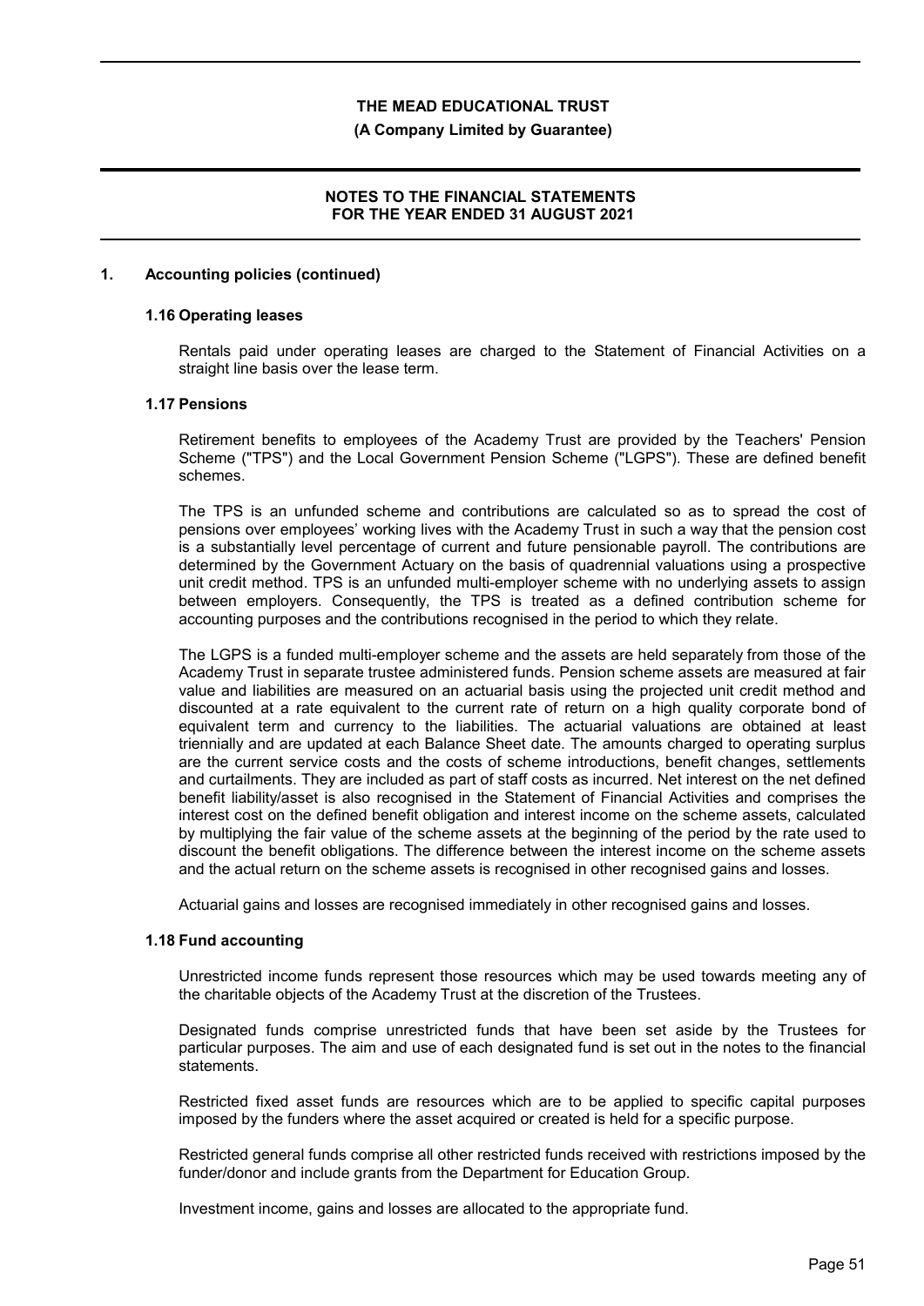## 1. Accounting policies (continued)

### 1.16 Operating leases

Rentals paid under operating leases are charged to the Statement of Financial Activities on a straight line basis over the lease term.

### 1.17 Pensions

Retirement benefits to employees of the Academy Trust are provided by the Teachers' Pension Scheme ("TPS") and the Local Government Pension Scheme ("LGPS"). These are defined benefit schemes.

The TPS is an unfunded scheme and contributions are calculated so as to spread the cost of pensions over employees' working lives with the Academy Trust in such a way that the pension cost is a substantially level percentage of current and future pensionable payroll. The contributions are determined by the Government Actuary on the basis of quadrennial valuations using a prospective unit credit method. TPS is an unfunded multi-employer scheme with no underlying assets to assign between employers. Consequently, the TPS is treated as a defined contribution scheme for accounting purposes and the contributions recognised in the period to which they relate.

The LGPS is a funded multi-employer scheme and the assets are held separately from those of the Academy Trust in separate trustee administered funds. Pension scheme assets are measured at fair value and liabilities are measured on an actuarial basis using the projected unit credit method and discounted at a rate equivalent to the current rate of return on a high quality corporate bond of equivalent term and currency to the liabilities. The actuarial valuations are obtained at least triennially and are updated at each Balance Sheet date. The amounts charged to operating surplus are the current service costs and the costs of scheme introductions, benefit changes, settlements and curtailments. They are included as part of staff costs as incurred. Net interest on the net defined benefit liability/asset is also recognised in the Statement of Financial Activities and comprises the interest cost on the defined benefit obligation and interest income on the scheme assets, calculated by multiplying the fair value of the scheme assets at the beginning of the period by the rate used to discount the benefit obligations. The difference between the interest income on the scheme assets and the actual return on the scheme assets is recognised in other recognised gains and losses.

Actuarial gains and losses are recognised immediately in other recognised gains and losses.

### 1.18 Fund accounting

Unrestricted income funds represent those resources which may be used towards meeting any of the charitable objects of the Academy Trust at the discretion of the Trustees.

Designated funds comprise unrestricted funds that have been set aside by the Trustees for particular purposes. The aim and use of each designated fund is set out in the notes to the financial statements.

Restricted fixed asset funds are resources which are to be applied to specific capital purposes imposed by the funders where the asset acquired or created is held for a specific purpose.

Restricted general funds comprise all other restricted funds received with restrictions imposed by the funder/donor and include grants from the Department for Education Group.

Investment income, gains and losses are allocated to the appropriate fund.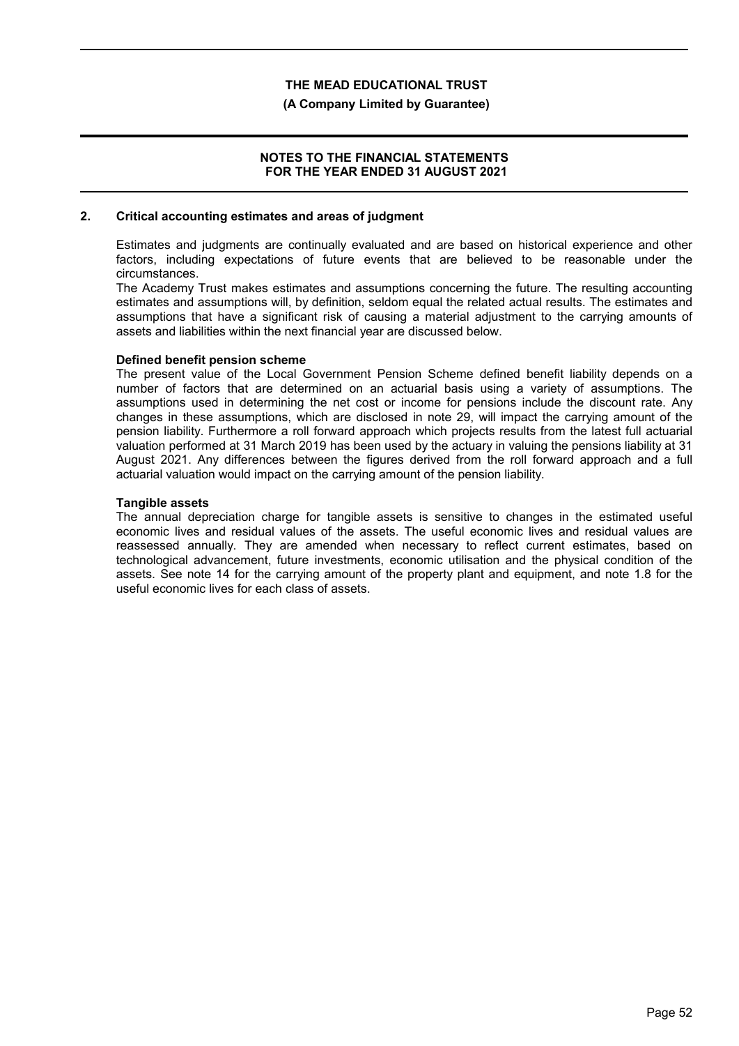## 2. Critical accounting estimates and areas of judgment

Estimates and judgments are continually evaluated and are based on historical experience and other factors, including expectations of future events that are believed to be reasonable under the circumstances.

The Academy Trust makes estimates and assumptions concerning the future. The resulting accounting estimates and assumptions will, by definition, seldom equal the related actual results. The estimates and assumptions that have a significant risk of causing a material adjustment to the carrying amounts of assets and liabilities within the next financial year are discussed below.

**Defined benefit pension scheme**

The present value of the Local Government Pension Scheme defined benefit liability depends on a number of factors that are determined on an actuarial basis using a variety of assumptions. The assumptions used in determining the net cost or income for pensions include the discount rate. Any changes in these assumptions, which are disclosed in note 29, will impact the carrying amount of the pension liability. Furthermore a roll forward approach which projects results from the latest full actuarial valuation performed at 31 March 2019 has been used by the actuary in valuing the pensions liability at 31 August 2021. Any differences between the figures derived from the roll forward approach and a full actuarial valuation would impact on the carrying amount of the pension liability.

**Tangible assets**

The annual depreciation charge for tangible assets is sensitive to changes in the estimated useful economic lives and residual values of the assets. The useful economic lives and residual values are reassessed annually. They are amended when necessary to reflect current estimates, based on technological advancement, future investments, economic utilisation and the physical condition of the assets. See note 14 for the carrying amount of the property plant and equipment, and note 1.8 for the useful economic lives for each class of assets.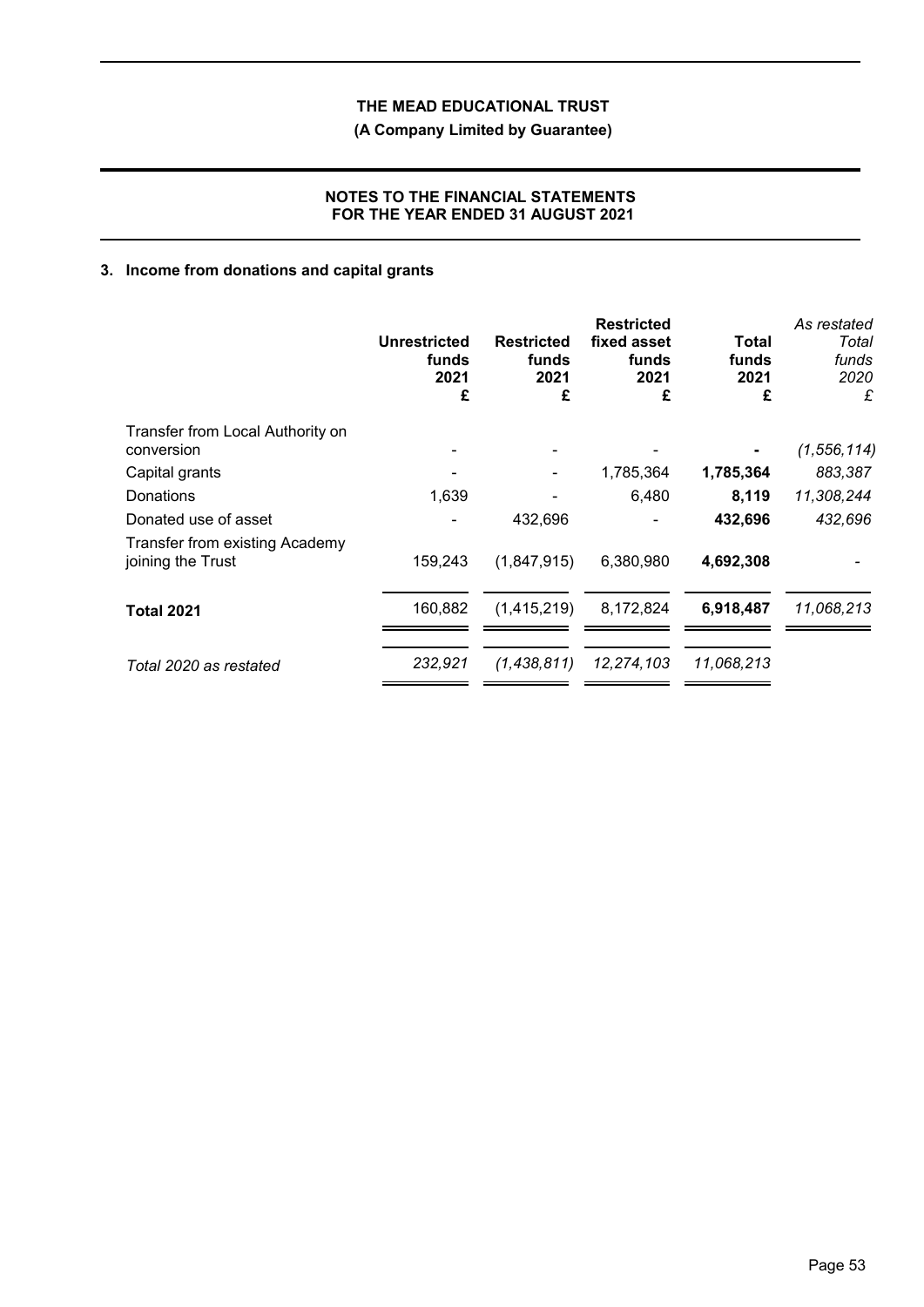# THE MEAD EDUCATIONAL TRUST

**(A Company Limited by Guarantee)**

**NOTES TO THE FINANCIAL STATEMENTS FOR THE YEAR ENDED 31 AUGUST 2021**

## 3. Income from donations and capital grants

| | Unrestricted funds 2021 £ | Restricted funds 2021 £ | Restricted fixed asset funds 2021 £ | Total funds 2021 £ | *As restated Total funds 2020 £* |
|---|---|---|---|---|---|
| Transfer from Local Authority on conversion | - | - | - | **-** | *(1,556,114)* |
| Capital grants | - | - | 1,785,364 | **1,785,364** | *883,387* |
| Donations | 1,639 | - | 6,480 | **8,119** | *11,308,244* |
| Donated use of asset | - | 432,696 | - | **432,696** | *432,696* |
| Transfer from existing Academy joining the Trust | 159,243 | (1,847,915) | 6,380,980 | **4,692,308** | - |
| **Total 2021** | 160,882 | (1,415,219) | 8,172,824 | **6,918,487** | *11,068,213* |
| *Total 2020 as restated* | *232,921* | *(1,438,811)* | *12,274,103* | *11,068,213* | |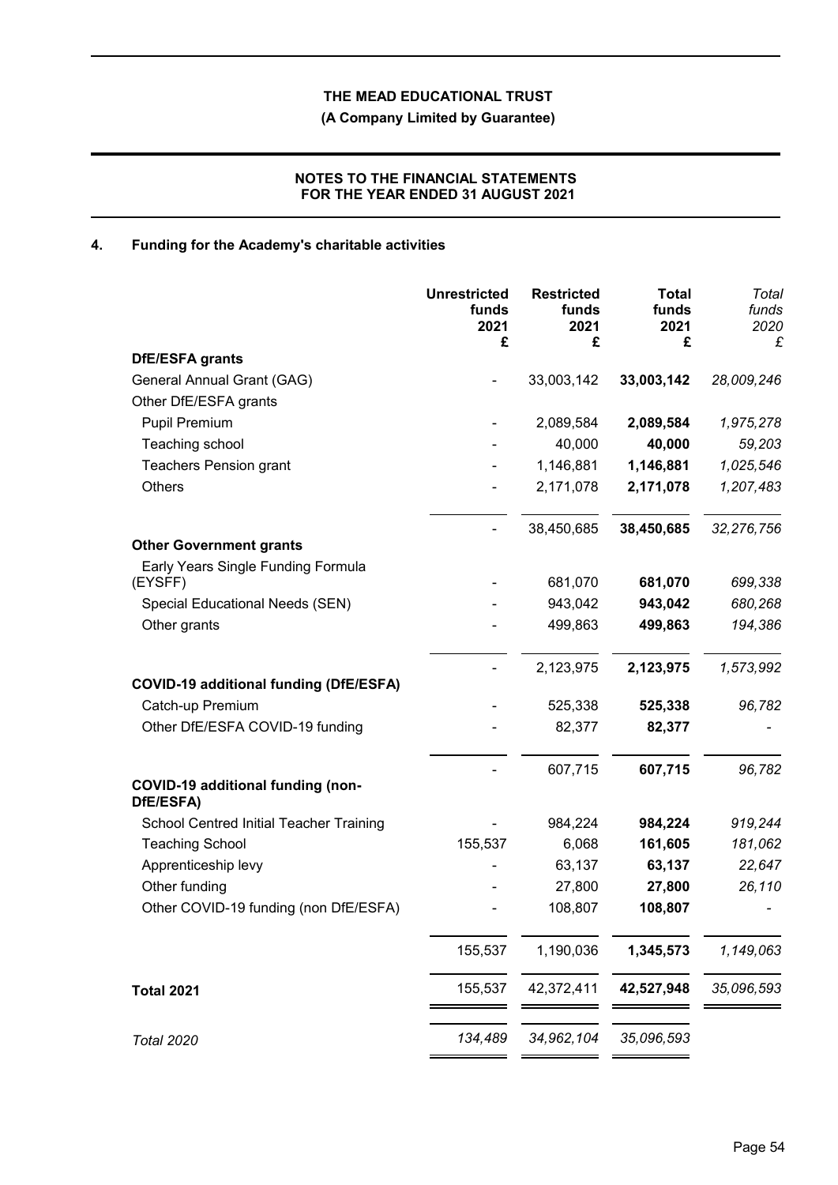# THE MEAD EDUCATIONAL TRUST

**(A Company Limited by Guarantee)**

**NOTES TO THE FINANCIAL STATEMENTS FOR THE YEAR ENDED 31 AUGUST 2021**

## 4. Funding for the Academy's charitable activities

| | Unrestricted funds 2021 £ | Restricted funds 2021 £ | Total funds 2021 £ | *Total funds 2020 £* |
|---|---|---|---|---|
| **DfE/ESFA grants** | | | | |
| General Annual Grant (GAG) | - | 33,003,142 | **33,003,142** | *28,009,246* |
| Other DfE/ESFA grants | | | | |
| Pupil Premium | - | 2,089,584 | **2,089,584** | *1,975,278* |
| Teaching school | - | 40,000 | **40,000** | *59,203* |
| Teachers Pension grant | - | 1,146,881 | **1,146,881** | *1,025,546* |
| Others | - | 2,171,078 | **2,171,078** | *1,207,483* |
| | - | 38,450,685 | **38,450,685** | *32,276,756* |
| **Other Government grants** | | | | |
| Early Years Single Funding Formula (EYSFF) | - | 681,070 | **681,070** | *699,338* |
| Special Educational Needs (SEN) | - | 943,042 | **943,042** | *680,268* |
| Other grants | - | 499,863 | **499,863** | *194,386* |
| | - | 2,123,975 | **2,123,975** | *1,573,992* |
| **COVID-19 additional funding (DfE/ESFA)** | | | | |
| Catch-up Premium | - | 525,338 | **525,338** | *96,782* |
| Other DfE/ESFA COVID-19 funding | - | 82,377 | **82,377** | *-* |
| | - | 607,715 | **607,715** | *96,782* |
| **COVID-19 additional funding (non-DfE/ESFA)** | | | | |
| School Centred Initial Teacher Training | - | 984,224 | **984,224** | *919,244* |
| Teaching School | 155,537 | 6,068 | **161,605** | *181,062* |
| Apprenticeship levy | - | 63,137 | **63,137** | *22,647* |
| Other funding | - | 27,800 | **27,800** | *26,110* |
| Other COVID-19 funding (non DfE/ESFA) | - | 108,807 | **108,807** | *-* |
| | 155,537 | 1,190,036 | **1,345,573** | *1,149,063* |
| **Total 2021** | 155,537 | 42,372,411 | **42,527,948** | *35,096,593* |
| *Total 2020* | *134,489* | *34,962,104* | *35,096,593* | |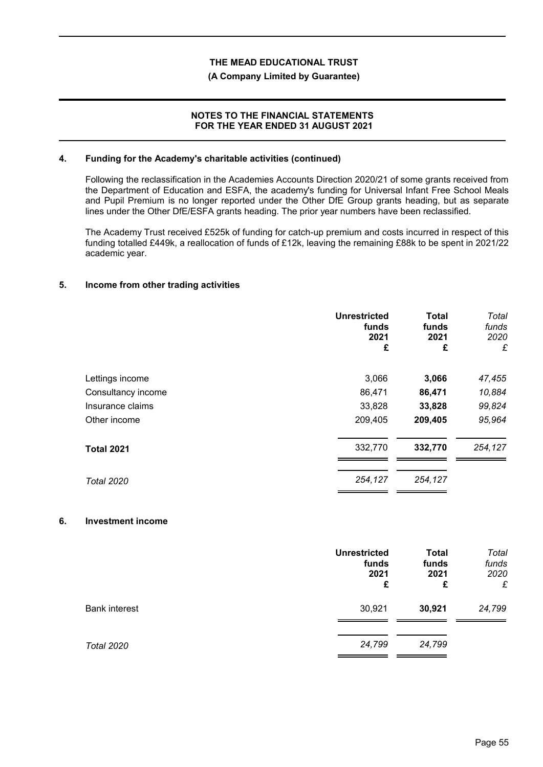## 4. Funding for the Academy's charitable activities (continued)

Following the reclassification in the Academies Accounts Direction 2020/21 of some grants received from the Department of Education and ESFA, the academy's funding for Universal Infant Free School Meals and Pupil Premium is no longer reported under the Other DfE Group grants heading, but as separate lines under the Other DfE/ESFA grants heading. The prior year numbers have been reclassified.

The Academy Trust received £525k of funding for catch-up premium and costs incurred in respect of this funding totalled £449k, a reallocation of funds of £12k, leaving the remaining £88k to be spent in 2021/22 academic year.

## 5. Income from other trading activities

| | Unrestricted funds 2021 £ | Total funds 2021 £ | *Total funds 2020 £* |
|---|---|---|---|
| Lettings income | 3,066 | **3,066** | *47,455* |
| Consultancy income | 86,471 | **86,471** | *10,884* |
| Insurance claims | 33,828 | **33,828** | *99,824* |
| Other income | 209,405 | **209,405** | *95,964* |
| **Total 2021** | 332,770 | **332,770** | *254,127* |
| *Total 2020* | *254,127* | *254,127* | |

## 6. Investment income

| | Unrestricted funds 2021 £ | Total funds 2021 £ | *Total funds 2020 £* |
|---|---|---|---|
| Bank interest | 30,921 | **30,921** | *24,799* |
| *Total 2020* | *24,799* | *24,799* | |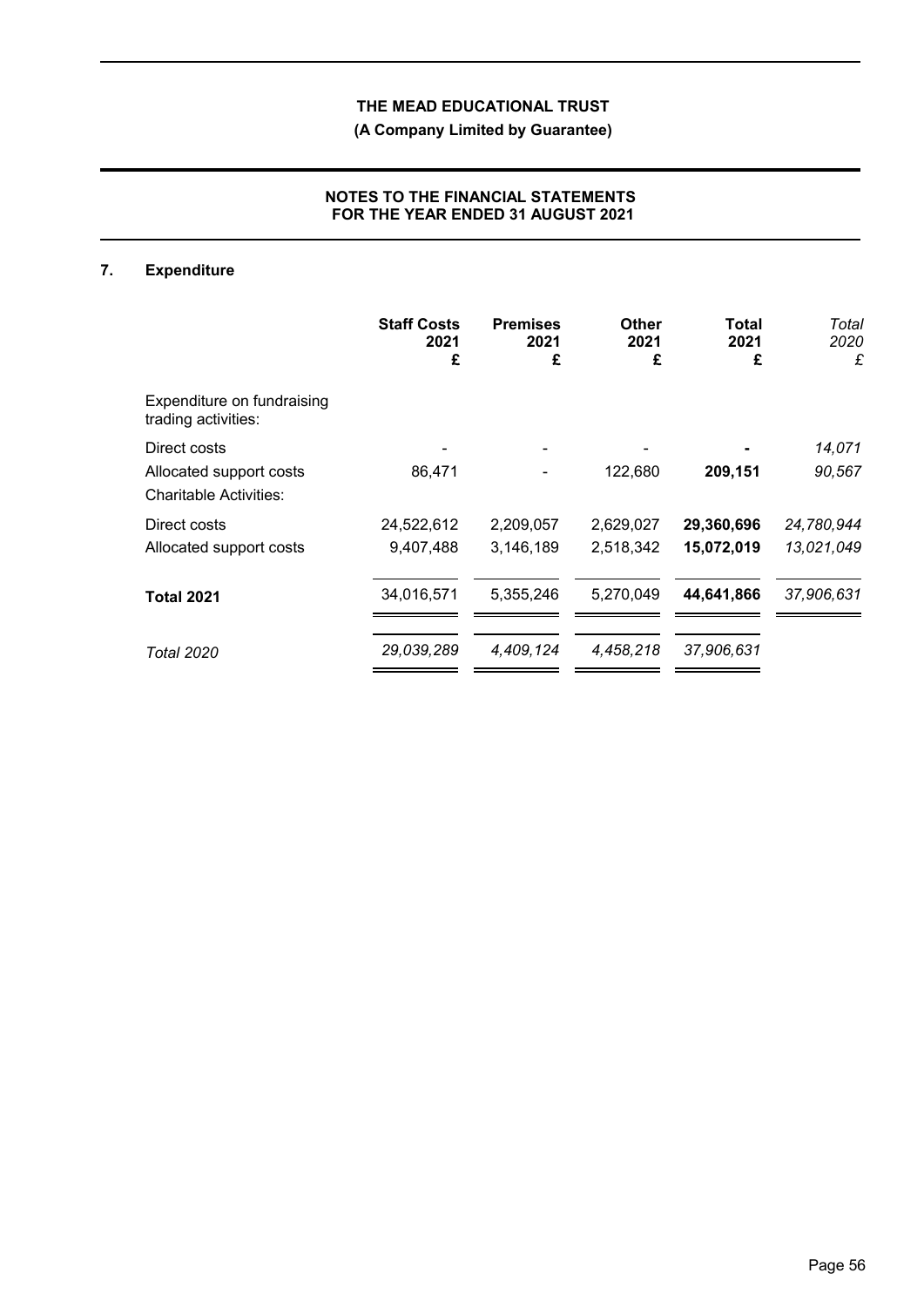THE MEAD EDUCATIONAL TRUST

(A Company Limited by Guarantee)

NOTES TO THE FINANCIAL STATEMENTS
FOR THE YEAR ENDED 31 AUGUST 2021

## 7. Expenditure

| | Staff Costs 2021 £ | Premises 2021 £ | Other 2021 £ | Total 2021 £ | *Total 2020 £* |
|---|---|---|---|---|---|
| Expenditure on fundraising trading activities: | | | | | |
| Direct costs | - | - | - | **-** | *14,071* |
| Allocated support costs | 86,471 | - | 122,680 | **209,151** | *90,567* |
| Charitable Activities: | | | | | |
| Direct costs | 24,522,612 | 2,209,057 | 2,629,027 | **29,360,696** | *24,780,944* |
| Allocated support costs | 9,407,488 | 3,146,189 | 2,518,342 | **15,072,019** | *13,021,049* |
| **Total 2021** | 34,016,571 | 5,355,246 | 5,270,049 | **44,641,866** | *37,906,631* |
| *Total 2020* | *29,039,289* | *4,409,124* | *4,458,218* | *37,906,631* | |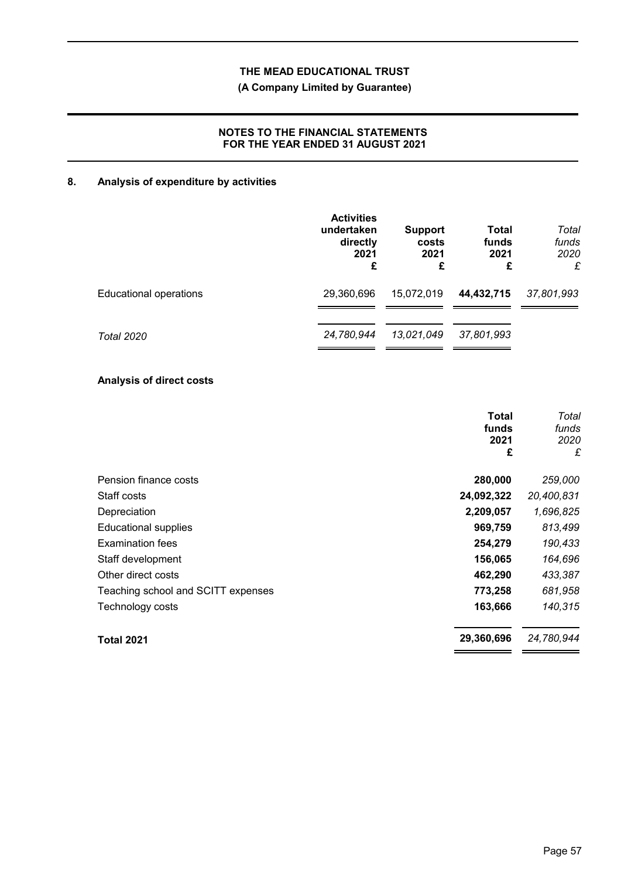**THE MEAD EDUCATIONAL TRUST**

**(A Company Limited by Guarantee)**

**NOTES TO THE FINANCIAL STATEMENTS FOR THE YEAR ENDED 31 AUGUST 2021**

## 8. Analysis of expenditure by activities

| | **Activities undertaken directly 2021 £** | **Support costs 2021 £** | **Total funds 2021 £** | *Total funds 2020 £* |
|---|---|---|---|---|
| Educational operations | 29,360,696 | 15,072,019 | **44,432,715** | *37,801,993* |
| *Total 2020* | *24,780,944* | *13,021,049* | *37,801,993* | |

### Analysis of direct costs

| | **Total funds 2021 £** | *Total funds 2020 £* |
|---|---|---|
| Pension finance costs | **280,000** | *259,000* |
| Staff costs | **24,092,322** | *20,400,831* |
| Depreciation | **2,209,057** | *1,696,825* |
| Educational supplies | **969,759** | *813,499* |
| Examination fees | **254,279** | *190,433* |
| Staff development | **156,065** | *164,696* |
| Other direct costs | **462,290** | *433,387* |
| Teaching school and SCITT expenses | **773,258** | *681,958* |
| Technology costs | **163,666** | *140,315* |
| **Total 2021** | **29,360,696** | *24,780,944* |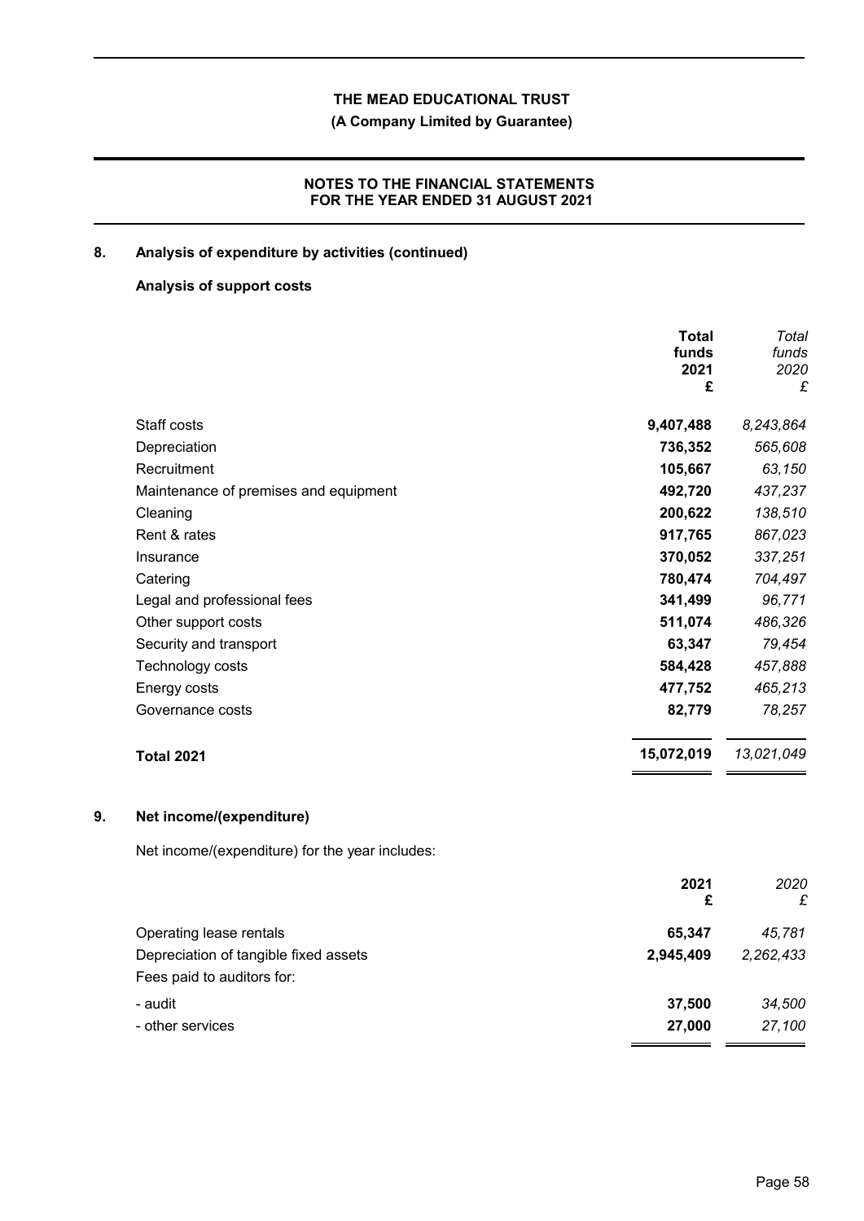## 8. Analysis of expenditure by activities (continued)

### Analysis of support costs

| | Total funds 2021 £ | *Total funds 2020 £* |
|---|---|---|
| Staff costs | **9,407,488** | *8,243,864* |
| Depreciation | **736,352** | *565,608* |
| Recruitment | **105,667** | *63,150* |
| Maintenance of premises and equipment | **492,720** | *437,237* |
| Cleaning | **200,622** | *138,510* |
| Rent & rates | **917,765** | *867,023* |
| Insurance | **370,052** | *337,251* |
| Catering | **780,474** | *704,497* |
| Legal and professional fees | **341,499** | *96,771* |
| Other support costs | **511,074** | *486,326* |
| Security and transport | **63,347** | *79,454* |
| Technology costs | **584,428** | *457,888* |
| Energy costs | **477,752** | *465,213* |
| Governance costs | **82,779** | *78,257* |
| **Total 2021** | **15,072,019** | *13,021,049* |

## 9. Net income/(expenditure)

Net income/(expenditure) for the year includes:

| | 2021 £ | *2020 £* |
|---|---|---|
| Operating lease rentals | **65,347** | *45,781* |
| Depreciation of tangible fixed assets | **2,945,409** | *2,262,433* |
| Fees paid to auditors for: | | |
| - audit | **37,500** | *34,500* |
| - other services | **27,000** | *27,100* |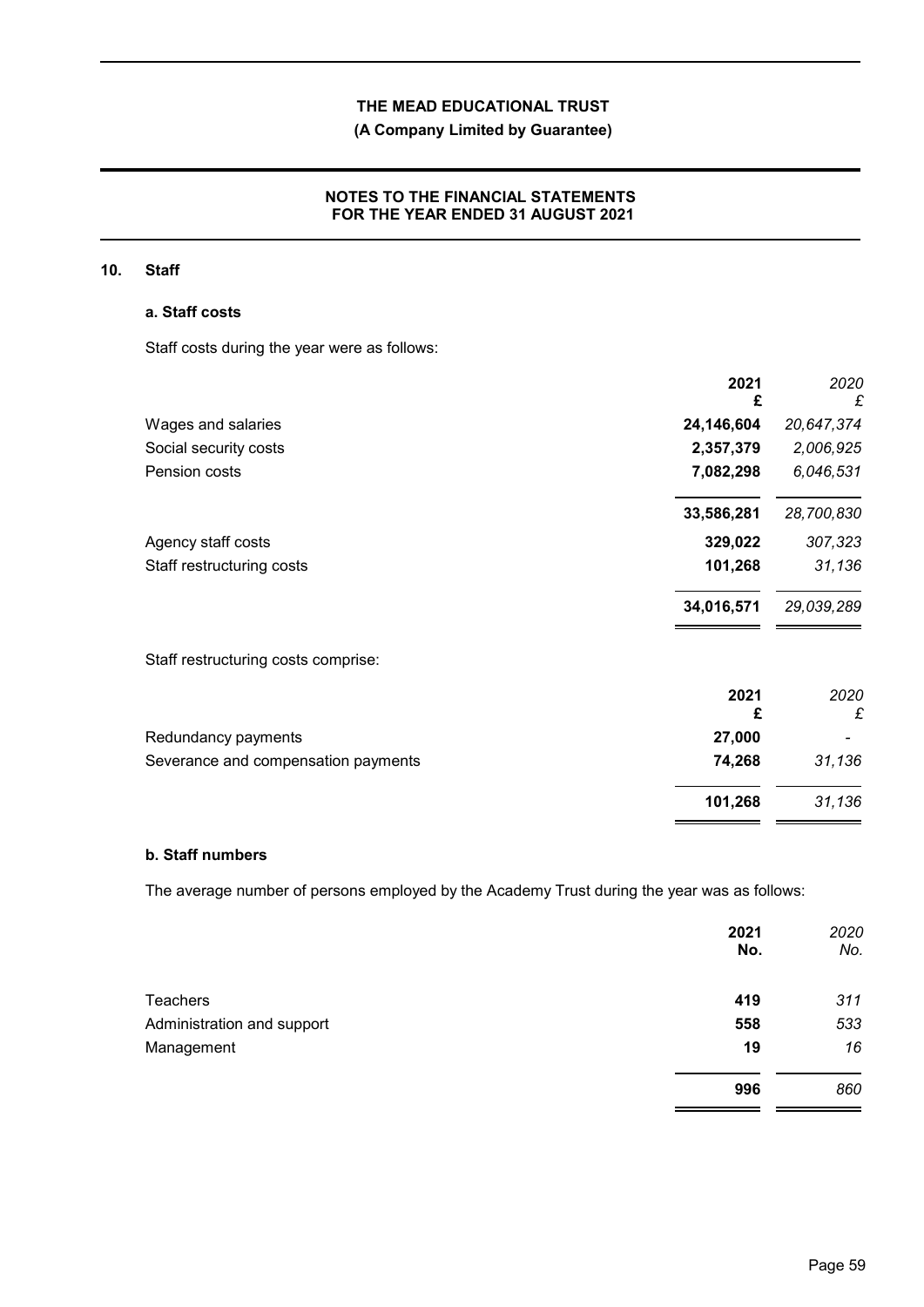# THE MEAD EDUCATIONAL TRUST

**(A Company Limited by Guarantee)**

**NOTES TO THE FINANCIAL STATEMENTS FOR THE YEAR ENDED 31 AUGUST 2021**

## 10. Staff

### a. Staff costs

Staff costs during the year were as follows:

| | **2021** | *2020* |
|---|---|---|
| | **£** | *£* |
| Wages and salaries | **24,146,604** | *20,647,374* |
| Social security costs | **2,357,379** | *2,006,925* |
| Pension costs | **7,082,298** | *6,046,531* |
| | **33,586,281** | *28,700,830* |
| Agency staff costs | **329,022** | *307,323* |
| Staff restructuring costs | **101,268** | *31,136* |
| | **34,016,571** | *29,039,289* |

Staff restructuring costs comprise:

| | **2021** | *2020* |
|---|---|---|
| | **£** | *£* |
| Redundancy payments | **27,000** | *-* |
| Severance and compensation payments | **74,268** | *31,136* |
| | **101,268** | *31,136* |

### b. Staff numbers

The average number of persons employed by the Academy Trust during the year was as follows:

| | **2021** | *2020* |
|---|---|---|
| | **No.** | *No.* |
| Teachers | **419** | *311* |
| Administration and support | **558** | *533* |
| Management | **19** | *16* |
| | **996** | *860* |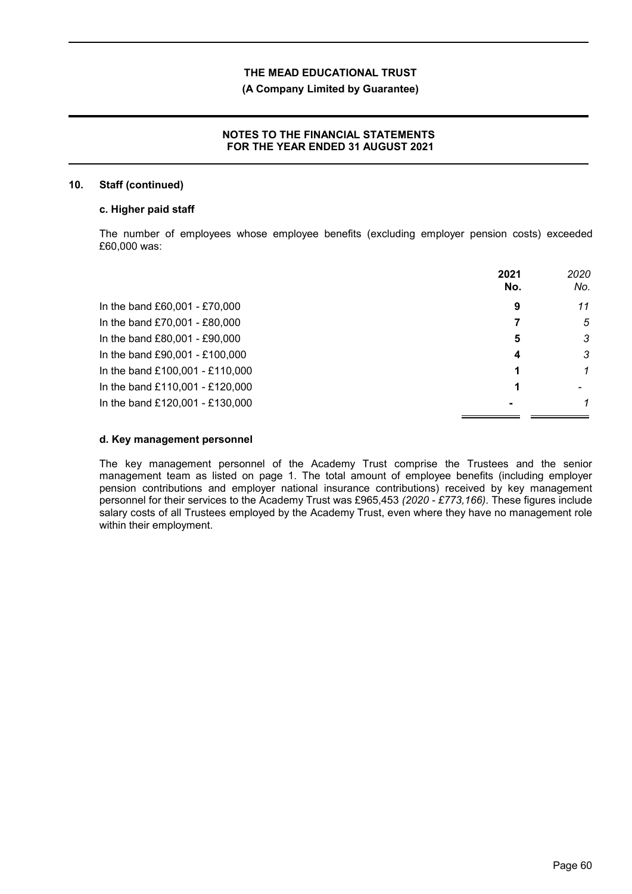## 10. Staff (continued)

### c. Higher paid staff

The number of employees whose employee benefits (excluding employer pension costs) exceeded £60,000 was:

| | 2021 No. | *2020 No.* |
|---|---|---|
| In the band £60,001 - £70,000 | **9** | *11* |
| In the band £70,001 - £80,000 | **7** | *5* |
| In the band £80,001 - £90,000 | **5** | *3* |
| In the band £90,001 - £100,000 | **4** | *3* |
| In the band £100,001 - £110,000 | **1** | *1* |
| In the band £110,001 - £120,000 | **1** | *-* |
| In the band £120,001 - £130,000 | **-** | *1* |

### d. Key management personnel

The key management personnel of the Academy Trust comprise the Trustees and the senior management team as listed on page 1. The total amount of employee benefits (including employer pension contributions and employer national insurance contributions) received by key management personnel for their services to the Academy Trust was £965,453 *(2020 - £773,166)*. These figures include salary costs of all Trustees employed by the Academy Trust, even where they have no management role within their employment.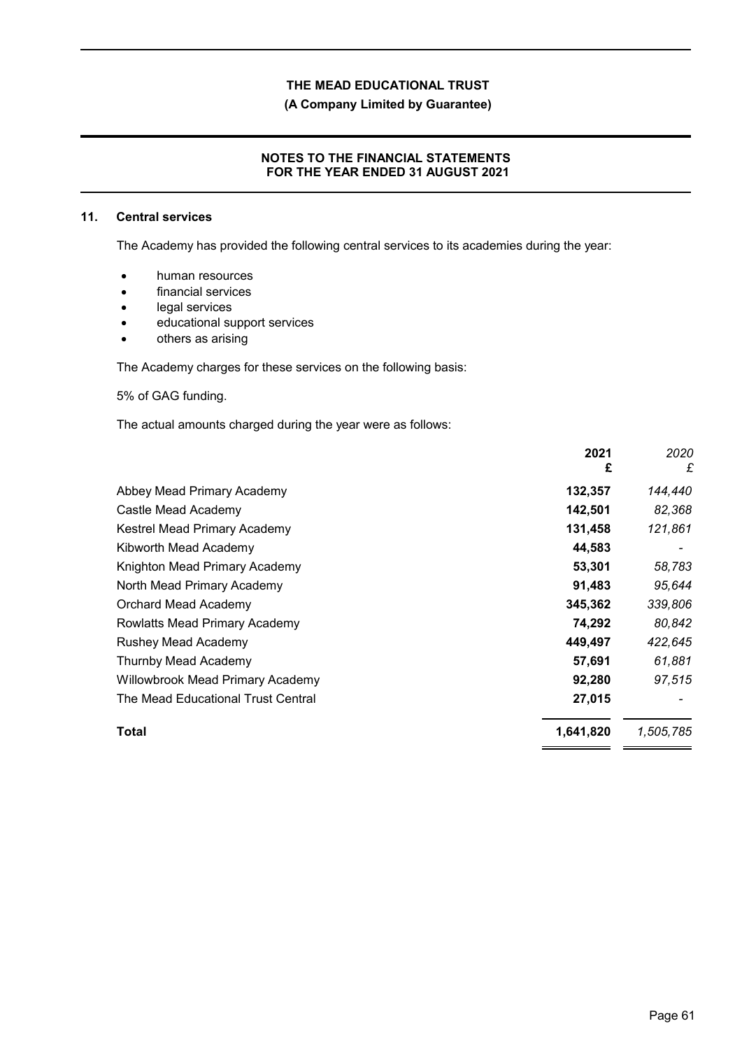## 11. Central services

The Academy has provided the following central services to its academies during the year:

- human resources
- financial services
- legal services
- educational support services
- others as arising

The Academy charges for these services on the following basis:

5% of GAG funding.

The actual amounts charged during the year were as follows:

| | 2021<br>£ | *2020*<br>*£* |
|---|---|---|
| Abbey Mead Primary Academy | **132,357** | *144,440* |
| Castle Mead Academy | **142,501** | *82,368* |
| Kestrel Mead Primary Academy | **131,458** | *121,861* |
| Kibworth Mead Academy | **44,583** | *-* |
| Knighton Mead Primary Academy | **53,301** | *58,783* |
| North Mead Primary Academy | **91,483** | *95,644* |
| Orchard Mead Academy | **345,362** | *339,806* |
| Rowlatts Mead Primary Academy | **74,292** | *80,842* |
| Rushey Mead Academy | **449,497** | *422,645* |
| Thurnby Mead Academy | **57,691** | *61,881* |
| Willowbrook Mead Primary Academy | **92,280** | *97,515* |
| The Mead Educational Trust Central | **27,015** | *-* |
| **Total** | **1,641,820** | *1,505,785* |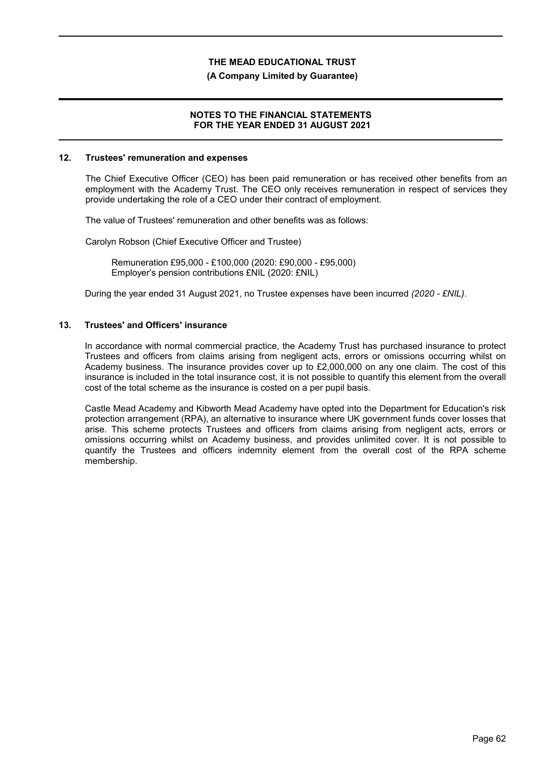## 12. Trustees' remuneration and expenses

The Chief Executive Officer (CEO) has been paid remuneration or has received other benefits from an employment with the Academy Trust. The CEO only receives remuneration in respect of services they provide undertaking the role of a CEO under their contract of employment.

The value of Trustees' remuneration and other benefits was as follows:

Carolyn Robson (Chief Executive Officer and Trustee)

Remuneration £95,000 - £100,000 (2020: £90,000 - £95,000)
Employer's pension contributions £NIL (2020: £NIL)

During the year ended 31 August 2021, no Trustee expenses have been incurred *(2020 - £NIL)*.

## 13. Trustees' and Officers' insurance

In accordance with normal commercial practice, the Academy Trust has purchased insurance to protect Trustees and officers from claims arising from negligent acts, errors or omissions occurring whilst on Academy business. The insurance provides cover up to £2,000,000 on any one claim. The cost of this insurance is included in the total insurance cost, it is not possible to quantify this element from the overall cost of the total scheme as the insurance is costed on a per pupil basis.

Castle Mead Academy and Kibworth Mead Academy have opted into the Department for Education's risk protection arrangement (RPA), an alternative to insurance where UK government funds cover losses that arise. This scheme protects Trustees and officers from claims arising from negligent acts, errors or omissions occurring whilst on Academy business, and provides unlimited cover. It is not possible to quantify the Trustees and officers indemnity element from the overall cost of the RPA scheme membership.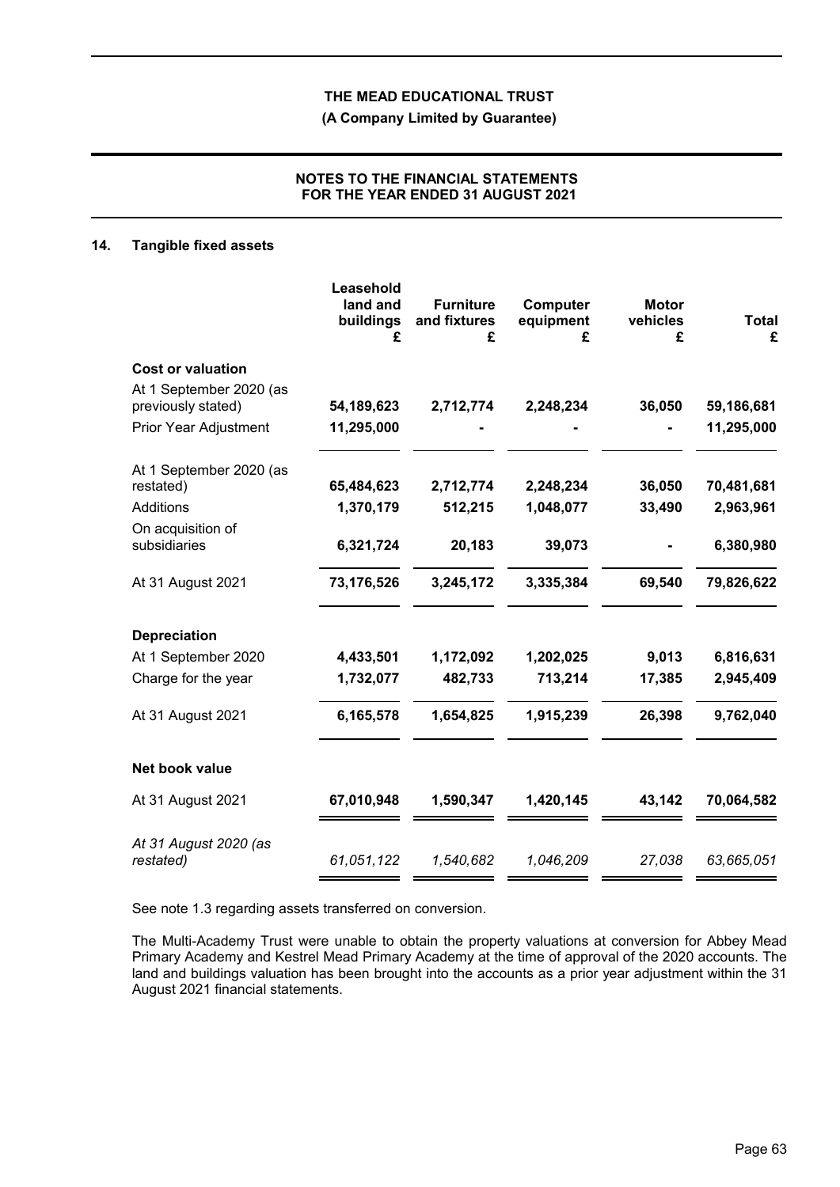### 14. Tangible fixed assets

| | Leasehold land and buildings £ | Furniture and fixtures £ | Computer equipment £ | Motor vehicles £ | Total £ |
|---|---|---|---|---|---|
| **Cost or valuation** | | | | | |
| At 1 September 2020 (as previously stated) | **54,189,623** | **2,712,774** | **2,248,234** | **36,050** | **59,186,681** |
| Prior Year Adjustment | **11,295,000** | **-** | **-** | **-** | **11,295,000** |
| At 1 September 2020 (as restated) | **65,484,623** | **2,712,774** | **2,248,234** | **36,050** | **70,481,681** |
| Additions | **1,370,179** | **512,215** | **1,048,077** | **33,490** | **2,963,961** |
| On acquisition of subsidiaries | **6,321,724** | **20,183** | **39,073** | **-** | **6,380,980** |
| At 31 August 2021 | **73,176,526** | **3,245,172** | **3,335,384** | **69,540** | **79,826,622** |
| **Depreciation** | | | | | |
| At 1 September 2020 | **4,433,501** | **1,172,092** | **1,202,025** | **9,013** | **6,816,631** |
| Charge for the year | **1,732,077** | **482,733** | **713,214** | **17,385** | **2,945,409** |
| At 31 August 2021 | **6,165,578** | **1,654,825** | **1,915,239** | **26,398** | **9,762,040** |
| **Net book value** | | | | | |
| At 31 August 2021 | **67,010,948** | **1,590,347** | **1,420,145** | **43,142** | **70,064,582** |
| *At 31 August 2020 (as restated)* | *61,051,122* | *1,540,682* | *1,046,209* | *27,038* | *63,665,051* |

See note 1.3 regarding assets transferred on conversion.

The Multi-Academy Trust were unable to obtain the property valuations at conversion for Abbey Mead Primary Academy and Kestrel Mead Primary Academy at the time of approval of the 2020 accounts. The land and buildings valuation has been brought into the accounts as a prior year adjustment within the 31 August 2021 financial statements.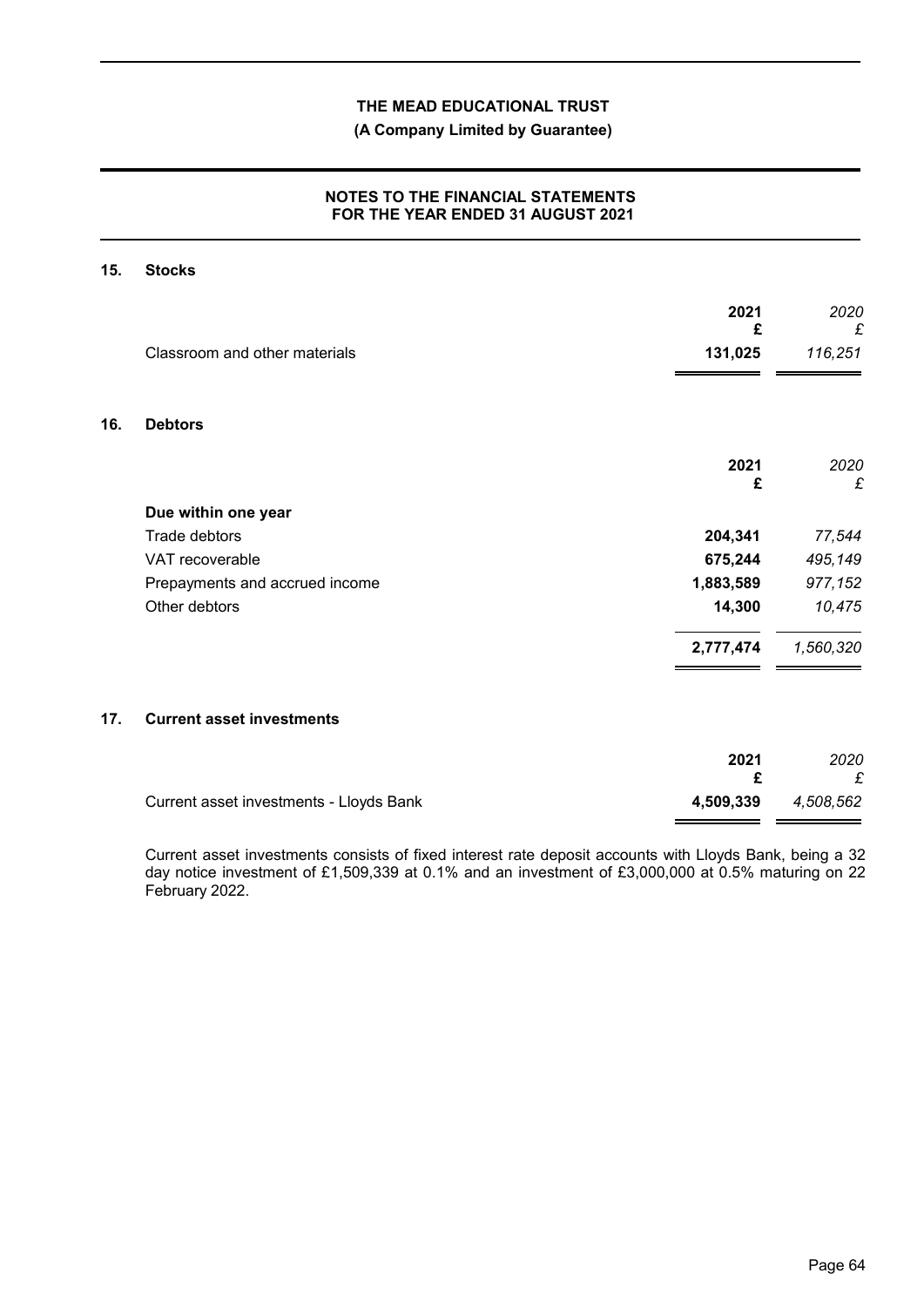# THE MEAD EDUCATIONAL TRUST

**(A Company Limited by Guarantee)**

**NOTES TO THE FINANCIAL STATEMENTS FOR THE YEAR ENDED 31 AUGUST 2021**

## 15. Stocks

| | 2021 £ | *2020 £* |
|---|---|---|
| Classroom and other materials | **131,025** | *116,251* |

## 16. Debtors

| | 2021 £ | *2020 £* |
|---|---|---|
| **Due within one year** | | |
| Trade debtors | **204,341** | *77,544* |
| VAT recoverable | **675,244** | *495,149* |
| Prepayments and accrued income | **1,883,589** | *977,152* |
| Other debtors | **14,300** | *10,475* |
| | **2,777,474** | *1,560,320* |

## 17. Current asset investments

| | 2021 £ | *2020 £* |
|---|---|---|
| Current asset investments - Lloyds Bank | **4,509,339** | *4,508,562* |

Current asset investments consists of fixed interest rate deposit accounts with Lloyds Bank, being a 32 day notice investment of £1,509,339 at 0.1% and an investment of £3,000,000 at 0.5% maturing on 22 February 2022.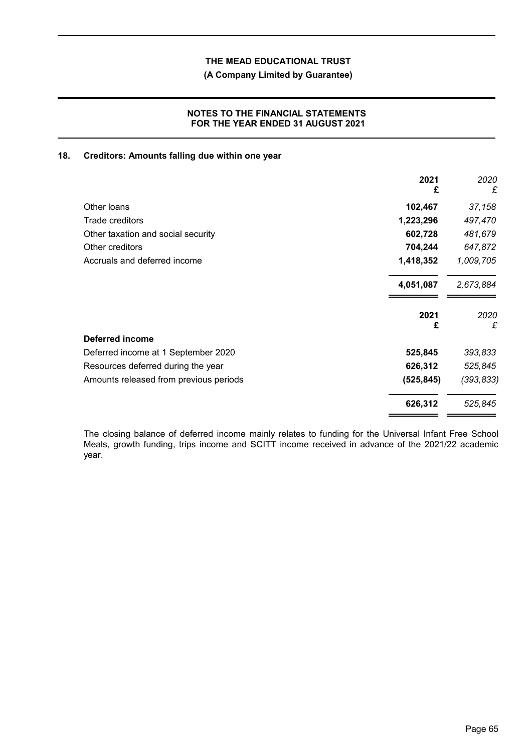## 18. Creditors: Amounts falling due within one year

| | 2021 £ | *2020 £* |
|---|---|---|
| Other loans | **102,467** | *37,158* |
| Trade creditors | **1,223,296** | *497,470* |
| Other taxation and social security | **602,728** | *481,679* |
| Other creditors | **704,244** | *647,872* |
| Accruals and deferred income | **1,418,352** | *1,009,705* |
| | **4,051,087** | *2,673,884* |

| | 2021 £ | *2020 £* |
|---|---|---|
| **Deferred income** | | |
| Deferred income at 1 September 2020 | **525,845** | *393,833* |
| Resources deferred during the year | **626,312** | *525,845* |
| Amounts released from previous periods | **(525,845)** | *(393,833)* |
| | **626,312** | *525,845* |

The closing balance of deferred income mainly relates to funding for the Universal Infant Free School Meals, growth funding, trips income and SCITT income received in advance of the 2021/22 academic year.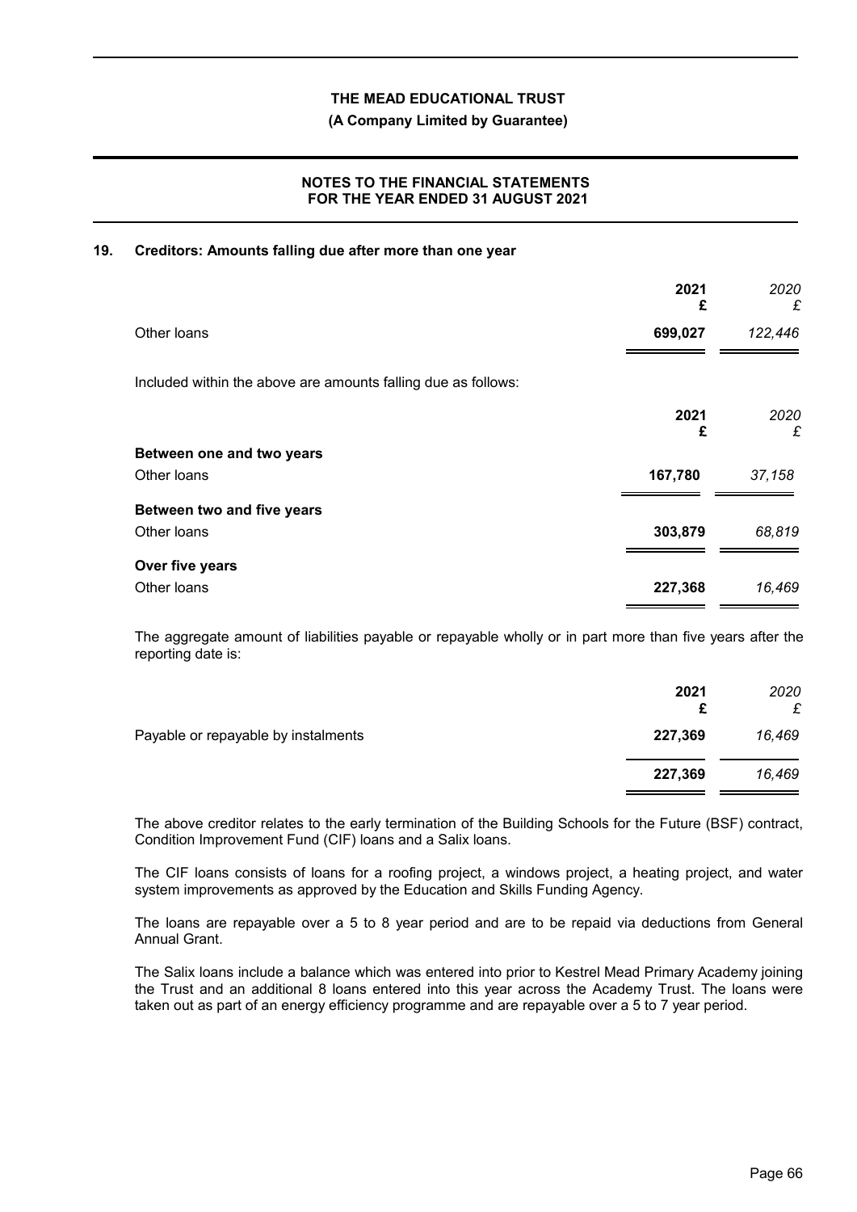## 19. Creditors: Amounts falling due after more than one year

| | 2021<br>£ | 2020<br>£ |
|---|---|---|
| Other loans | **699,027** | *122,446* |

Included within the above are amounts falling due as follows:

| | 2021<br>£ | 2020<br>£ |
|---|---|---|
| **Between one and two years** | | |
| Other loans | **167,780** | *37,158* |
| **Between two and five years** | | |
| Other loans | **303,879** | *68,819* |
| **Over five years** | | |
| Other loans | **227,368** | *16,469* |

The aggregate amount of liabilities payable or repayable wholly or in part more than five years after the reporting date is:

| | 2021<br>£ | 2020<br>£ |
|---|---|---|
| Payable or repayable by instalments | **227,369** | *16,469* |
| | **227,369** | *16,469* |

The above creditor relates to the early termination of the Building Schools for the Future (BSF) contract, Condition Improvement Fund (CIF) loans and a Salix loans.

The CIF loans consists of loans for a roofing project, a windows project, a heating project, and water system improvements as approved by the Education and Skills Funding Agency.

The loans are repayable over a 5 to 8 year period and are to be repaid via deductions from General Annual Grant.

The Salix loans include a balance which was entered into prior to Kestrel Mead Primary Academy joining the Trust and an additional 8 loans entered into this year across the Academy Trust. The loans were taken out as part of an energy efficiency programme and are repayable over a 5 to 7 year period.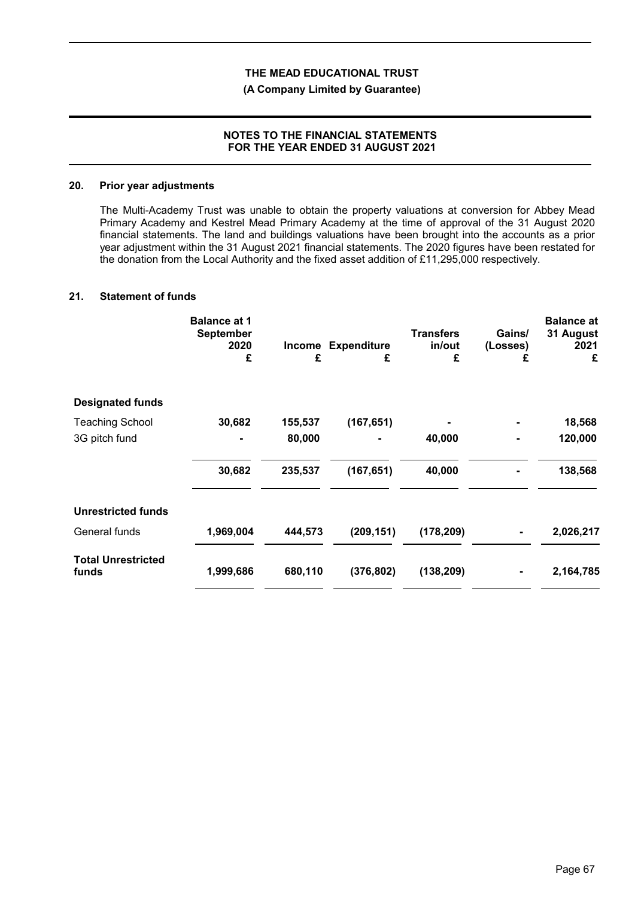## 20. Prior year adjustments

The Multi-Academy Trust was unable to obtain the property valuations at conversion for Abbey Mead Primary Academy and Kestrel Mead Primary Academy at the time of approval of the 31 August 2020 financial statements. The land and buildings valuations have been brought into the accounts as a prior year adjustment within the 31 August 2021 financial statements. The 2020 figures have been restated for the donation from the Local Authority and the fixed asset addition of £11,295,000 respectively.

## 21. Statement of funds

| | Balance at 1 September 2020 £ | Income £ | Expenditure £ | Transfers in/out £ | Gains/ (Losses) £ | Balance at 31 August 2021 £ |
|---|---|---|---|---|---|---|
| **Designated funds** | | | | | | |
| Teaching School | **30,682** | **155,537** | **(167,651)** | **-** | **-** | **18,568** |
| 3G pitch fund | **-** | **80,000** | **-** | **40,000** | **-** | **120,000** |
| | **30,682** | **235,537** | **(167,651)** | **40,000** | **-** | **138,568** |
| **Unrestricted funds** | | | | | | |
| General funds | **1,969,004** | **444,573** | **(209,151)** | **(178,209)** | **-** | **2,026,217** |
| **Total Unrestricted funds** | **1,999,686** | **680,110** | **(376,802)** | **(138,209)** | **-** | **2,164,785** |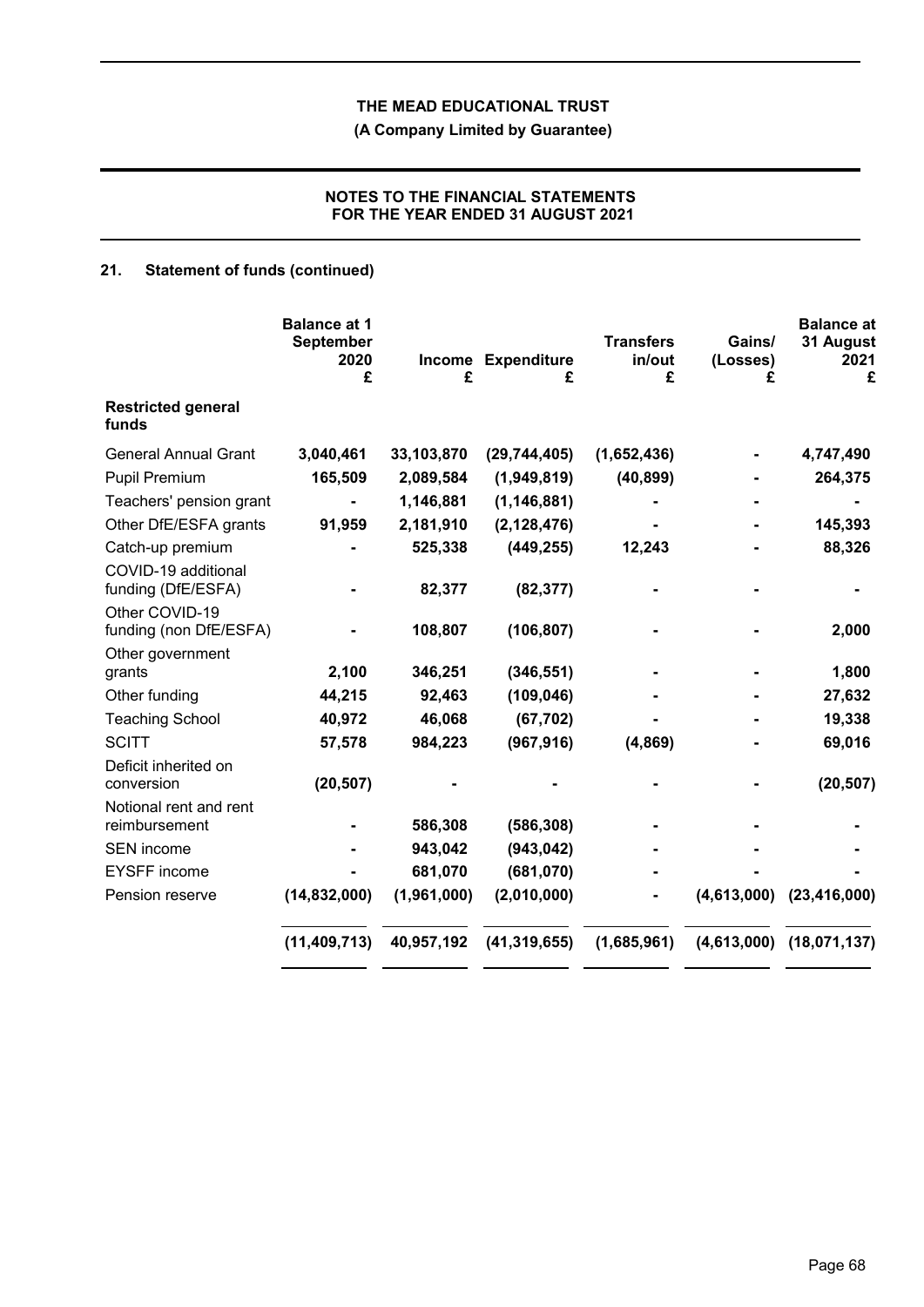## 21. Statement of funds (continued)

| | Balance at 1 September 2020 £ | Income £ | Expenditure £ | Transfers in/out £ | Gains/ (Losses) £ | Balance at 31 August 2021 £ |
|---|---|---|---|---|---|---|
| **Restricted general funds** | | | | | | |
| General Annual Grant | 3,040,461 | 33,103,870 | (29,744,405) | (1,652,436) | - | 4,747,490 |
| Pupil Premium | 165,509 | 2,089,584 | (1,949,819) | (40,899) | - | 264,375 |
| Teachers' pension grant | - | 1,146,881 | (1,146,881) | - | - | - |
| Other DfE/ESFA grants | 91,959 | 2,181,910 | (2,128,476) | - | - | 145,393 |
| Catch-up premium | - | 525,338 | (449,255) | 12,243 | - | 88,326 |
| COVID-19 additional funding (DfE/ESFA) | - | 82,377 | (82,377) | - | - | - |
| Other COVID-19 funding (non DfE/ESFA) | - | 108,807 | (106,807) | - | - | 2,000 |
| Other government grants | 2,100 | 346,251 | (346,551) | - | - | 1,800 |
| Other funding | 44,215 | 92,463 | (109,046) | - | - | 27,632 |
| Teaching School | 40,972 | 46,068 | (67,702) | - | - | 19,338 |
| SCITT | 57,578 | 984,223 | (967,916) | (4,869) | - | 69,016 |
| Deficit inherited on conversion | (20,507) | - | - | - | - | (20,507) |
| Notional rent and rent reimbursement | - | 586,308 | (586,308) | - | - | - |
| SEN income | - | 943,042 | (943,042) | - | - | - |
| EYSFF income | - | 681,070 | (681,070) | - | - | - |
| Pension reserve | (14,832,000) | (1,961,000) | (2,010,000) | - | (4,613,000) | (23,416,000) |
| | (11,409,713) | 40,957,192 | (41,319,655) | (1,685,961) | (4,613,000) | (18,071,137) |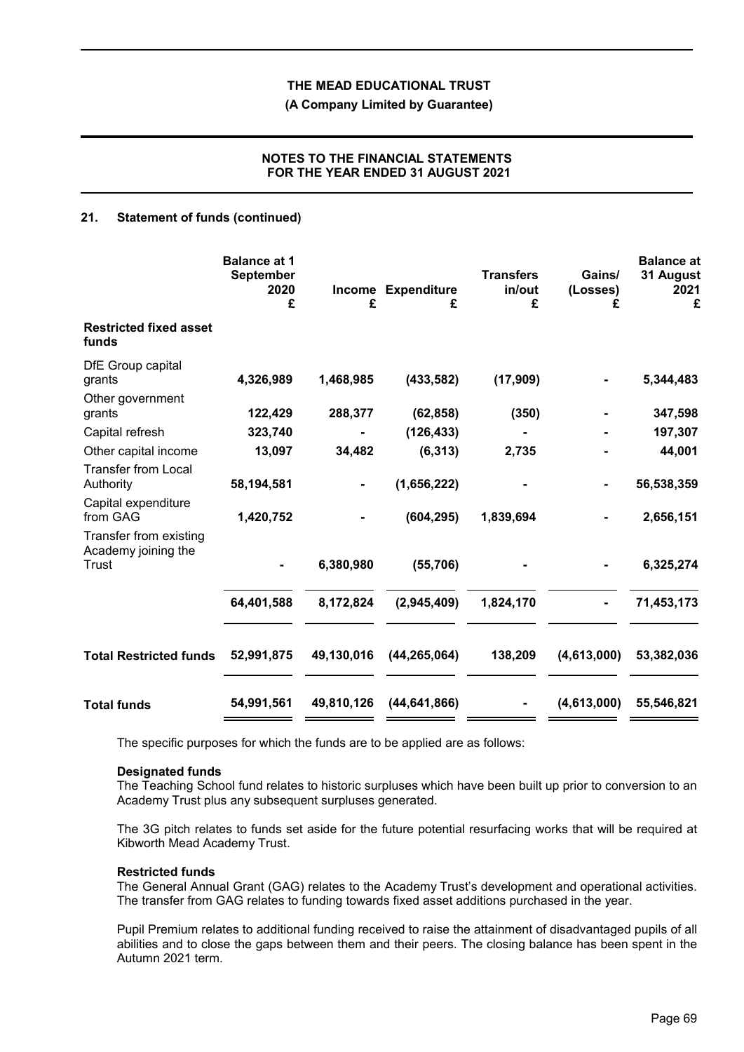## 21. Statement of funds (continued)

| | Balance at 1 September 2020 £ | Income £ | Expenditure £ | Transfers in/out £ | Gains/ (Losses) £ | Balance at 31 August 2021 £ |
|---|---|---|---|---|---|---|
| **Restricted fixed asset funds** | | | | | | |
| DfE Group capital grants | **4,326,989** | **1,468,985** | **(433,582)** | **(17,909)** | **-** | **5,344,483** |
| Other government grants | **122,429** | **288,377** | **(62,858)** | **(350)** | **-** | **347,598** |
| Capital refresh | **323,740** | **-** | **(126,433)** | **-** | **-** | **197,307** |
| Other capital income | **13,097** | **34,482** | **(6,313)** | **2,735** | **-** | **44,001** |
| Transfer from Local Authority | **58,194,581** | **-** | **(1,656,222)** | **-** | **-** | **56,538,359** |
| Capital expenditure from GAG | **1,420,752** | **-** | **(604,295)** | **1,839,694** | **-** | **2,656,151** |
| Transfer from existing Academy joining the Trust | **-** | **6,380,980** | **(55,706)** | **-** | **-** | **6,325,274** |
| | **64,401,588** | **8,172,824** | **(2,945,409)** | **1,824,170** | **-** | **71,453,173** |
| **Total Restricted funds** | **52,991,875** | **49,130,016** | **(44,265,064)** | **138,209** | **(4,613,000)** | **53,382,036** |
| **Total funds** | **54,991,561** | **49,810,126** | **(44,641,866)** | **-** | **(4,613,000)** | **55,546,821** |

The specific purposes for which the funds are to be applied are as follows:

**Designated funds**

The Teaching School fund relates to historic surpluses which have been built up prior to conversion to an Academy Trust plus any subsequent surpluses generated.

The 3G pitch relates to funds set aside for the future potential resurfacing works that will be required at Kibworth Mead Academy Trust.

**Restricted funds**

The General Annual Grant (GAG) relates to the Academy Trust's development and operational activities. The transfer from GAG relates to funding towards fixed asset additions purchased in the year.

Pupil Premium relates to additional funding received to raise the attainment of disadvantaged pupils of all abilities and to close the gaps between them and their peers. The closing balance has been spent in the Autumn 2021 term.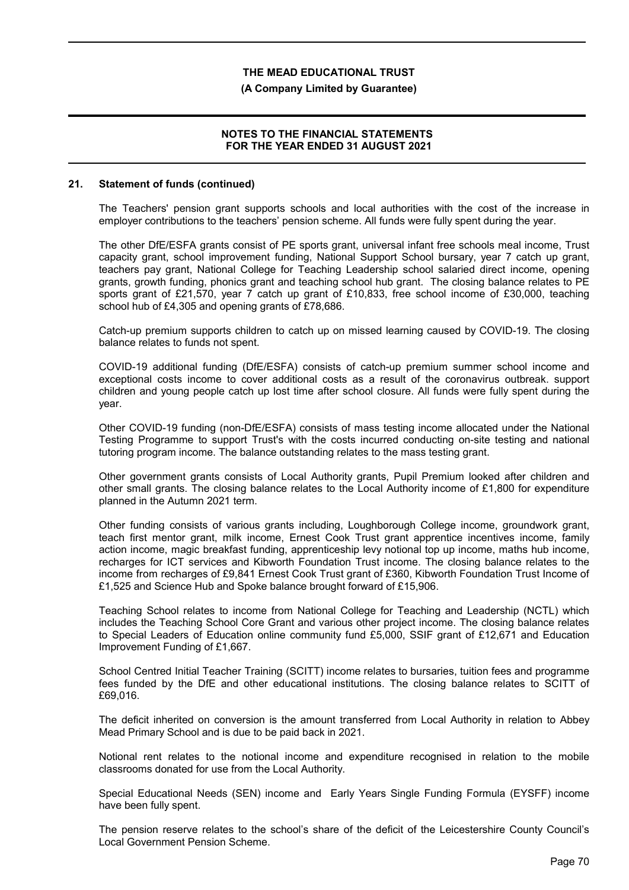## 21. Statement of funds (continued)

The Teachers' pension grant supports schools and local authorities with the cost of the increase in employer contributions to the teachers' pension scheme. All funds were fully spent during the year.

The other DfE/ESFA grants consist of PE sports grant, universal infant free schools meal income, Trust capacity grant, school improvement funding, National Support School bursary, year 7 catch up grant, teachers pay grant, National College for Teaching Leadership school salaried direct income, opening grants, growth funding, phonics grant and teaching school hub grant. The closing balance relates to PE sports grant of £21,570, year 7 catch up grant of £10,833, free school income of £30,000, teaching school hub of £4,305 and opening grants of £78,686.

Catch-up premium supports children to catch up on missed learning caused by COVID-19. The closing balance relates to funds not spent.

COVID-19 additional funding (DfE/ESFA) consists of catch-up premium summer school income and exceptional costs income to cover additional costs as a result of the coronavirus outbreak. support children and young people catch up lost time after school closure. All funds were fully spent during the year.

Other COVID-19 funding (non-DfE/ESFA) consists of mass testing income allocated under the National Testing Programme to support Trust's with the costs incurred conducting on-site testing and national tutoring program income. The balance outstanding relates to the mass testing grant.

Other government grants consists of Local Authority grants, Pupil Premium looked after children and other small grants. The closing balance relates to the Local Authority income of £1,800 for expenditure planned in the Autumn 2021 term.

Other funding consists of various grants including, Loughborough College income, groundwork grant, teach first mentor grant, milk income, Ernest Cook Trust grant apprentice incentives income, family action income, magic breakfast funding, apprenticeship levy notional top up income, maths hub income, recharges for ICT services and Kibworth Foundation Trust income. The closing balance relates to the income from recharges of £9,841 Ernest Cook Trust grant of £360, Kibworth Foundation Trust Income of £1,525 and Science Hub and Spoke balance brought forward of £15,906.

Teaching School relates to income from National College for Teaching and Leadership (NCTL) which includes the Teaching School Core Grant and various other project income. The closing balance relates to Special Leaders of Education online community fund £5,000, SSIF grant of £12,671 and Education Improvement Funding of £1,667.

School Centred Initial Teacher Training (SCITT) income relates to bursaries, tuition fees and programme fees funded by the DfE and other educational institutions. The closing balance relates to SCITT of £69,016.

The deficit inherited on conversion is the amount transferred from Local Authority in relation to Abbey Mead Primary School and is due to be paid back in 2021.

Notional rent relates to the notional income and expenditure recognised in relation to the mobile classrooms donated for use from the Local Authority.

Special Educational Needs (SEN) income and Early Years Single Funding Formula (EYSFF) income have been fully spent.

The pension reserve relates to the school's share of the deficit of the Leicestershire County Council's Local Government Pension Scheme.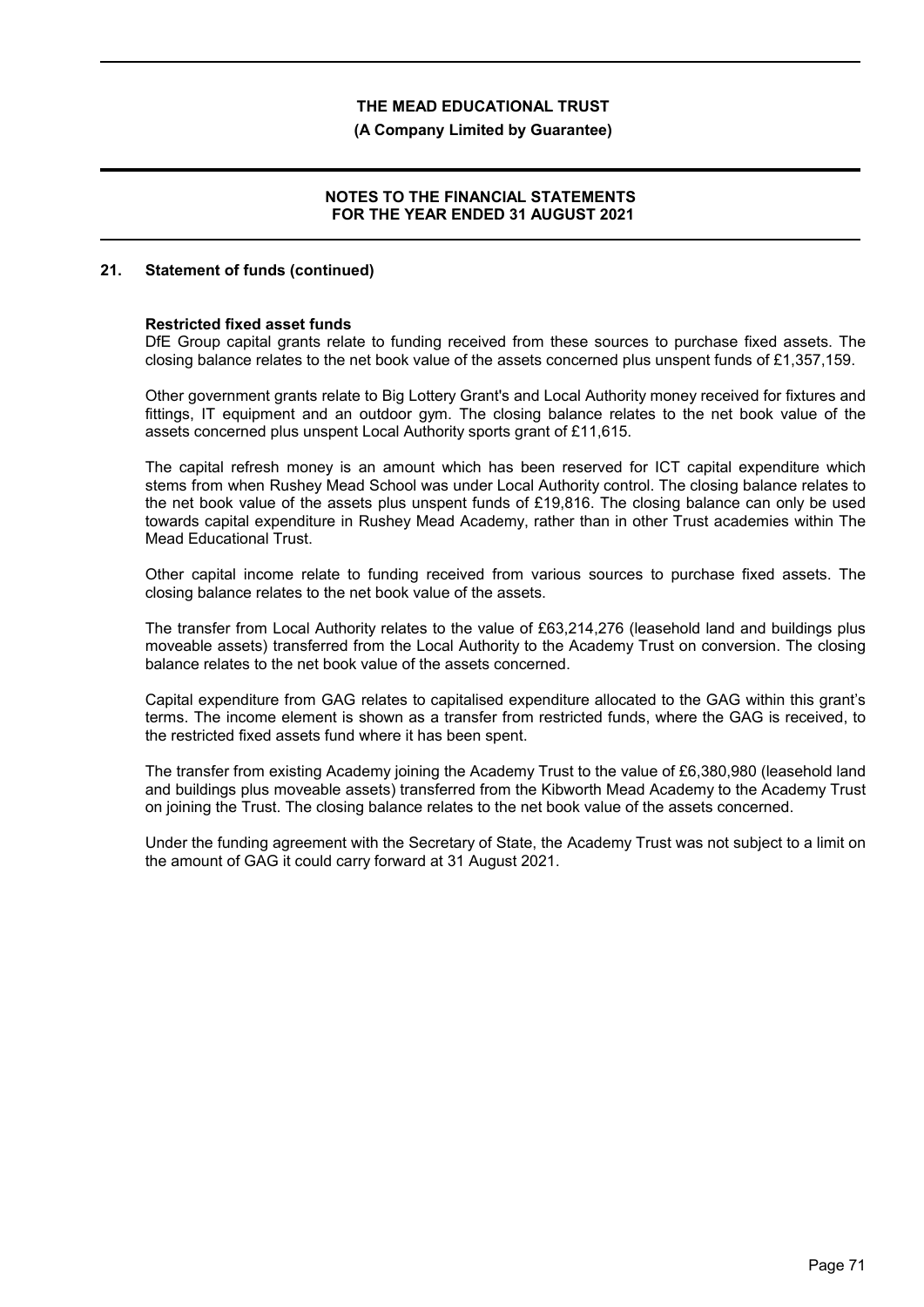## 21. Statement of funds (continued)

**Restricted fixed asset funds**

DfE Group capital grants relate to funding received from these sources to purchase fixed assets. The closing balance relates to the net book value of the assets concerned plus unspent funds of £1,357,159.

Other government grants relate to Big Lottery Grant's and Local Authority money received for fixtures and fittings, IT equipment and an outdoor gym. The closing balance relates to the net book value of the assets concerned plus unspent Local Authority sports grant of £11,615.

The capital refresh money is an amount which has been reserved for ICT capital expenditure which stems from when Rushey Mead School was under Local Authority control. The closing balance relates to the net book value of the assets plus unspent funds of £19,816. The closing balance can only be used towards capital expenditure in Rushey Mead Academy, rather than in other Trust academies within The Mead Educational Trust.

Other capital income relate to funding received from various sources to purchase fixed assets. The closing balance relates to the net book value of the assets.

The transfer from Local Authority relates to the value of £63,214,276 (leasehold land and buildings plus moveable assets) transferred from the Local Authority to the Academy Trust on conversion. The closing balance relates to the net book value of the assets concerned.

Capital expenditure from GAG relates to capitalised expenditure allocated to the GAG within this grant's terms. The income element is shown as a transfer from restricted funds, where the GAG is received, to the restricted fixed assets fund where it has been spent.

The transfer from existing Academy joining the Academy Trust to the value of £6,380,980 (leasehold land and buildings plus moveable assets) transferred from the Kibworth Mead Academy to the Academy Trust on joining the Trust. The closing balance relates to the net book value of the assets concerned.

Under the funding agreement with the Secretary of State, the Academy Trust was not subject to a limit on the amount of GAG it could carry forward at 31 August 2021.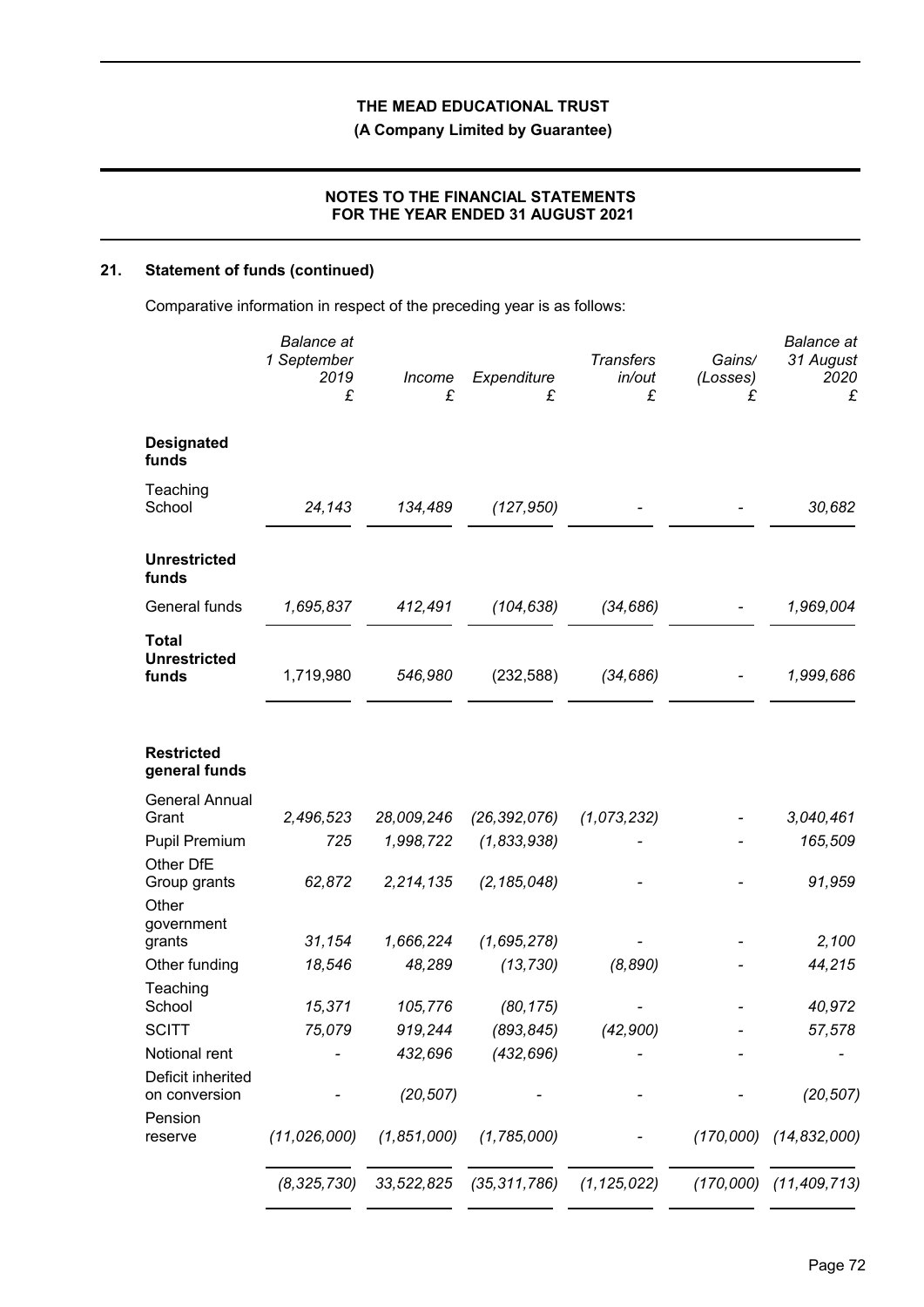## 21. Statement of funds (continued)

Comparative information in respect of the preceding year is as follows:

| | *Balance at 1 September 2019* £ | *Income* £ | *Expenditure* £ | *Transfers in/out* £ | *Gains/ (Losses)* £ | *Balance at 31 August 2020* £ |
|---|---|---|---|---|---|---|
| **Designated funds** | | | | | | |
| Teaching School | *24,143* | *134,489* | *(127,950)* | *-* | *-* | *30,682* |
| **Unrestricted funds** | | | | | | |
| General funds | *1,695,837* | *412,491* | *(104,638)* | *(34,686)* | *-* | *1,969,004* |
| **Total Unrestricted funds** | 1,719,980 | *546,980* | (232,588) | *(34,686)* | *-* | *1,999,686* |
| **Restricted general funds** | | | | | | |
| General Annual Grant | *2,496,523* | *28,009,246* | *(26,392,076)* | *(1,073,232)* | *-* | *3,040,461* |
| Pupil Premium | *725* | *1,998,722* | *(1,833,938)* | *-* | *-* | *165,509* |
| Other DfE Group grants | *62,872* | *2,214,135* | *(2,185,048)* | *-* | *-* | *91,959* |
| Other government grants | *31,154* | *1,666,224* | *(1,695,278)* | *-* | *-* | *2,100* |
| Other funding | *18,546* | *48,289* | *(13,730)* | *(8,890)* | *-* | *44,215* |
| Teaching School | *15,371* | *105,776* | *(80,175)* | *-* | *-* | *40,972* |
| SCITT | *75,079* | *919,244* | *(893,845)* | *(42,900)* | *-* | *57,578* |
| Notional rent | *-* | *432,696* | *(432,696)* | *-* | *-* | *-* |
| Deficit inherited on conversion | *-* | *(20,507)* | *-* | *-* | *-* | *(20,507)* |
| Pension reserve | *(11,026,000)* | *(1,851,000)* | *(1,785,000)* | *-* | *(170,000)* | *(14,832,000)* |
| | *(8,325,730)* | *33,522,825* | *(35,311,786)* | *(1,125,022)* | *(170,000)* | *(11,409,713)* |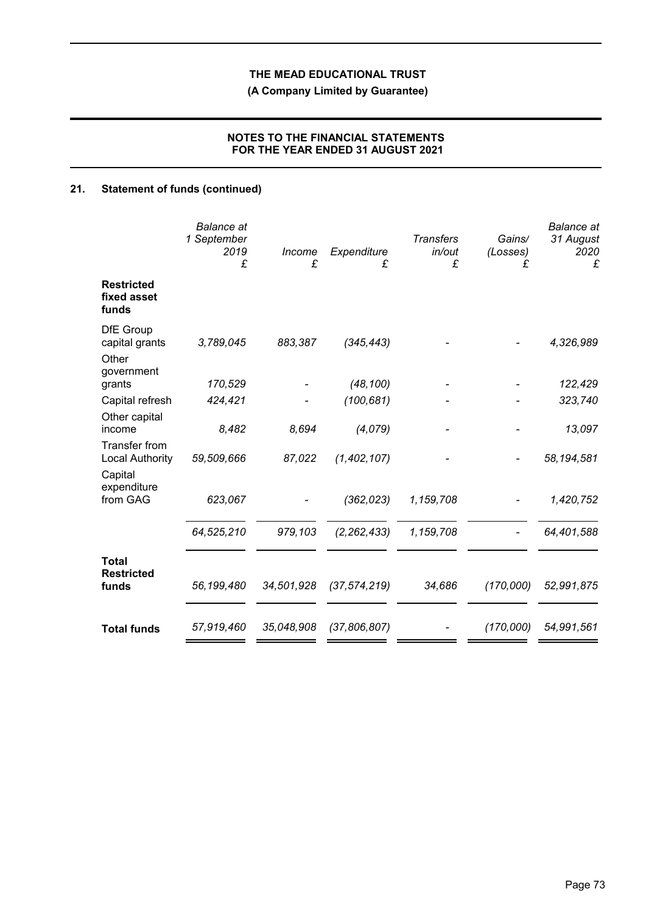## 21. Statement of funds (continued)

| | *Balance at 1 September 2019* £ | *Income* £ | *Expenditure* £ | *Transfers in/out* £ | *Gains/ (Losses)* £ | *Balance at 31 August 2020* £ |
|---|---|---|---|---|---|---|
| **Restricted fixed asset funds** | | | | | | |
| DfE Group capital grants | *3,789,045* | *883,387* | *(345,443)* | *-* | *-* | *4,326,989* |
| Other government grants | *170,529* | *-* | *(48,100)* | *-* | *-* | *122,429* |
| Capital refresh | *424,421* | *-* | *(100,681)* | *-* | *-* | *323,740* |
| Other capital income | *8,482* | *8,694* | *(4,079)* | *-* | *-* | *13,097* |
| Transfer from Local Authority | *59,509,666* | *87,022* | *(1,402,107)* | *-* | *-* | *58,194,581* |
| Capital expenditure from GAG | *623,067* | *-* | *(362,023)* | *1,159,708* | *-* | *1,420,752* |
| | *64,525,210* | *979,103* | *(2,262,433)* | *1,159,708* | *-* | *64,401,588* |
| **Total Restricted funds** | *56,199,480* | *34,501,928* | *(37,574,219)* | *34,686* | *(170,000)* | *52,991,875* |
| **Total funds** | *57,919,460* | *35,048,908* | *(37,806,807)* | *-* | *(170,000)* | *54,991,561* |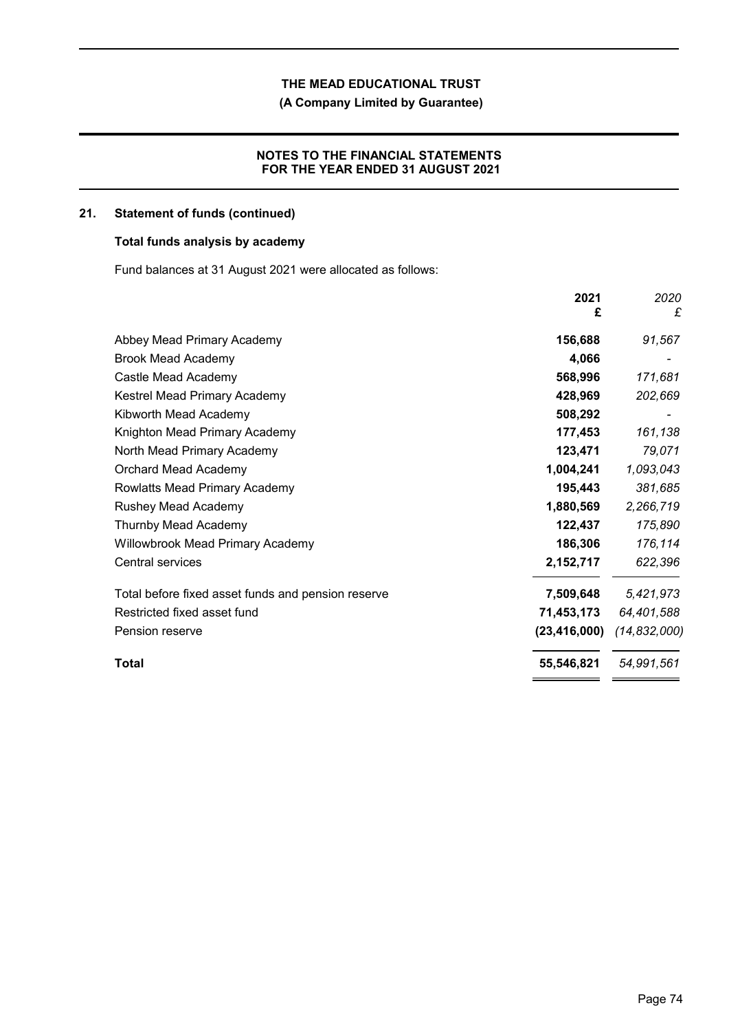## 21. Statement of funds (continued)

### Total funds analysis by academy

Fund balances at 31 August 2021 were allocated as follows:

| | 2021 £ | 2020 £ |
|---|---|---|
| Abbey Mead Primary Academy | 156,688 | 91,567 |
| Brook Mead Academy | 4,066 | - |
| Castle Mead Academy | 568,996 | 171,681 |
| Kestrel Mead Primary Academy | 428,969 | 202,669 |
| Kibworth Mead Academy | 508,292 | - |
| Knighton Mead Primary Academy | 177,453 | 161,138 |
| North Mead Primary Academy | 123,471 | 79,071 |
| Orchard Mead Academy | 1,004,241 | 1,093,043 |
| Rowlatts Mead Primary Academy | 195,443 | 381,685 |
| Rushey Mead Academy | 1,880,569 | 2,266,719 |
| Thurnby Mead Academy | 122,437 | 175,890 |
| Willowbrook Mead Primary Academy | 186,306 | 176,114 |
| Central services | 2,152,717 | 622,396 |
| Total before fixed asset funds and pension reserve | 7,509,648 | 5,421,973 |
| Restricted fixed asset fund | 71,453,173 | 64,401,588 |
| Pension reserve | (23,416,000) | (14,832,000) |
| **Total** | **55,546,821** | *54,991,561* |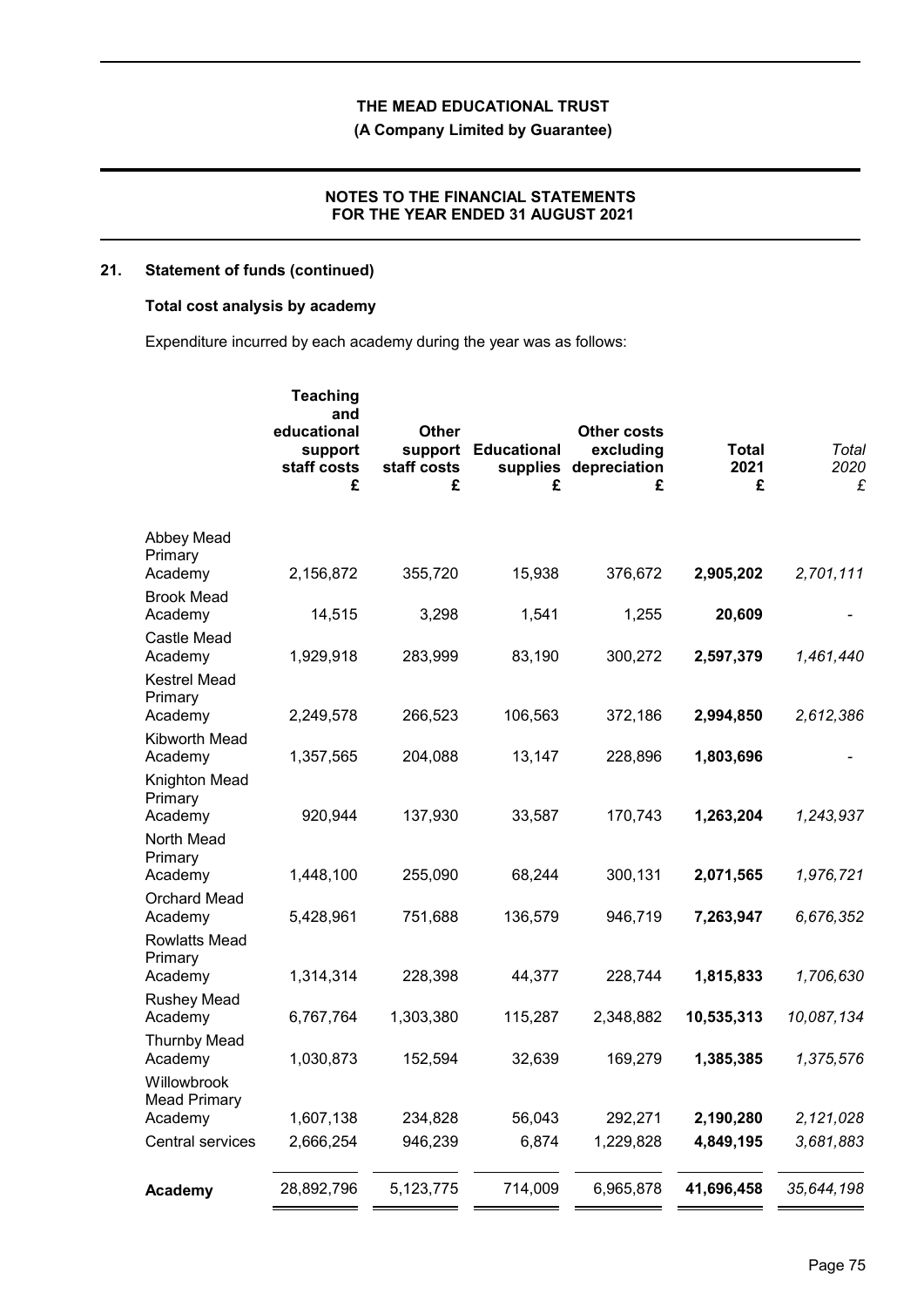## 21. Statement of funds (continued)

### Total cost analysis by academy

Expenditure incurred by each academy during the year was as follows:

| | Teaching and educational support staff costs £ | Other support staff costs £ | Educational supplies £ | Other costs excluding depreciation £ | Total 2021 £ | *Total 2020 £* |
|---|---|---|---|---|---|---|
| Abbey Mead Primary Academy | 2,156,872 | 355,720 | 15,938 | 376,672 | **2,905,202** | *2,701,111* |
| Brook Mead Academy | 14,515 | 3,298 | 1,541 | 1,255 | **20,609** | *-* |
| Castle Mead Academy | 1,929,918 | 283,999 | 83,190 | 300,272 | **2,597,379** | *1,461,440* |
| Kestrel Mead Primary Academy | 2,249,578 | 266,523 | 106,563 | 372,186 | **2,994,850** | *2,612,386* |
| Kibworth Mead Academy | 1,357,565 | 204,088 | 13,147 | 228,896 | **1,803,696** | *-* |
| Knighton Mead Primary Academy | 920,944 | 137,930 | 33,587 | 170,743 | **1,263,204** | *1,243,937* |
| North Mead Primary Academy | 1,448,100 | 255,090 | 68,244 | 300,131 | **2,071,565** | *1,976,721* |
| Orchard Mead Academy | 5,428,961 | 751,688 | 136,579 | 946,719 | **7,263,947** | *6,676,352* |
| Rowlatts Mead Primary Academy | 1,314,314 | 228,398 | 44,377 | 228,744 | **1,815,833** | *1,706,630* |
| Rushey Mead Academy | 6,767,764 | 1,303,380 | 115,287 | 2,348,882 | **10,535,313** | *10,087,134* |
| Thurnby Mead Academy | 1,030,873 | 152,594 | 32,639 | 169,279 | **1,385,385** | *1,375,576* |
| Willowbrook Mead Primary Academy | 1,607,138 | 234,828 | 56,043 | 292,271 | **2,190,280** | *2,121,028* |
| Central services | 2,666,254 | 946,239 | 6,874 | 1,229,828 | **4,849,195** | *3,681,883* |
| **Academy** | 28,892,796 | 5,123,775 | 714,009 | 6,965,878 | **41,696,458** | *35,644,198* |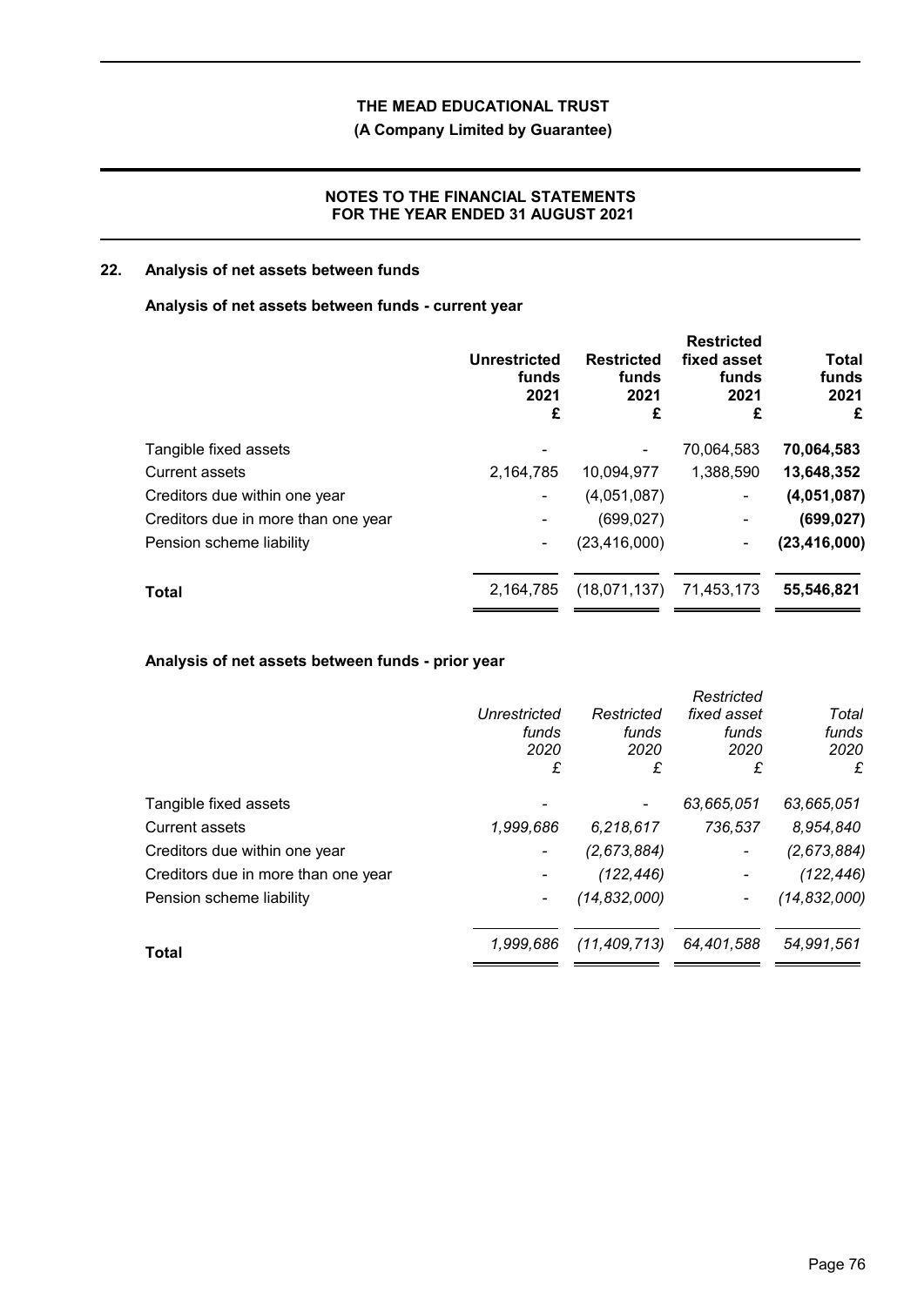# THE MEAD EDUCATIONAL TRUST

**(A Company Limited by Guarantee)**

**NOTES TO THE FINANCIAL STATEMENTS FOR THE YEAR ENDED 31 AUGUST 2021**

## 22. Analysis of net assets between funds

### Analysis of net assets between funds - current year

| | Unrestricted funds 2021 £ | Restricted funds 2021 £ | Restricted fixed asset funds 2021 £ | Total funds 2021 £ |
|---|---|---|---|---|
| Tangible fixed assets | - | - | 70,064,583 | **70,064,583** |
| Current assets | 2,164,785 | 10,094,977 | 1,388,590 | **13,648,352** |
| Creditors due within one year | - | (4,051,087) | - | **(4,051,087)** |
| Creditors due in more than one year | - | (699,027) | - | **(699,027)** |
| Pension scheme liability | - | (23,416,000) | - | **(23,416,000)** |
| **Total** | 2,164,785 | (18,071,137) | 71,453,173 | **55,546,821** |

### Analysis of net assets between funds - prior year

| | *Unrestricted funds 2020 £* | *Restricted funds 2020 £* | *Restricted fixed asset funds 2020 £* | *Total funds 2020 £* |
|---|---|---|---|---|
| Tangible fixed assets | - | - | *63,665,051* | *63,665,051* |
| Current assets | *1,999,686* | *6,218,617* | *736,537* | *8,954,840* |
| Creditors due within one year | - | *(2,673,884)* | - | *(2,673,884)* |
| Creditors due in more than one year | - | *(122,446)* | - | *(122,446)* |
| Pension scheme liability | - | *(14,832,000)* | - | *(14,832,000)* |
| **Total** | *1,999,686* | *(11,409,713)* | *64,401,588* | *54,991,561* |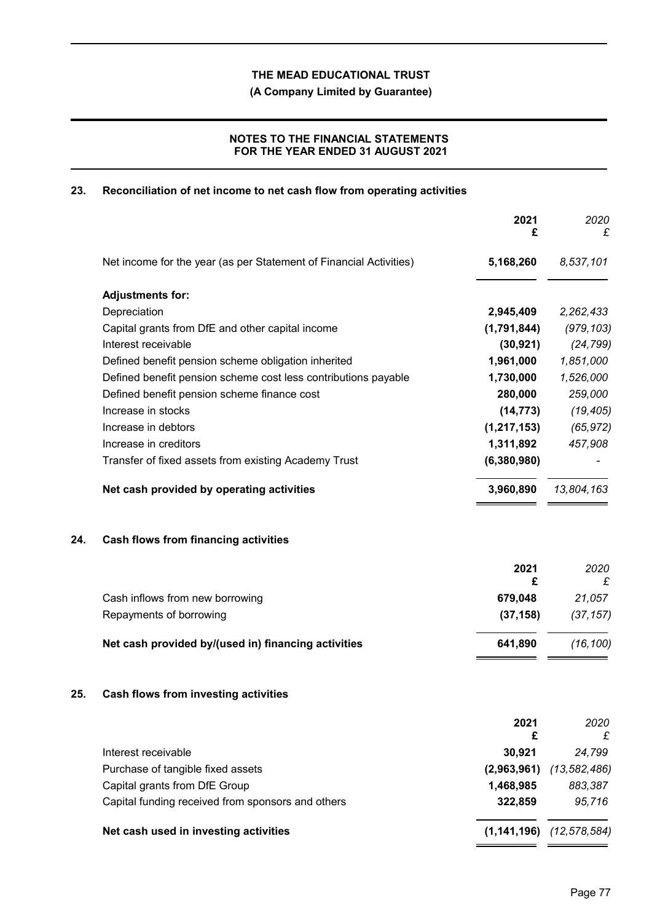# THE MEAD EDUCATIONAL TRUST

**(A Company Limited by Guarantee)**

**NOTES TO THE FINANCIAL STATEMENTS FOR THE YEAR ENDED 31 AUGUST 2021**

## 23. Reconciliation of net income to net cash flow from operating activities

| | 2021 £ | *2020 £* |
|---|---|---|
| Net income for the year (as per Statement of Financial Activities) | **5,168,260** | *8,537,101* |
| **Adjustments for:** | | |
| Depreciation | **2,945,409** | *2,262,433* |
| Capital grants from DfE and other capital income | **(1,791,844)** | *(979,103)* |
| Interest receivable | **(30,921)** | *(24,799)* |
| Defined benefit pension scheme obligation inherited | **1,961,000** | *1,851,000* |
| Defined benefit pension scheme cost less contributions payable | **1,730,000** | *1,526,000* |
| Defined benefit pension scheme finance cost | **280,000** | *259,000* |
| Increase in stocks | **(14,773)** | *(19,405)* |
| Increase in debtors | **(1,217,153)** | *(65,972)* |
| Increase in creditors | **1,311,892** | *457,908* |
| Transfer of fixed assets from existing Academy Trust | **(6,380,980)** | *-* |
| **Net cash provided by operating activities** | **3,960,890** | *13,804,163* |

## 24. Cash flows from financing activities

| | 2021 £ | *2020 £* |
|---|---|---|
| Cash inflows from new borrowing | **679,048** | *21,057* |
| Repayments of borrowing | **(37,158)** | *(37,157)* |
| **Net cash provided by/(used in) financing activities** | **641,890** | *(16,100)* |

## 25. Cash flows from investing activities

| | 2021 £ | *2020 £* |
|---|---|---|
| Interest receivable | **30,921** | *24,799* |
| Purchase of tangible fixed assets | **(2,963,961)** | *(13,582,486)* |
| Capital grants from DfE Group | **1,468,985** | *883,387* |
| Capital funding received from sponsors and others | **322,859** | *95,716* |
| **Net cash used in investing activities** | **(1,141,196)** | *(12,578,584)* |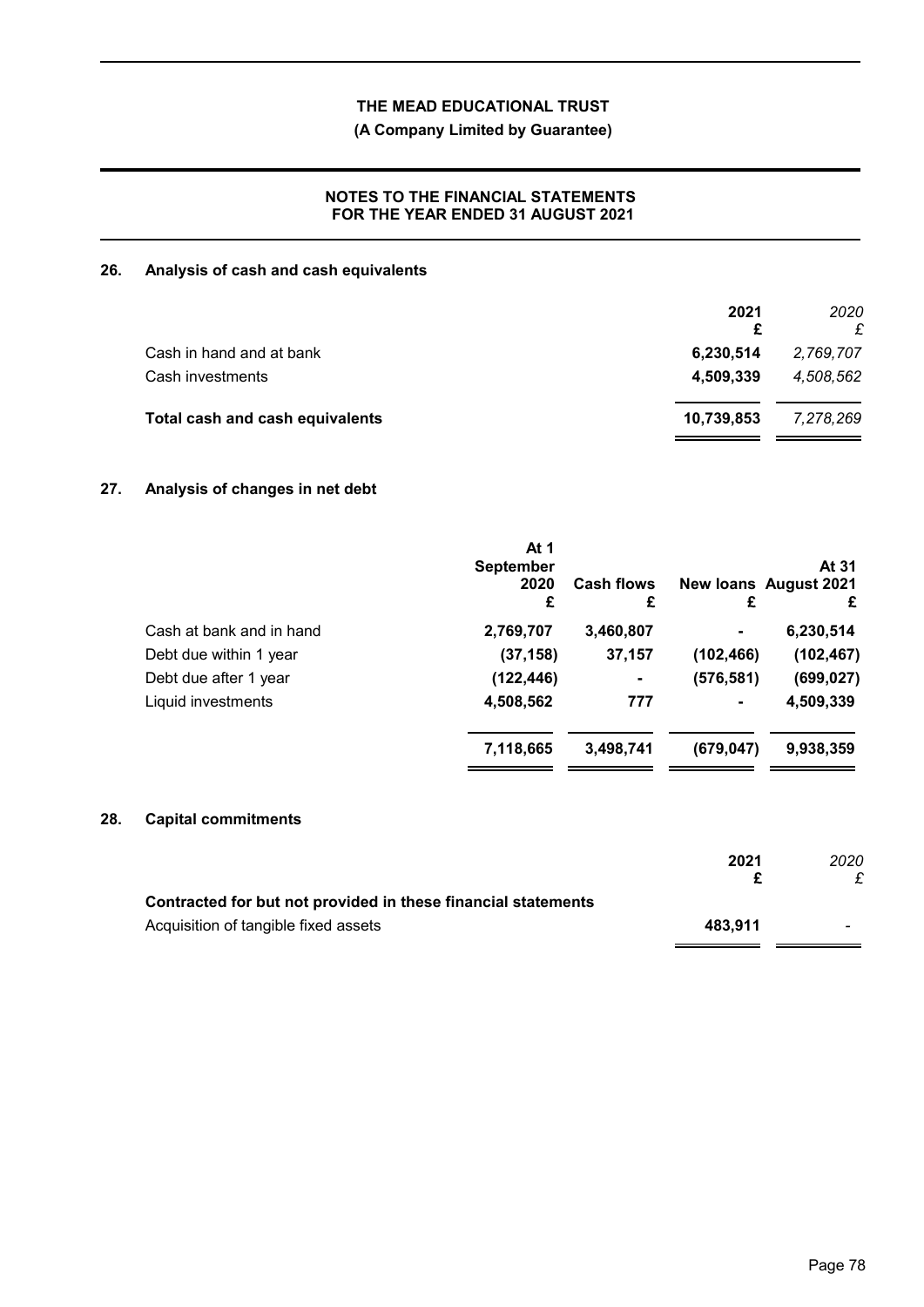# THE MEAD EDUCATIONAL TRUST

**(A Company Limited by Guarantee)**

**NOTES TO THE FINANCIAL STATEMENTS FOR THE YEAR ENDED 31 AUGUST 2021**

## 26. Analysis of cash and cash equivalents

| | 2021 £ | *2020 £* |
|---|---|---|
| Cash in hand and at bank | 6,230,514 | *2,769,707* |
| Cash investments | 4,509,339 | *4,508,562* |
| **Total cash and cash equivalents** | **10,739,853** | *7,278,269* |

## 27. Analysis of changes in net debt

| | At 1 September 2020 £ | Cash flows £ | New loans £ | At 31 August 2021 £ |
|---|---|---|---|---|
| Cash at bank and in hand | 2,769,707 | 3,460,807 | - | 6,230,514 |
| Debt due within 1 year | (37,158) | 37,157 | (102,466) | (102,467) |
| Debt due after 1 year | (122,446) | - | (576,581) | (699,027) |
| Liquid investments | 4,508,562 | 777 | - | 4,509,339 |
| | 7,118,665 | 3,498,741 | (679,047) | 9,938,359 |

## 28. Capital commitments

| | 2021 £ | *2020 £* |
|---|---|---|
| **Contracted for but not provided in these financial statements** | | |
| Acquisition of tangible fixed assets | 483,911 | *-* |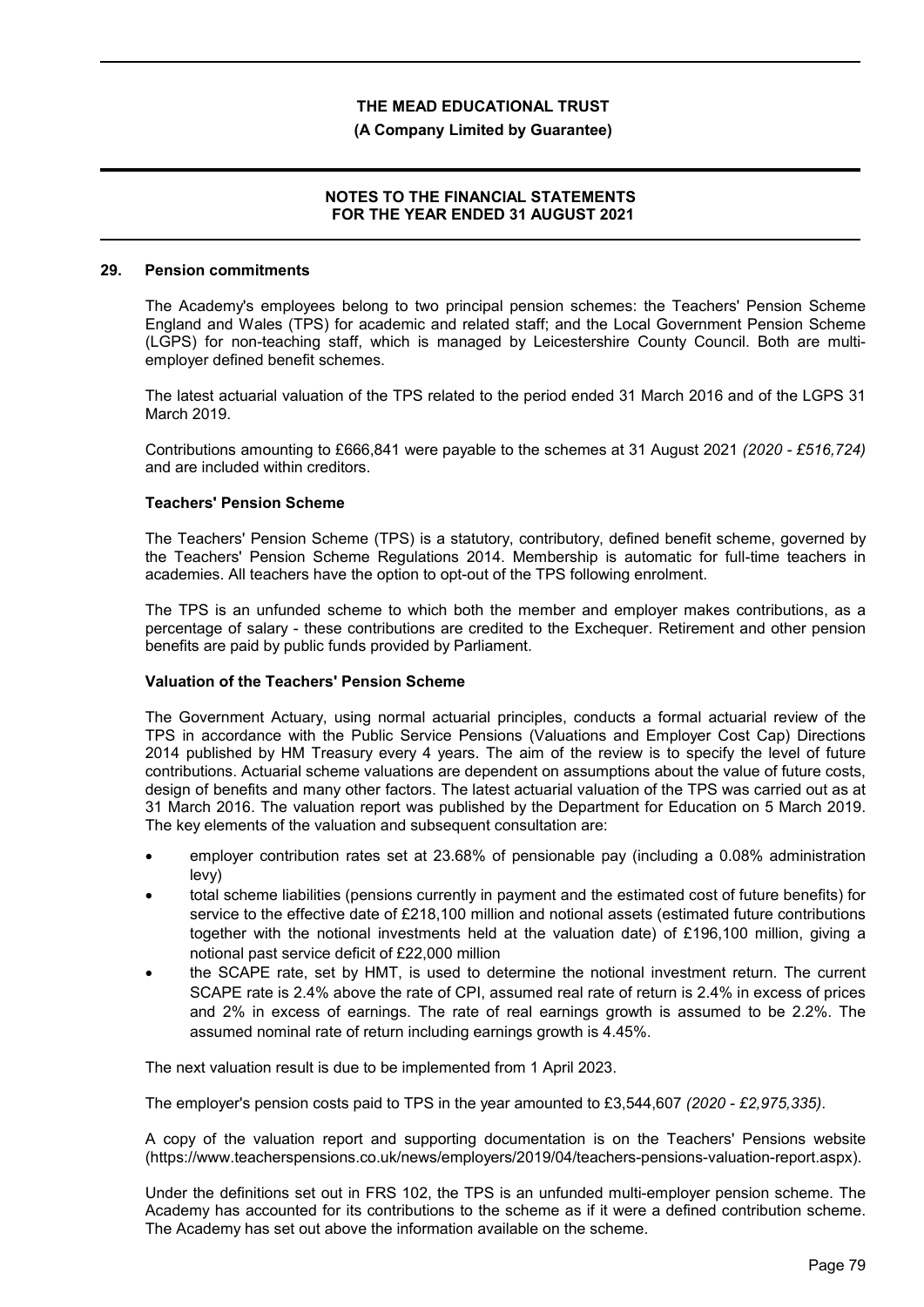## 29. Pension commitments

The Academy's employees belong to two principal pension schemes: the Teachers' Pension Scheme England and Wales (TPS) for academic and related staff; and the Local Government Pension Scheme (LGPS) for non-teaching staff, which is managed by Leicestershire County Council. Both are multi-employer defined benefit schemes.

The latest actuarial valuation of the TPS related to the period ended 31 March 2016 and of the LGPS 31 March 2019.

Contributions amounting to £666,841 were payable to the schemes at 31 August 2021 *(2020 - £516,724)* and are included within creditors.

### Teachers' Pension Scheme

The Teachers' Pension Scheme (TPS) is a statutory, contributory, defined benefit scheme, governed by the Teachers' Pension Scheme Regulations 2014. Membership is automatic for full-time teachers in academies. All teachers have the option to opt-out of the TPS following enrolment.

The TPS is an unfunded scheme to which both the member and employer makes contributions, as a percentage of salary - these contributions are credited to the Exchequer. Retirement and other pension benefits are paid by public funds provided by Parliament.

### Valuation of the Teachers' Pension Scheme

The Government Actuary, using normal actuarial principles, conducts a formal actuarial review of the TPS in accordance with the Public Service Pensions (Valuations and Employer Cost Cap) Directions 2014 published by HM Treasury every 4 years. The aim of the review is to specify the level of future contributions. Actuarial scheme valuations are dependent on assumptions about the value of future costs, design of benefits and many other factors. The latest actuarial valuation of the TPS was carried out as at 31 March 2016. The valuation report was published by the Department for Education on 5 March 2019. The key elements of the valuation and subsequent consultation are:

- employer contribution rates set at 23.68% of pensionable pay (including a 0.08% administration levy)
- total scheme liabilities (pensions currently in payment and the estimated cost of future benefits) for service to the effective date of £218,100 million and notional assets (estimated future contributions together with the notional investments held at the valuation date) of £196,100 million, giving a notional past service deficit of £22,000 million
- the SCAPE rate, set by HMT, is used to determine the notional investment return. The current SCAPE rate is 2.4% above the rate of CPI, assumed real rate of return is 2.4% in excess of prices and 2% in excess of earnings. The rate of real earnings growth is assumed to be 2.2%. The assumed nominal rate of return including earnings growth is 4.45%.

The next valuation result is due to be implemented from 1 April 2023.

The employer's pension costs paid to TPS in the year amounted to £3,544,607 *(2020 - £2,975,335)*.

A copy of the valuation report and supporting documentation is on the Teachers' Pensions website (https://www.teacherspensions.co.uk/news/employers/2019/04/teachers-pensions-valuation-report.aspx).

Under the definitions set out in FRS 102, the TPS is an unfunded multi-employer pension scheme. The Academy has accounted for its contributions to the scheme as if it were a defined contribution scheme. The Academy has set out above the information available on the scheme.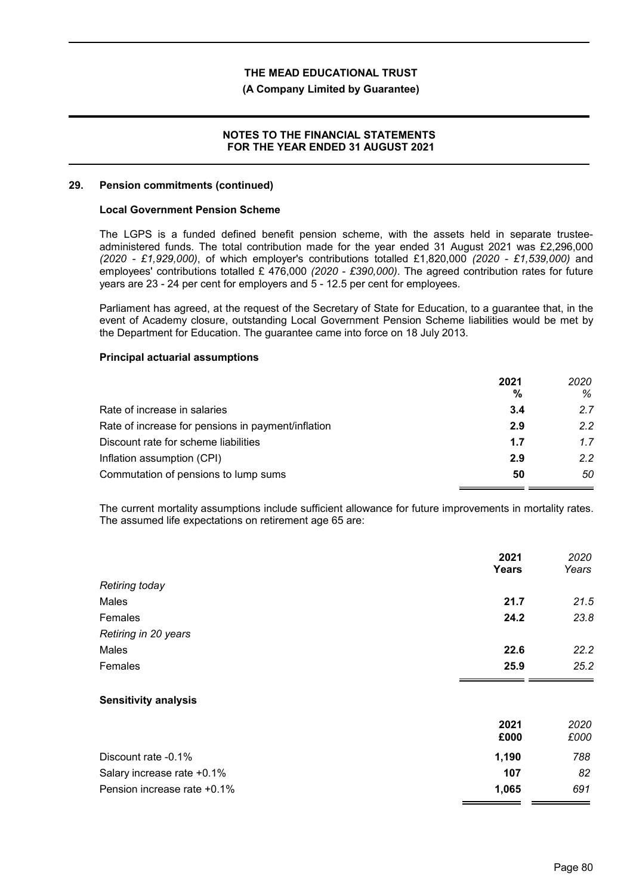## 29. Pension commitments (continued)

### Local Government Pension Scheme

The LGPS is a funded defined benefit pension scheme, with the assets held in separate trustee-administered funds. The total contribution made for the year ended 31 August 2021 was £2,296,000 *(2020 - £1,929,000)*, of which employer's contributions totalled £1,820,000 *(2020 - £1,539,000)* and employees' contributions totalled £ 476,000 *(2020 - £390,000)*. The agreed contribution rates for future years are 23 - 24 per cent for employers and 5 - 12.5 per cent for employees.

Parliament has agreed, at the request of the Secretary of State for Education, to a guarantee that, in the event of Academy closure, outstanding Local Government Pension Scheme liabilities would be met by the Department for Education. The guarantee came into force on 18 July 2013.

### Principal actuarial assumptions

| | 2021 % | *2020 %* |
|---|---|---|
| Rate of increase in salaries | **3.4** | *2.7* |
| Rate of increase for pensions in payment/inflation | **2.9** | *2.2* |
| Discount rate for scheme liabilities | **1.7** | *1.7* |
| Inflation assumption (CPI) | **2.9** | *2.2* |
| Commutation of pensions to lump sums | **50** | *50* |

The current mortality assumptions include sufficient allowance for future improvements in mortality rates. The assumed life expectations on retirement age 65 are:

| | 2021 Years | *2020 Years* |
|---|---|---|
| *Retiring today* | | |
| Males | **21.7** | *21.5* |
| Females | **24.2** | *23.8* |
| *Retiring in 20 years* | | |
| Males | **22.6** | *22.2* |
| Females | **25.9** | *25.2* |

### Sensitivity analysis

| | 2021 £000 | *2020 £000* |
|---|---|---|
| Discount rate -0.1% | **1,190** | *788* |
| Salary increase rate +0.1% | **107** | *82* |
| Pension increase rate +0.1% | **1,065** | *691* |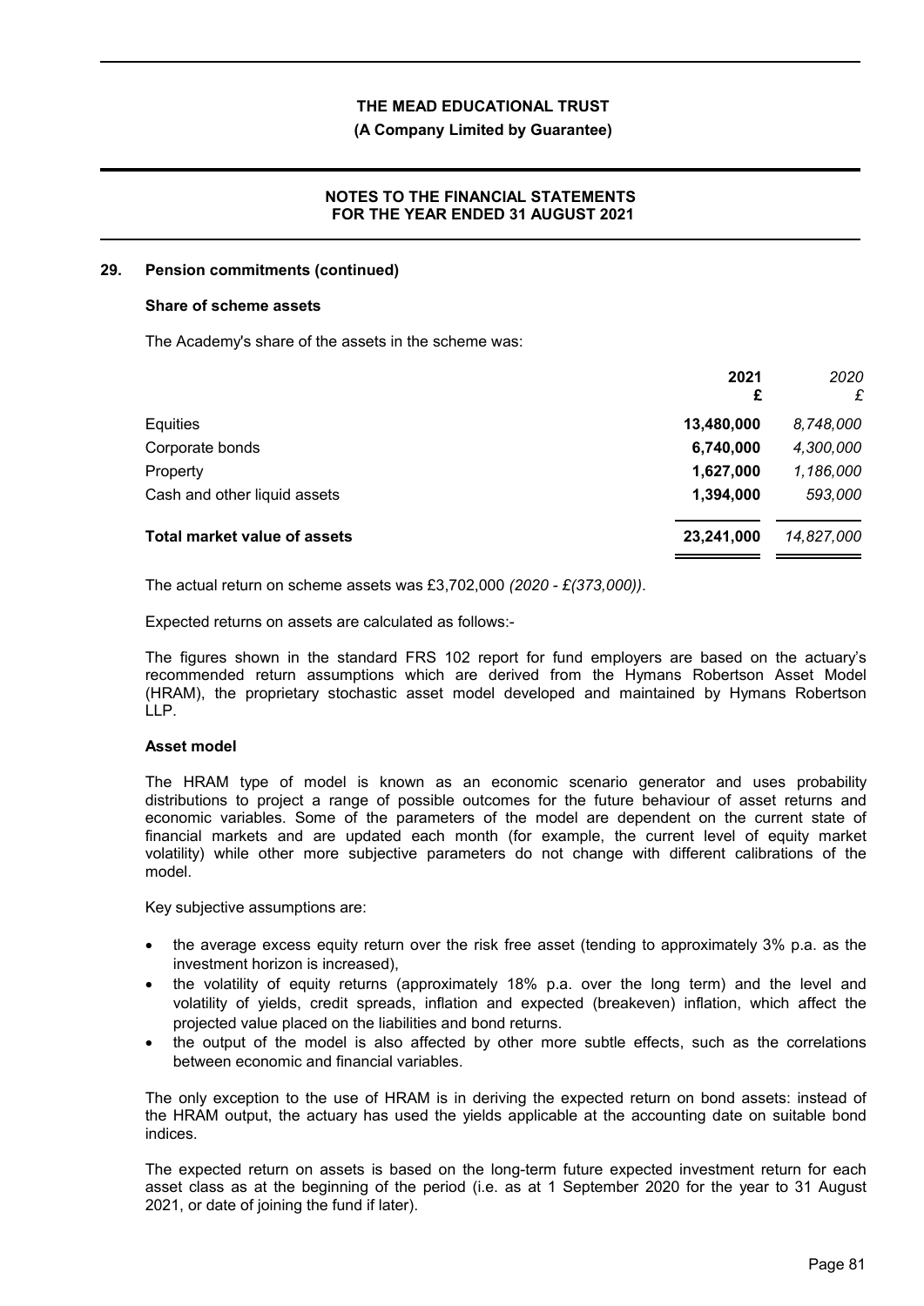## 29. Pension commitments (continued)

### Share of scheme assets

The Academy's share of the assets in the scheme was:

| | 2021 £ | *2020 £* |
|---|---|---|
| Equities | **13,480,000** | *8,748,000* |
| Corporate bonds | **6,740,000** | *4,300,000* |
| Property | **1,627,000** | *1,186,000* |
| Cash and other liquid assets | **1,394,000** | *593,000* |
| **Total market value of assets** | **23,241,000** | *14,827,000* |

The actual return on scheme assets was £3,702,000 *(2020 - £(373,000))*.

Expected returns on assets are calculated as follows:-

The figures shown in the standard FRS 102 report for fund employers are based on the actuary's recommended return assumptions which are derived from the Hymans Robertson Asset Model (HRAM), the proprietary stochastic asset model developed and maintained by Hymans Robertson LLP.

### Asset model

The HRAM type of model is known as an economic scenario generator and uses probability distributions to project a range of possible outcomes for the future behaviour of asset returns and economic variables. Some of the parameters of the model are dependent on the current state of financial markets and are updated each month (for example, the current level of equity market volatility) while other more subjective parameters do not change with different calibrations of the model.

Key subjective assumptions are:

- the average excess equity return over the risk free asset (tending to approximately 3% p.a. as the investment horizon is increased),
- the volatility of equity returns (approximately 18% p.a. over the long term) and the level and volatility of yields, credit spreads, inflation and expected (breakeven) inflation, which affect the projected value placed on the liabilities and bond returns.
- the output of the model is also affected by other more subtle effects, such as the correlations between economic and financial variables.

The only exception to the use of HRAM is in deriving the expected return on bond assets: instead of the HRAM output, the actuary has used the yields applicable at the accounting date on suitable bond indices.

The expected return on assets is based on the long-term future expected investment return for each asset class as at the beginning of the period (i.e. as at 1 September 2020 for the year to 31 August 2021, or date of joining the fund if later).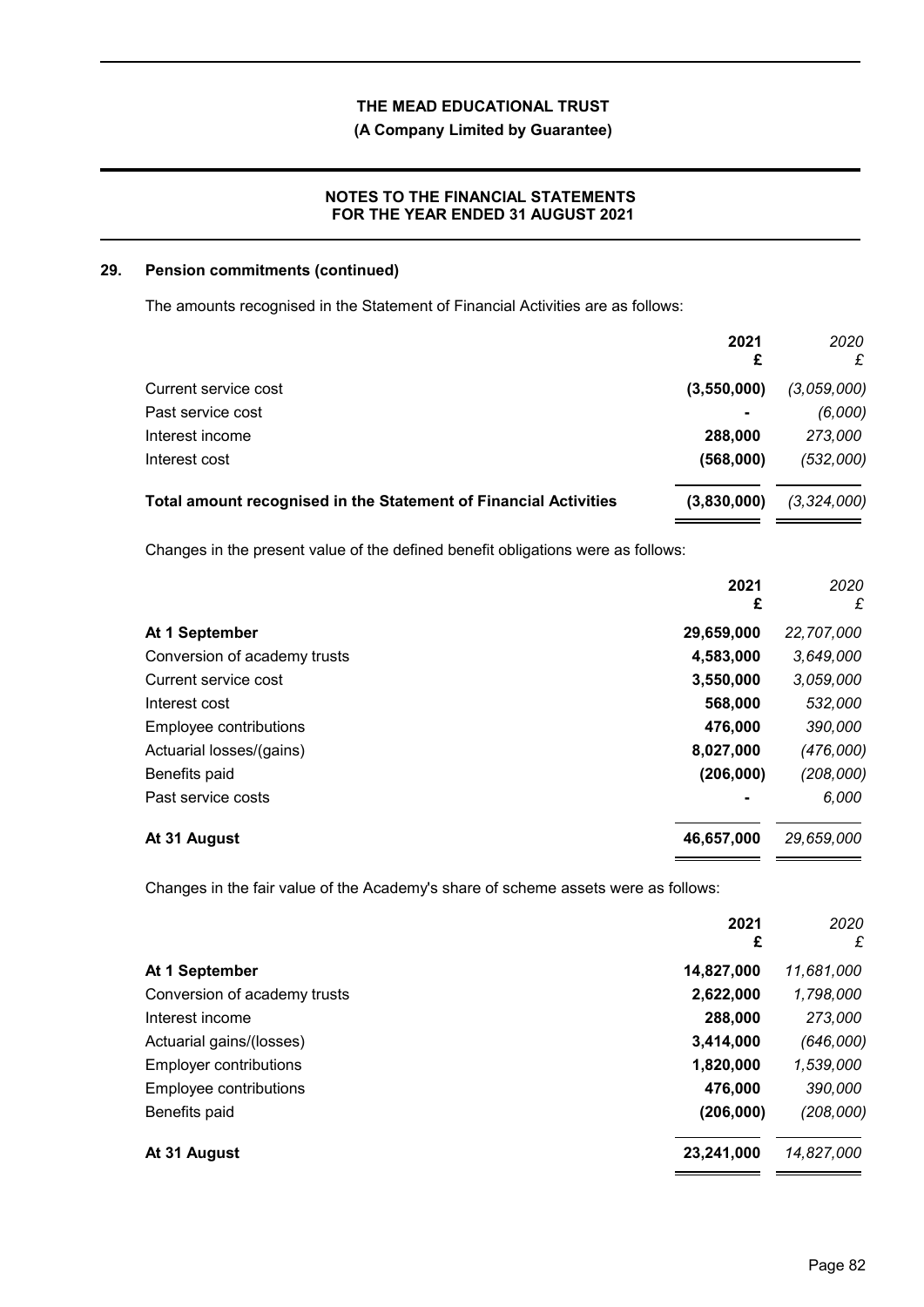### 29. Pension commitments (continued)

The amounts recognised in the Statement of Financial Activities are as follows:

| | 2021 £ | *2020 £* |
|---|---|---|
| Current service cost | **(3,550,000)** | *(3,059,000)* |
| Past service cost | **-** | *(6,000)* |
| Interest income | **288,000** | *273,000* |
| Interest cost | **(568,000)** | *(532,000)* |
| **Total amount recognised in the Statement of Financial Activities** | **(3,830,000)** | *(3,324,000)* |

Changes in the present value of the defined benefit obligations were as follows:

| | 2021 £ | *2020 £* |
|---|---|---|
| **At 1 September** | **29,659,000** | *22,707,000* |
| Conversion of academy trusts | **4,583,000** | *3,649,000* |
| Current service cost | **3,550,000** | *3,059,000* |
| Interest cost | **568,000** | *532,000* |
| Employee contributions | **476,000** | *390,000* |
| Actuarial losses/(gains) | **8,027,000** | *(476,000)* |
| Benefits paid | **(206,000)** | *(208,000)* |
| Past service costs | **-** | *6,000* |
| **At 31 August** | **46,657,000** | *29,659,000* |

Changes in the fair value of the Academy's share of scheme assets were as follows:

| | 2021 £ | *2020 £* |
|---|---|---|
| **At 1 September** | **14,827,000** | *11,681,000* |
| Conversion of academy trusts | **2,622,000** | *1,798,000* |
| Interest income | **288,000** | *273,000* |
| Actuarial gains/(losses) | **3,414,000** | *(646,000)* |
| Employer contributions | **1,820,000** | *1,539,000* |
| Employee contributions | **476,000** | *390,000* |
| Benefits paid | **(206,000)** | *(208,000)* |
| **At 31 August** | **23,241,000** | *14,827,000* |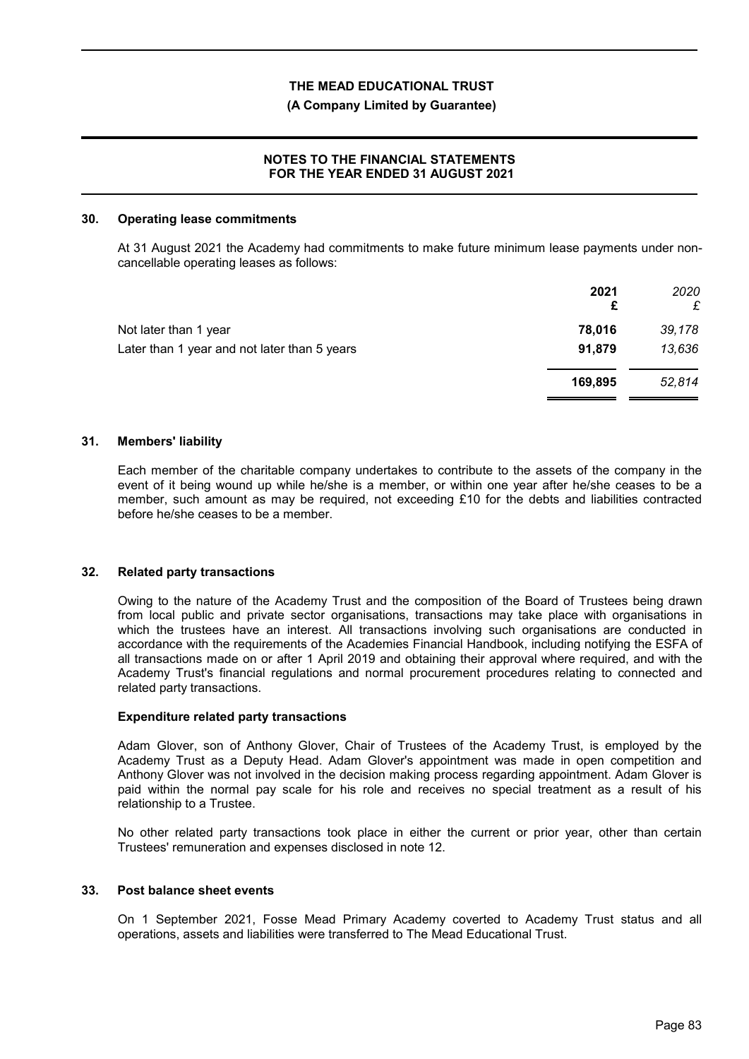## 30. Operating lease commitments

At 31 August 2021 the Academy had commitments to make future minimum lease payments under non-cancellable operating leases as follows:

| | 2021 £ | 2020 £ |
|---|---|---|
| Not later than 1 year | 78,016 | 39,178 |
| Later than 1 year and not later than 5 years | 91,879 | 13,636 |
| | 169,895 | 52,814 |

## 31. Members' liability

Each member of the charitable company undertakes to contribute to the assets of the company in the event of it being wound up while he/she is a member, or within one year after he/she ceases to be a member, such amount as may be required, not exceeding £10 for the debts and liabilities contracted before he/she ceases to be a member.

## 32. Related party transactions

Owing to the nature of the Academy Trust and the composition of the Board of Trustees being drawn from local public and private sector organisations, transactions may take place with organisations in which the trustees have an interest. All transactions involving such organisations are conducted in accordance with the requirements of the Academies Financial Handbook, including notifying the ESFA of all transactions made on or after 1 April 2019 and obtaining their approval where required, and with the Academy Trust's financial regulations and normal procurement procedures relating to connected and related party transactions.

### Expenditure related party transactions

Adam Glover, son of Anthony Glover, Chair of Trustees of the Academy Trust, is employed by the Academy Trust as a Deputy Head. Adam Glover's appointment was made in open competition and Anthony Glover was not involved in the decision making process regarding appointment. Adam Glover is paid within the normal pay scale for his role and receives no special treatment as a result of his relationship to a Trustee.

No other related party transactions took place in either the current or prior year, other than certain Trustees' remuneration and expenses disclosed in note 12.

## 33. Post balance sheet events

On 1 September 2021, Fosse Mead Primary Academy coverted to Academy Trust status and all operations, assets and liabilities were transferred to The Mead Educational Trust.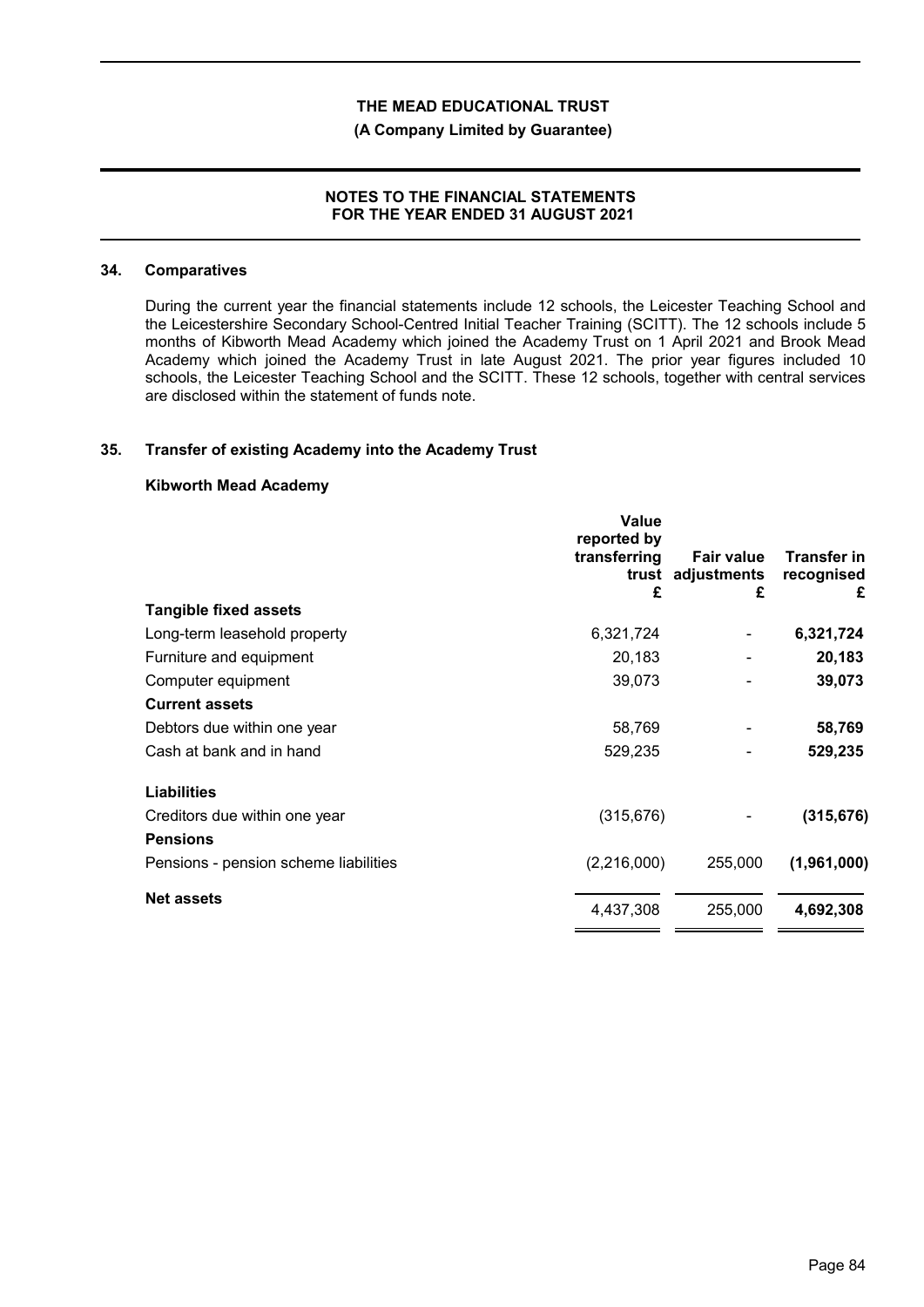## 34. Comparatives

During the current year the financial statements include 12 schools, the Leicester Teaching School and the Leicestershire Secondary School-Centred Initial Teacher Training (SCITT). The 12 schools include 5 months of Kibworth Mead Academy which joined the Academy Trust on 1 April 2021 and Brook Mead Academy which joined the Academy Trust in late August 2021. The prior year figures included 10 schools, the Leicester Teaching School and the SCITT. These 12 schools, together with central services are disclosed within the statement of funds note.

## 35. Transfer of existing Academy into the Academy Trust

### Kibworth Mead Academy

| | Value reported by transferring trust £ | Fair value adjustments £ | Transfer in recognised £ |
|---|---|---|---|
| **Tangible fixed assets** | | | |
| Long-term leasehold property | 6,321,724 | - | **6,321,724** |
| Furniture and equipment | 20,183 | - | **20,183** |
| Computer equipment | 39,073 | - | **39,073** |
| **Current assets** | | | |
| Debtors due within one year | 58,769 | - | **58,769** |
| Cash at bank and in hand | 529,235 | - | **529,235** |
| **Liabilities** | | | |
| Creditors due within one year | (315,676) | - | **(315,676)** |
| **Pensions** | | | |
| Pensions - pension scheme liabilities | (2,216,000) | 255,000 | **(1,961,000)** |
| **Net assets** | 4,437,308 | 255,000 | **4,692,308** |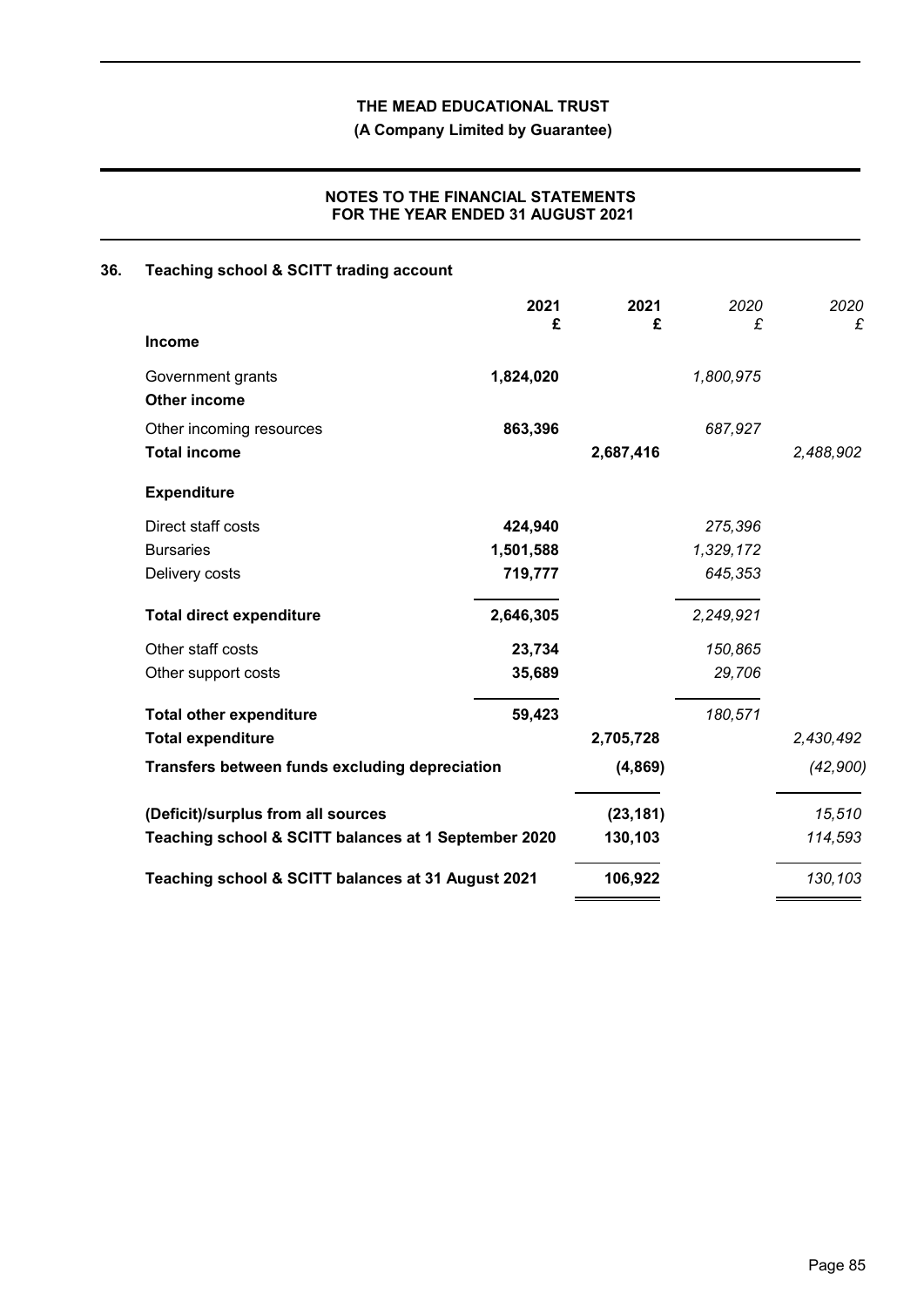**THE MEAD EDUCATIONAL TRUST**

**(A Company Limited by Guarantee)**

**NOTES TO THE FINANCIAL STATEMENTS FOR THE YEAR ENDED 31 AUGUST 2021**

## 36. Teaching school & SCITT trading account

| | 2021 £ | 2021 £ | *2020 £* | *2020 £* |
|---|---|---|---|---|
| **Income** | | | | |
| Government grants | **1,824,020** | | *1,800,975* | |
| **Other income** | | | | |
| Other incoming resources | **863,396** | | *687,927* | |
| **Total income** | | **2,687,416** | | *2,488,902* |
| **Expenditure** | | | | |
| Direct staff costs | **424,940** | | *275,396* | |
| Bursaries | **1,501,588** | | *1,329,172* | |
| Delivery costs | **719,777** | | *645,353* | |
| **Total direct expenditure** | **2,646,305** | | *2,249,921* | |
| Other staff costs | **23,734** | | *150,865* | |
| Other support costs | **35,689** | | *29,706* | |
| **Total other expenditure** | **59,423** | | *180,571* | |
| **Total expenditure** | | **2,705,728** | | *2,430,492* |
| **Transfers between funds excluding depreciation** | | **(4,869)** | | *(42,900)* |
| **(Deficit)/surplus from all sources** | | **(23,181)** | | *15,510* |
| **Teaching school & SCITT balances at 1 September 2020** | | **130,103** | | *114,593* |
| **Teaching school & SCITT balances at 31 August 2021** | | **106,922** | | *130,103* |